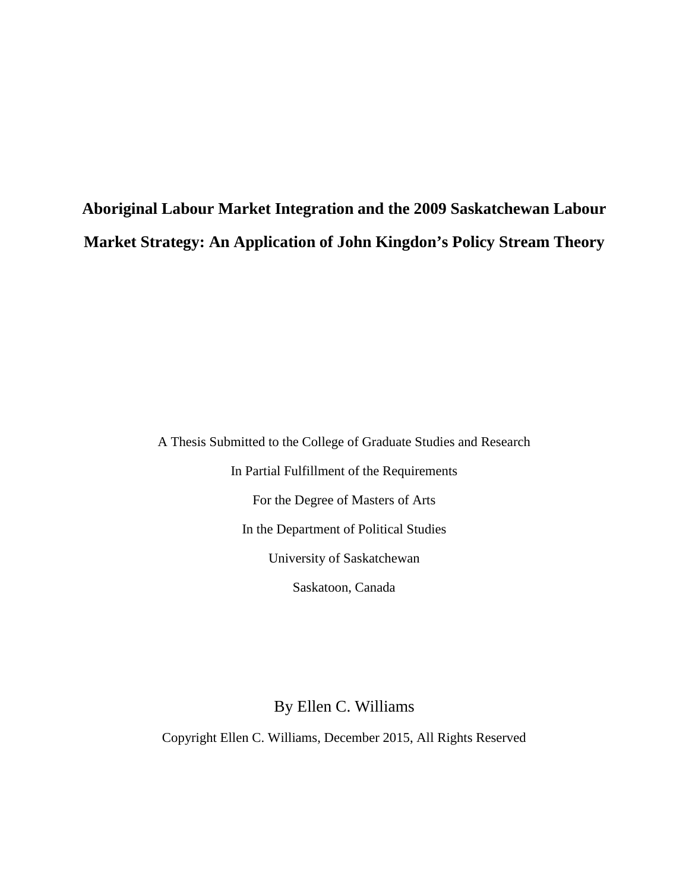# Aboriginal Labour Market Integration and the 2009 Saskatchewan Labour Market Strategy: An Application of John Kingdon's Policy Stream Theory

A Thesis Submitted to the College of Graduate Studies and Research

In Partial Fulfillment of the Requirements

For the Degree of Masters of Arts

In the Department of Political Studies

University of Saskatchewan

Saskatoon, Canada

By Ellen C. Williams

Copyright Ellen C. Williams, December 2015, All Rights Reserved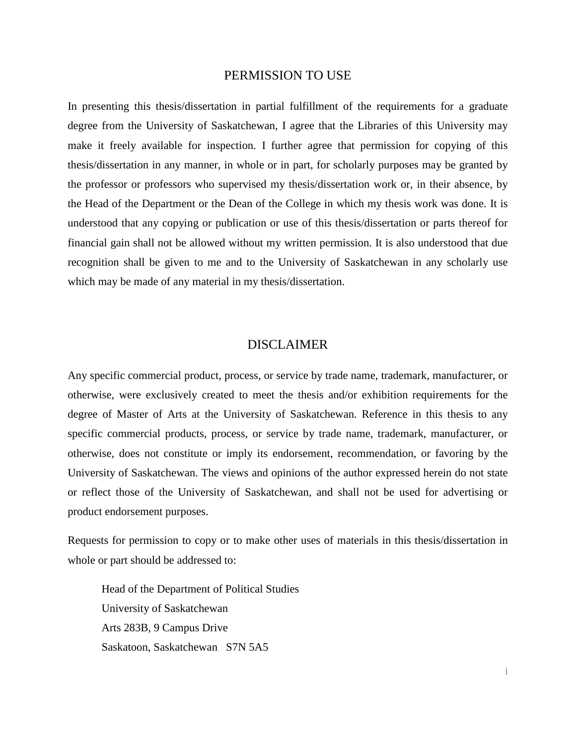# PERMISSION TO USE

In presenting this thesis/dissertation in partial fulfillment of the requirements for a graduate degree from the University of Saskatchewan, I agree that the Libraries of this University may make it freely available for inspection. I further agree that permission for copying of this thesis/dissertation in any manner, in whole or in part, for scholarly purposes may be granted by the professor or professors who supervised my thesis/dissertation work or, in their absence, by the Head of the Department or the Dean of the College in which my thesis work was done. It is understood that any copying or publication or use of this thesis/dissertation or parts thereof for financial gain shall not be allowed without my written permission. It is also understood that due recognition shall be given to me and to the University of Saskatchewan in any scholarly use which may be made of any material in my thesis/dissertation.

# DISCLAIMER

Any specific commercial product, process, or service by trade name, trademark, manufacturer, or otherwise, were exclusively created to meet the thesis and/or exhibition requirements for the degree of Master of Arts at the University of Saskatchewan. Reference in this thesis to any specific commercial products, process, or service by trade name, trademark, manufacturer, or otherwise, does not constitute or imply its endorsement, recommendation, or favoring by the University of Saskatchewan. The views and opinions of the author expressed herein do not state or reflect those of the University of Saskatchewan, and shall not be used for advertising or product endorsement purposes.

Requests for permission to copy or to make other uses of materials in this thesis/dissertation in whole or part should be addressed to:

Head of the Department of Political Studies
University of Saskatchewan
Arts 283B, 9 Campus Drive
Saskatoon, Saskatchewan S7N 5A5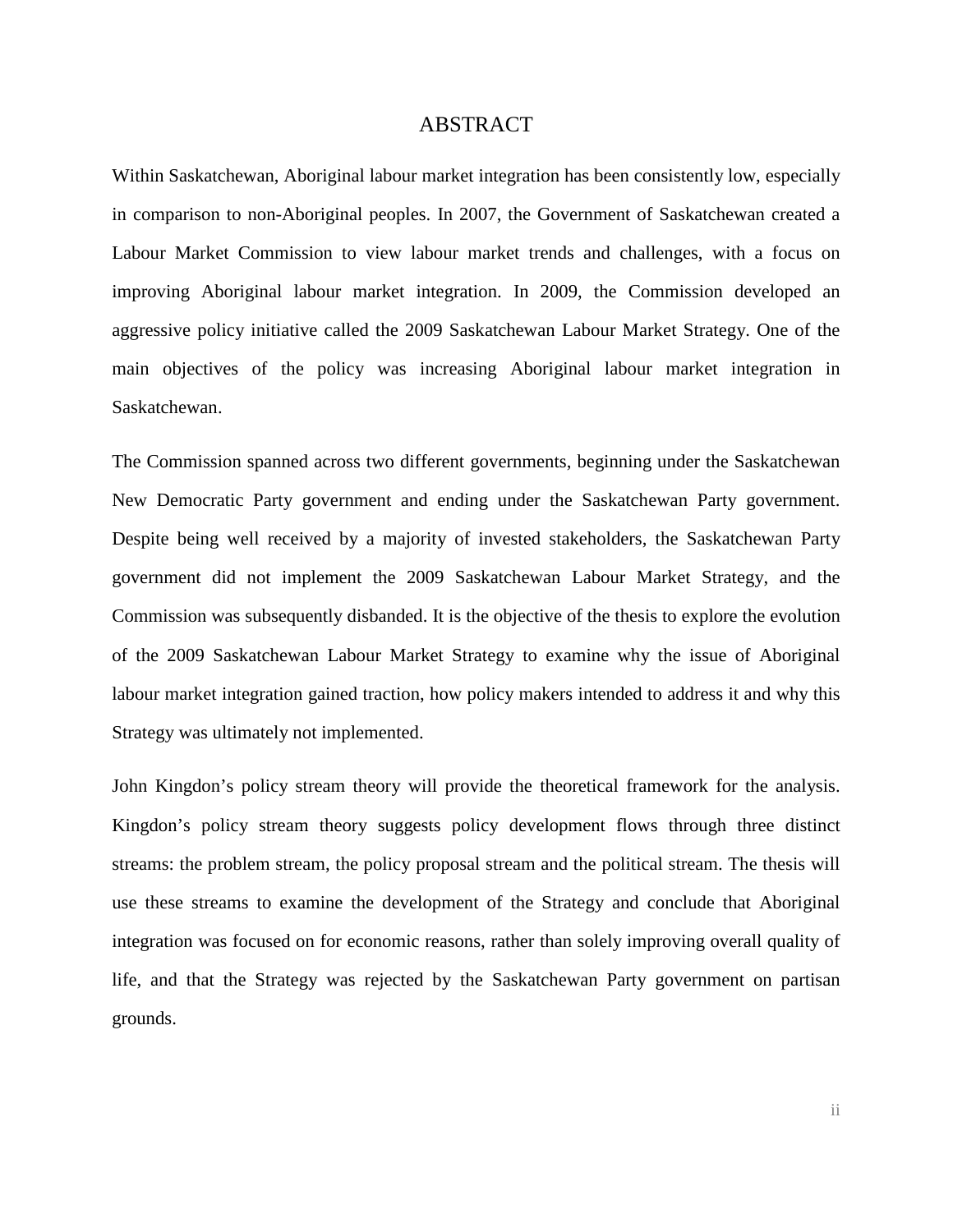# ABSTRACT

Within Saskatchewan, Aboriginal labour market integration has been consistently low, especially in comparison to non-Aboriginal peoples. In 2007, the Government of Saskatchewan created a Labour Market Commission to view labour market trends and challenges, with a focus on improving Aboriginal labour market integration. In 2009, the Commission developed an aggressive policy initiative called the 2009 Saskatchewan Labour Market Strategy. One of the main objectives of the policy was increasing Aboriginal labour market integration in Saskatchewan.

The Commission spanned across two different governments, beginning under the Saskatchewan New Democratic Party government and ending under the Saskatchewan Party government. Despite being well received by a majority of invested stakeholders, the Saskatchewan Party government did not implement the 2009 Saskatchewan Labour Market Strategy, and the Commission was subsequently disbanded. It is the objective of the thesis to explore the evolution of the 2009 Saskatchewan Labour Market Strategy to examine why the issue of Aboriginal labour market integration gained traction, how policy makers intended to address it and why this Strategy was ultimately not implemented.

John Kingdon's policy stream theory will provide the theoretical framework for the analysis. Kingdon's policy stream theory suggests policy development flows through three distinct streams: the problem stream, the policy proposal stream and the political stream. The thesis will use these streams to examine the development of the Strategy and conclude that Aboriginal integration was focused on for economic reasons, rather than solely improving overall quality of life, and that the Strategy was rejected by the Saskatchewan Party government on partisan grounds.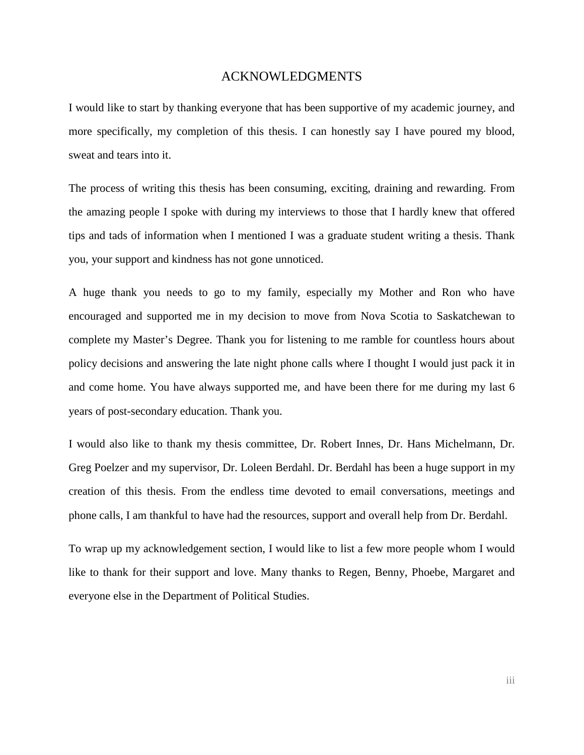# ACKNOWLEDGMENTS

I would like to start by thanking everyone that has been supportive of my academic journey, and more specifically, my completion of this thesis. I can honestly say I have poured my blood, sweat and tears into it.

The process of writing this thesis has been consuming, exciting, draining and rewarding. From the amazing people I spoke with during my interviews to those that I hardly knew that offered tips and tads of information when I mentioned I was a graduate student writing a thesis. Thank you, your support and kindness has not gone unnoticed.

A huge thank you needs to go to my family, especially my Mother and Ron who have encouraged and supported me in my decision to move from Nova Scotia to Saskatchewan to complete my Master's Degree. Thank you for listening to me ramble for countless hours about policy decisions and answering the late night phone calls where I thought I would just pack it in and come home. You have always supported me, and have been there for me during my last 6 years of post-secondary education. Thank you.

I would also like to thank my thesis committee, Dr. Robert Innes, Dr. Hans Michelmann, Dr. Greg Poelzer and my supervisor, Dr. Loleen Berdahl. Dr. Berdahl has been a huge support in my creation of this thesis. From the endless time devoted to email conversations, meetings and phone calls, I am thankful to have had the resources, support and overall help from Dr. Berdahl.

To wrap up my acknowledgement section, I would like to list a few more people whom I would like to thank for their support and love. Many thanks to Regen, Benny, Phoebe, Margaret and everyone else in the Department of Political Studies.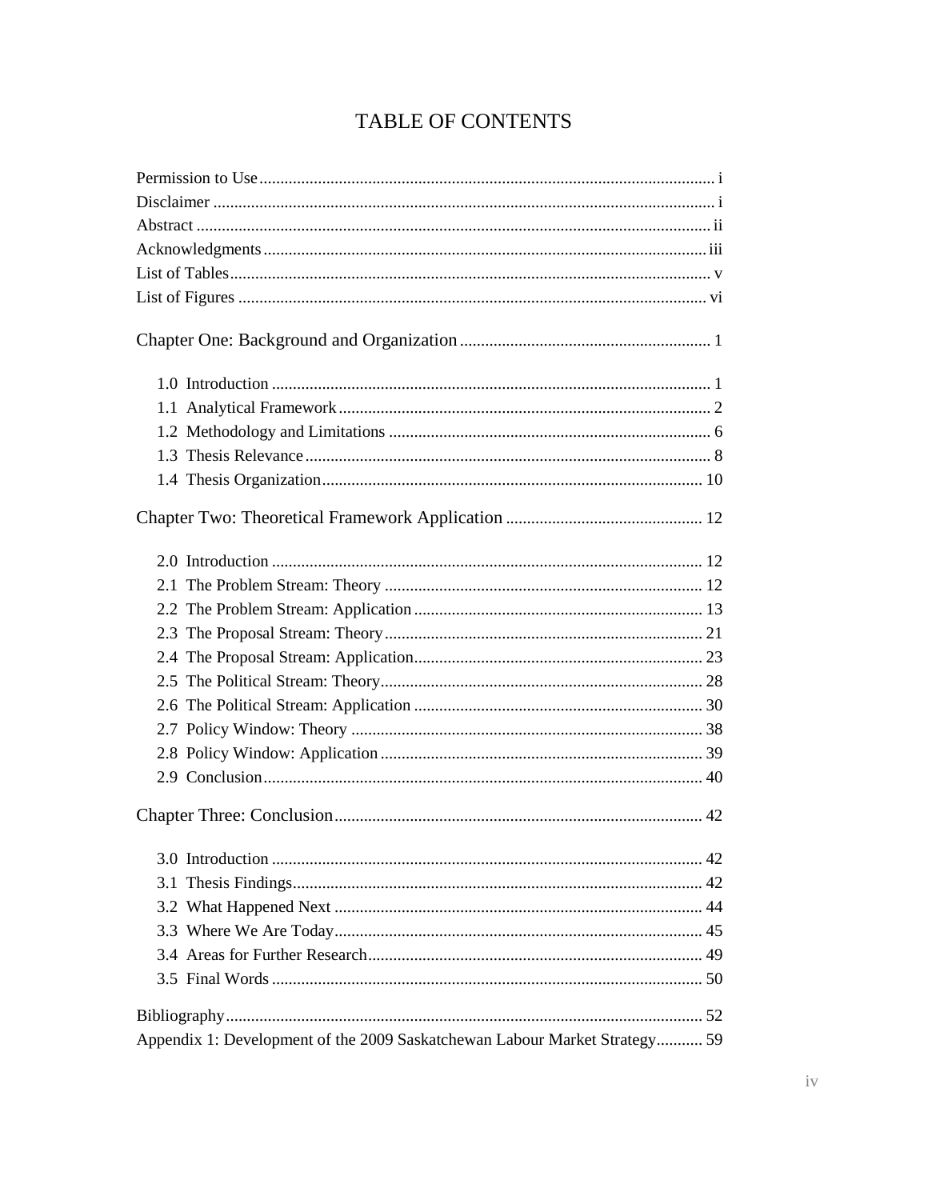# TABLE OF CONTENTS

Permission to Use ........................................................................................................ i
Disclaimer .................................................................................................................. i
Abstract ..................................................................................................................... ii
Acknowledgments ..................................................................................................... iii
List of Tables .............................................................................................................. v
List of Figures ........................................................................................................... vi

Chapter One: Background and Organization ............................................................ 1

- 1.0 Introduction ....................................................................................................... 1
- 1.1 Analytical Framework ....................................................................................... 2
- 1.2 Methodology and Limitations ............................................................................ 6
- 1.3 Thesis Relevance ................................................................................................ 8
- 1.4 Thesis Organization .......................................................................................... 10

Chapter Two: Theoretical Framework Application ................................................. 12

- 2.0 Introduction ...................................................................................................... 12
- 2.1 The Problem Stream: Theory ........................................................................... 12
- 2.2 The Problem Stream: Application .................................................................... 13
- 2.3 The Proposal Stream: Theory ........................................................................... 21
- 2.4 The Proposal Stream: Application .................................................................... 23
- 2.5 The Political Stream: Theory ............................................................................ 28
- 2.6 The Political Stream: Application .................................................................... 30
- 2.7 Policy Window: Theory ................................................................................... 38
- 2.8 Policy Window: Application ............................................................................ 39
- 2.9 Conclusion ........................................................................................................ 40

Chapter Three: Conclusion ....................................................................................... 42

- 3.0 Introduction ...................................................................................................... 42
- 3.1 Thesis Findings ................................................................................................. 42
- 3.2 What Happened Next ....................................................................................... 44
- 3.3 Where We Are Today ....................................................................................... 45
- 3.4 Areas for Further Research ............................................................................... 49
- 3.5 Final Words ...................................................................................................... 50

Bibliography ............................................................................................................. 52
Appendix 1: Development of the 2009 Saskatchewan Labour Market Strategy ........... 59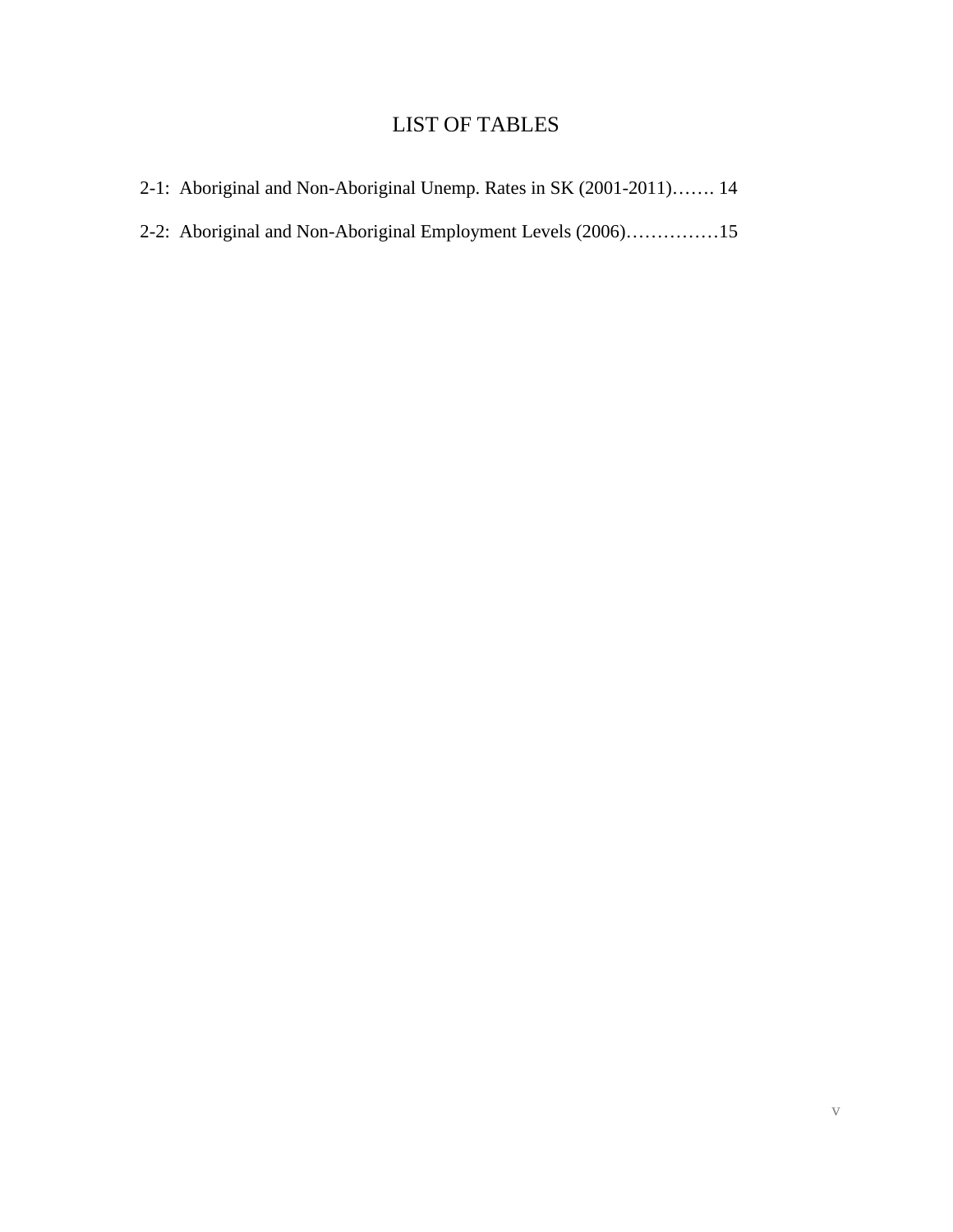# LIST OF TABLES

2-1: Aboriginal and Non-Aboriginal Unemp. Rates in SK (2001-2011)……. 14

2-2: Aboriginal and Non-Aboriginal Employment Levels (2006)……………15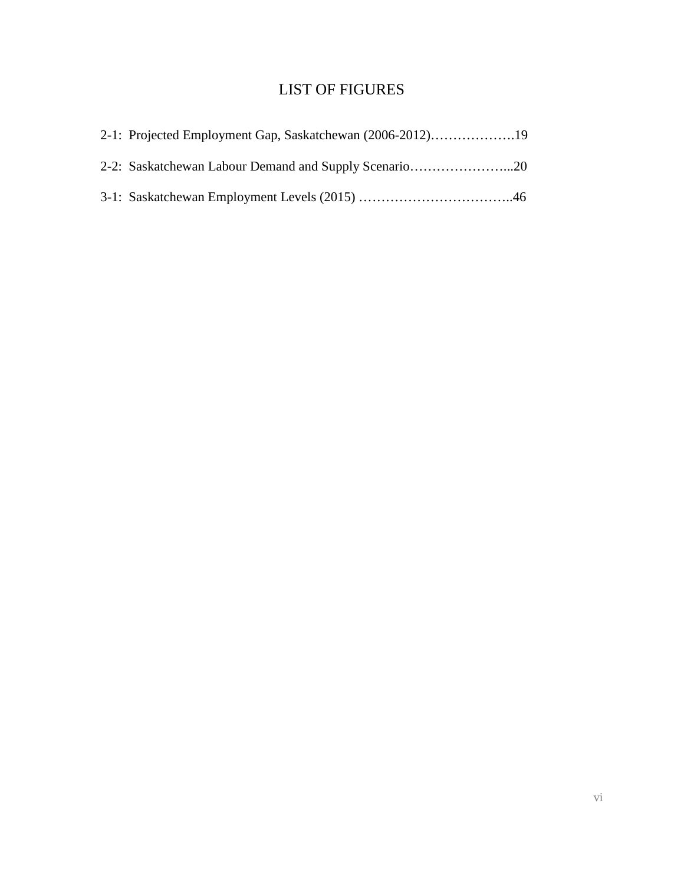# LIST OF FIGURES

2-1: Projected Employment Gap, Saskatchewan (2006-2012)……………….19

2-2: Saskatchewan Labour Demand and Supply Scenario…………………...20

3-1: Saskatchewan Employment Levels (2015) ……………………………..46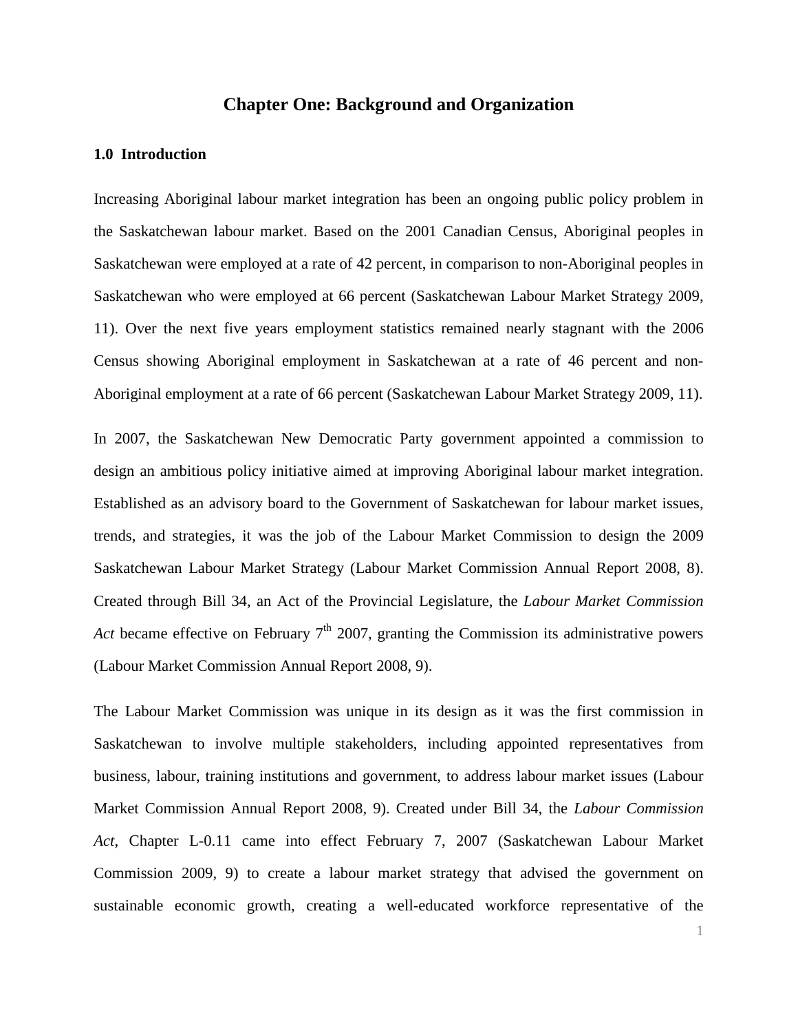# Chapter One: Background and Organization

## 1.0 Introduction

Increasing Aboriginal labour market integration has been an ongoing public policy problem in the Saskatchewan labour market. Based on the 2001 Canadian Census, Aboriginal peoples in Saskatchewan were employed at a rate of 42 percent, in comparison to non-Aboriginal peoples in Saskatchewan who were employed at 66 percent (Saskatchewan Labour Market Strategy 2009, 11). Over the next five years employment statistics remained nearly stagnant with the 2006 Census showing Aboriginal employment in Saskatchewan at a rate of 46 percent and non-Aboriginal employment at a rate of 66 percent (Saskatchewan Labour Market Strategy 2009, 11).

In 2007, the Saskatchewan New Democratic Party government appointed a commission to design an ambitious policy initiative aimed at improving Aboriginal labour market integration. Established as an advisory board to the Government of Saskatchewan for labour market issues, trends, and strategies, it was the job of the Labour Market Commission to design the 2009 Saskatchewan Labour Market Strategy (Labour Market Commission Annual Report 2008, 8). Created through Bill 34, an Act of the Provincial Legislature, the *Labour Market Commission Act* became effective on February 7th 2007, granting the Commission its administrative powers (Labour Market Commission Annual Report 2008, 9).

The Labour Market Commission was unique in its design as it was the first commission in Saskatchewan to involve multiple stakeholders, including appointed representatives from business, labour, training institutions and government, to address labour market issues (Labour Market Commission Annual Report 2008, 9). Created under Bill 34, the *Labour Commission Act*, Chapter L-0.11 came into effect February 7, 2007 (Saskatchewan Labour Market Commission 2009, 9) to create a labour market strategy that advised the government on sustainable economic growth, creating a well-educated workforce representative of the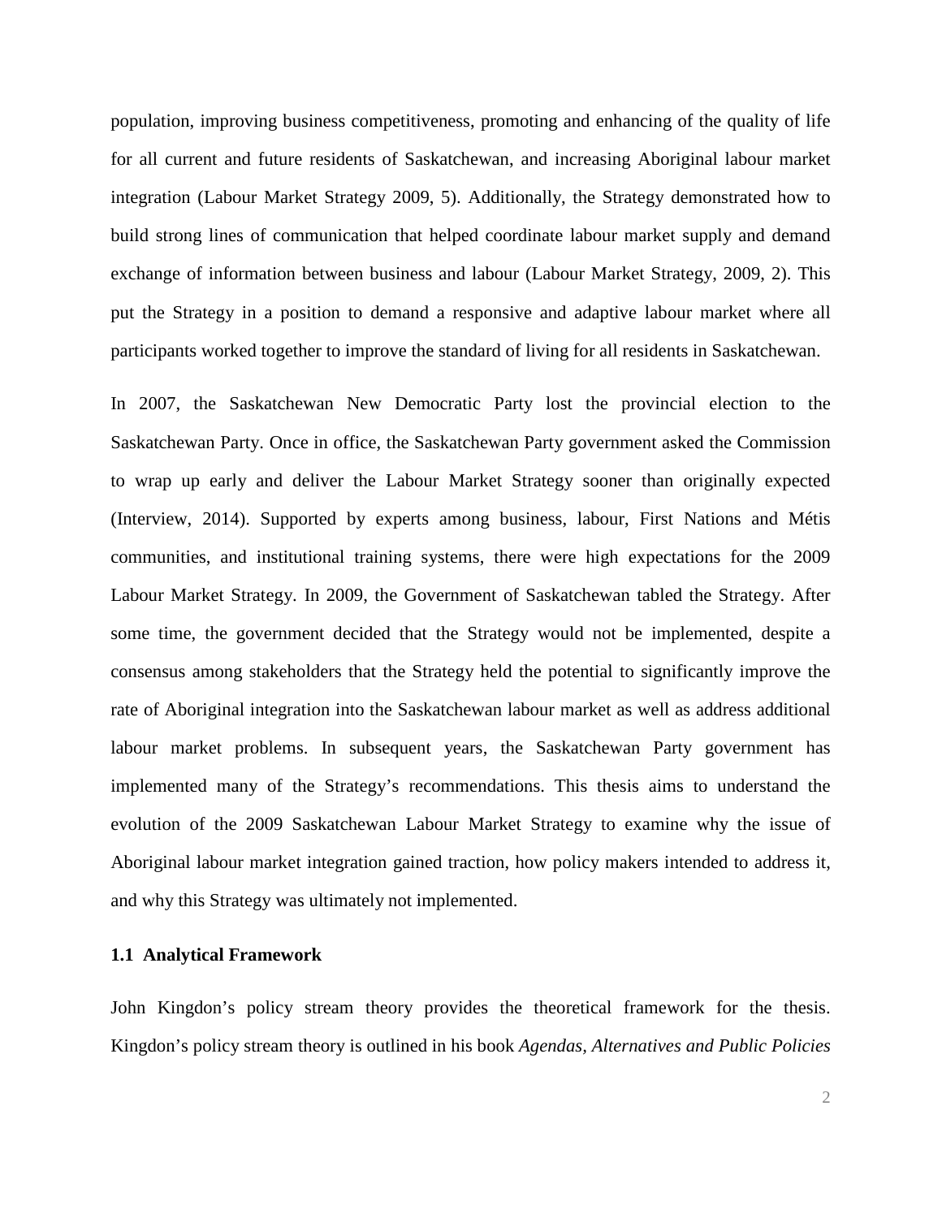population, improving business competitiveness, promoting and enhancing of the quality of life for all current and future residents of Saskatchewan, and increasing Aboriginal labour market integration (Labour Market Strategy 2009, 5). Additionally, the Strategy demonstrated how to build strong lines of communication that helped coordinate labour market supply and demand exchange of information between business and labour (Labour Market Strategy, 2009, 2). This put the Strategy in a position to demand a responsive and adaptive labour market where all participants worked together to improve the standard of living for all residents in Saskatchewan.

In 2007, the Saskatchewan New Democratic Party lost the provincial election to the Saskatchewan Party. Once in office, the Saskatchewan Party government asked the Commission to wrap up early and deliver the Labour Market Strategy sooner than originally expected (Interview, 2014). Supported by experts among business, labour, First Nations and Métis communities, and institutional training systems, there were high expectations for the 2009 Labour Market Strategy. In 2009, the Government of Saskatchewan tabled the Strategy. After some time, the government decided that the Strategy would not be implemented, despite a consensus among stakeholders that the Strategy held the potential to significantly improve the rate of Aboriginal integration into the Saskatchewan labour market as well as address additional labour market problems. In subsequent years, the Saskatchewan Party government has implemented many of the Strategy's recommendations. This thesis aims to understand the evolution of the 2009 Saskatchewan Labour Market Strategy to examine why the issue of Aboriginal labour market integration gained traction, how policy makers intended to address it, and why this Strategy was ultimately not implemented.

### 1.1 Analytical Framework

John Kingdon's policy stream theory provides the theoretical framework for the thesis. Kingdon's policy stream theory is outlined in his book *Agendas, Alternatives and Public Policies*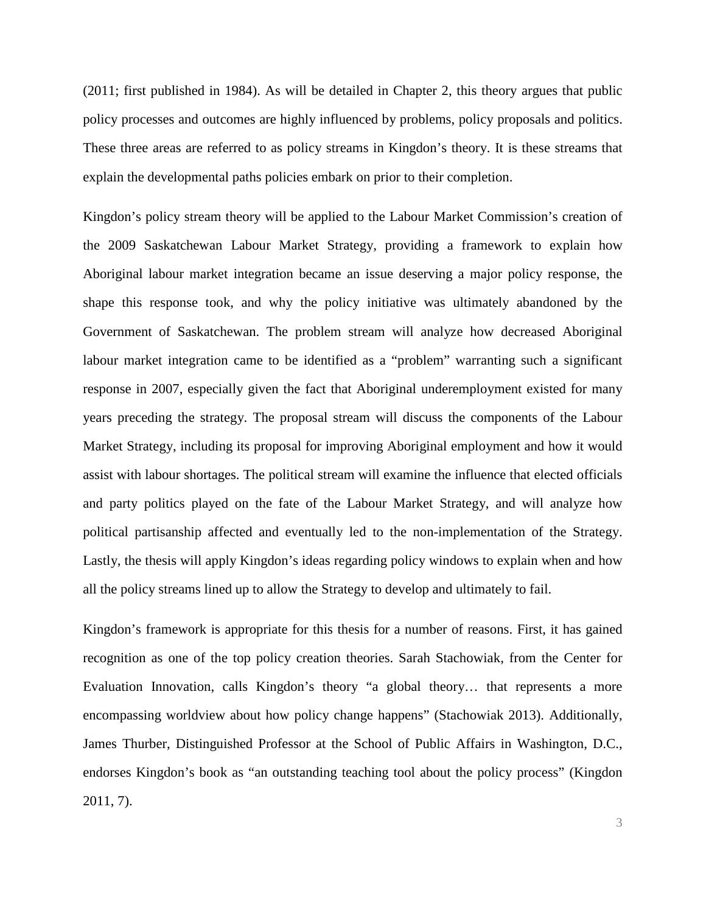(2011; first published in 1984). As will be detailed in Chapter 2, this theory argues that public policy processes and outcomes are highly influenced by problems, policy proposals and politics. These three areas are referred to as policy streams in Kingdon's theory. It is these streams that explain the developmental paths policies embark on prior to their completion.

Kingdon's policy stream theory will be applied to the Labour Market Commission's creation of the 2009 Saskatchewan Labour Market Strategy, providing a framework to explain how Aboriginal labour market integration became an issue deserving a major policy response, the shape this response took, and why the policy initiative was ultimately abandoned by the Government of Saskatchewan. The problem stream will analyze how decreased Aboriginal labour market integration came to be identified as a "problem" warranting such a significant response in 2007, especially given the fact that Aboriginal underemployment existed for many years preceding the strategy. The proposal stream will discuss the components of the Labour Market Strategy, including its proposal for improving Aboriginal employment and how it would assist with labour shortages. The political stream will examine the influence that elected officials and party politics played on the fate of the Labour Market Strategy, and will analyze how political partisanship affected and eventually led to the non-implementation of the Strategy. Lastly, the thesis will apply Kingdon's ideas regarding policy windows to explain when and how all the policy streams lined up to allow the Strategy to develop and ultimately to fail.

Kingdon's framework is appropriate for this thesis for a number of reasons. First, it has gained recognition as one of the top policy creation theories. Sarah Stachowiak, from the Center for Evaluation Innovation, calls Kingdon's theory "a global theory… that represents a more encompassing worldview about how policy change happens" (Stachowiak 2013). Additionally, James Thurber, Distinguished Professor at the School of Public Affairs in Washington, D.C., endorses Kingdon's book as "an outstanding teaching tool about the policy process" (Kingdon 2011, 7).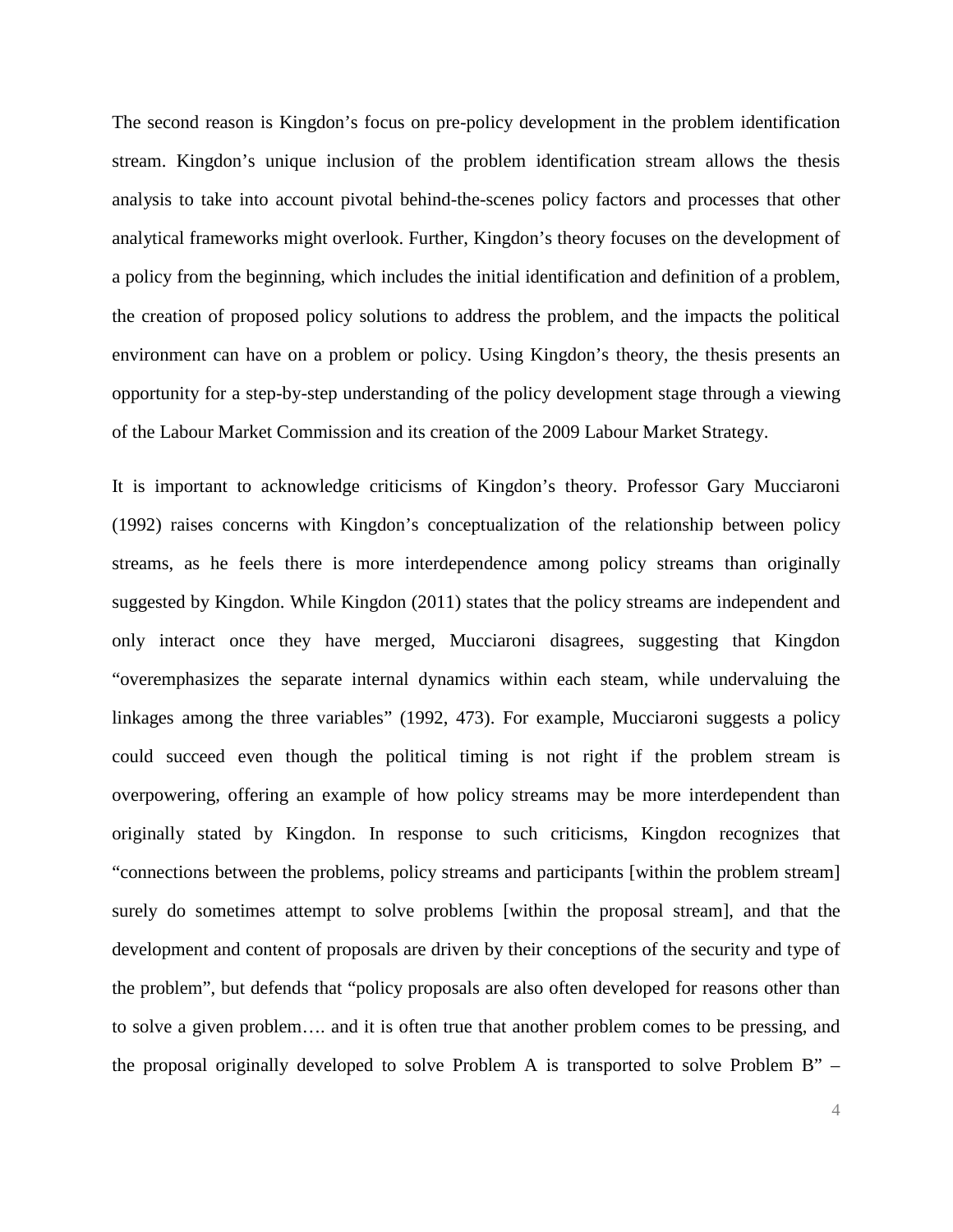The second reason is Kingdon's focus on pre-policy development in the problem identification stream. Kingdon's unique inclusion of the problem identification stream allows the thesis analysis to take into account pivotal behind-the-scenes policy factors and processes that other analytical frameworks might overlook. Further, Kingdon's theory focuses on the development of a policy from the beginning, which includes the initial identification and definition of a problem, the creation of proposed policy solutions to address the problem, and the impacts the political environment can have on a problem or policy. Using Kingdon's theory, the thesis presents an opportunity for a step-by-step understanding of the policy development stage through a viewing of the Labour Market Commission and its creation of the 2009 Labour Market Strategy.

It is important to acknowledge criticisms of Kingdon's theory. Professor Gary Mucciaroni (1992) raises concerns with Kingdon's conceptualization of the relationship between policy streams, as he feels there is more interdependence among policy streams than originally suggested by Kingdon. While Kingdon (2011) states that the policy streams are independent and only interact once they have merged, Mucciaroni disagrees, suggesting that Kingdon "overemphasizes the separate internal dynamics within each steam, while undervaluing the linkages among the three variables" (1992, 473). For example, Mucciaroni suggests a policy could succeed even though the political timing is not right if the problem stream is overpowering, offering an example of how policy streams may be more interdependent than originally stated by Kingdon. In response to such criticisms, Kingdon recognizes that "connections between the problems, policy streams and participants [within the problem stream] surely do sometimes attempt to solve problems [within the proposal stream], and that the development and content of proposals are driven by their conceptions of the security and type of the problem", but defends that "policy proposals are also often developed for reasons other than to solve a given problem…. and it is often true that another problem comes to be pressing, and the proposal originally developed to solve Problem A is transported to solve Problem B" –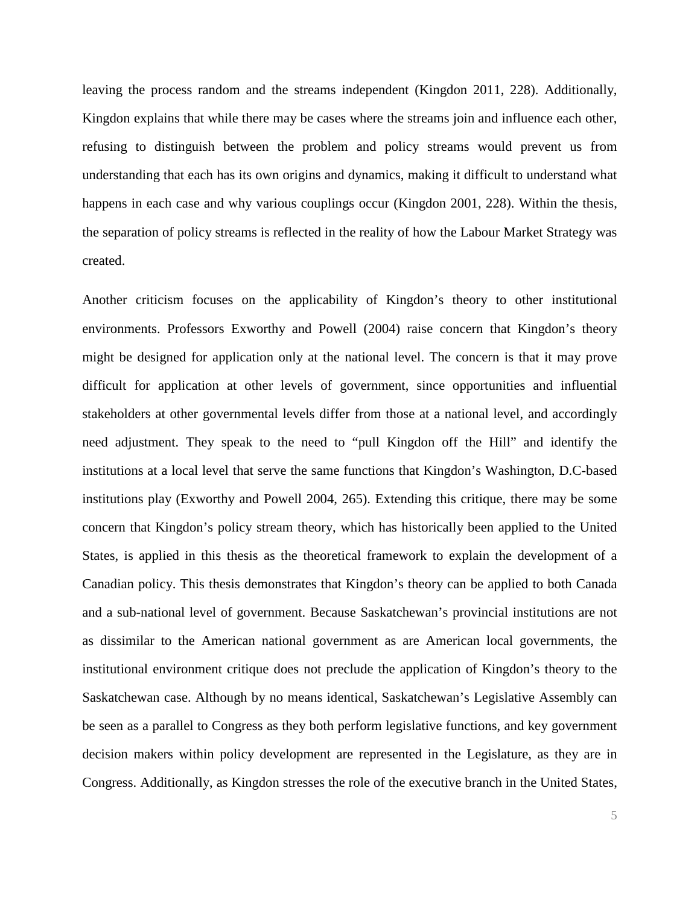leaving the process random and the streams independent (Kingdon 2011, 228). Additionally, Kingdon explains that while there may be cases where the streams join and influence each other, refusing to distinguish between the problem and policy streams would prevent us from understanding that each has its own origins and dynamics, making it difficult to understand what happens in each case and why various couplings occur (Kingdon 2001, 228). Within the thesis, the separation of policy streams is reflected in the reality of how the Labour Market Strategy was created.

Another criticism focuses on the applicability of Kingdon's theory to other institutional environments. Professors Exworthy and Powell (2004) raise concern that Kingdon's theory might be designed for application only at the national level. The concern is that it may prove difficult for application at other levels of government, since opportunities and influential stakeholders at other governmental levels differ from those at a national level, and accordingly need adjustment. They speak to the need to "pull Kingdon off the Hill" and identify the institutions at a local level that serve the same functions that Kingdon's Washington, D.C-based institutions play (Exworthy and Powell 2004, 265). Extending this critique, there may be some concern that Kingdon's policy stream theory, which has historically been applied to the United States, is applied in this thesis as the theoretical framework to explain the development of a Canadian policy. This thesis demonstrates that Kingdon's theory can be applied to both Canada and a sub-national level of government. Because Saskatchewan's provincial institutions are not as dissimilar to the American national government as are American local governments, the institutional environment critique does not preclude the application of Kingdon's theory to the Saskatchewan case. Although by no means identical, Saskatchewan's Legislative Assembly can be seen as a parallel to Congress as they both perform legislative functions, and key government decision makers within policy development are represented in the Legislature, as they are in Congress. Additionally, as Kingdon stresses the role of the executive branch in the United States,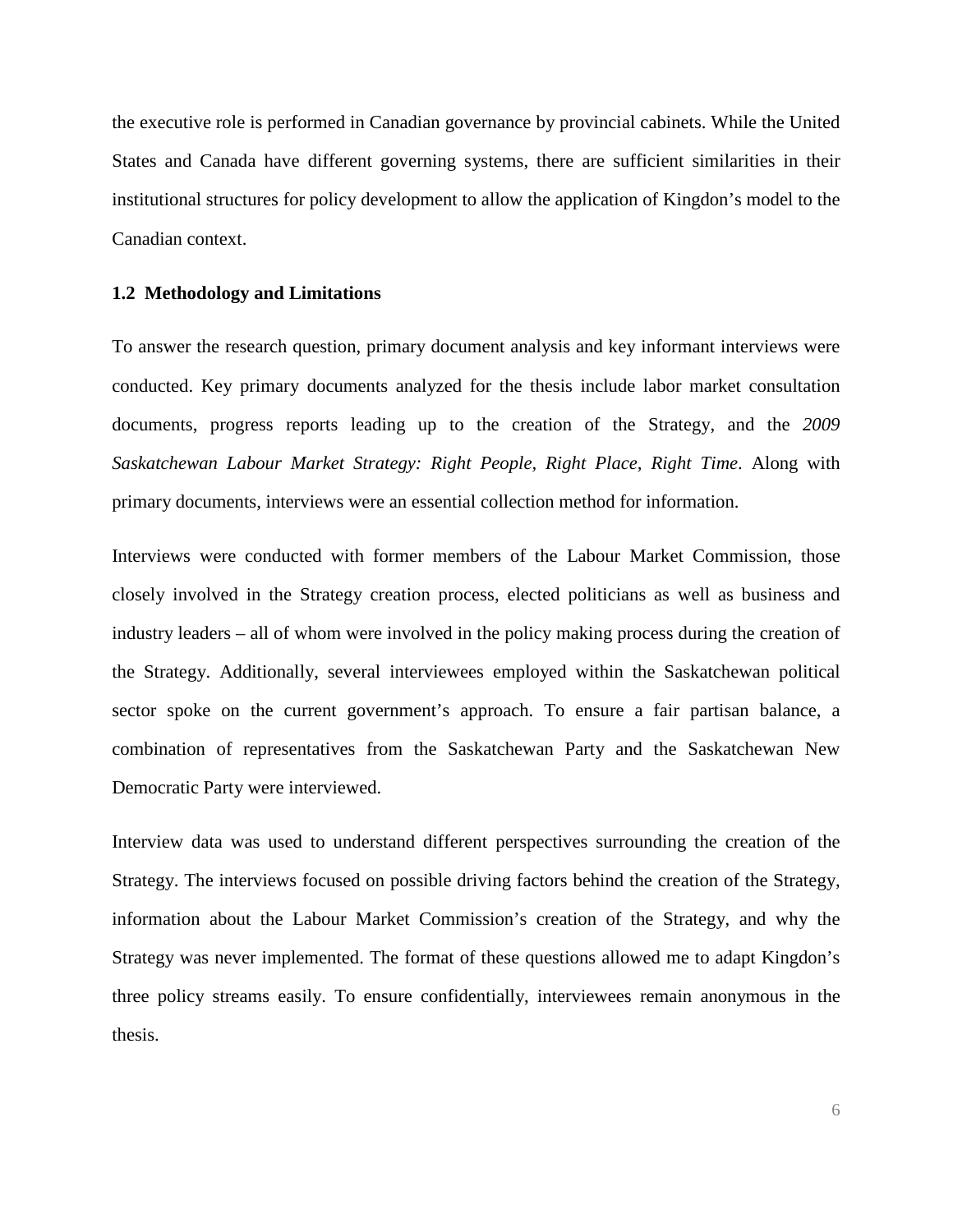the executive role is performed in Canadian governance by provincial cabinets. While the United States and Canada have different governing systems, there are sufficient similarities in their institutional structures for policy development to allow the application of Kingdon's model to the Canadian context.

### 1.2 Methodology and Limitations

To answer the research question, primary document analysis and key informant interviews were conducted. Key primary documents analyzed for the thesis include labor market consultation documents, progress reports leading up to the creation of the Strategy, and the *2009 Saskatchewan Labour Market Strategy: Right People, Right Place, Right Time*. Along with primary documents, interviews were an essential collection method for information.

Interviews were conducted with former members of the Labour Market Commission, those closely involved in the Strategy creation process, elected politicians as well as business and industry leaders – all of whom were involved in the policy making process during the creation of the Strategy. Additionally, several interviewees employed within the Saskatchewan political sector spoke on the current government's approach. To ensure a fair partisan balance, a combination of representatives from the Saskatchewan Party and the Saskatchewan New Democratic Party were interviewed.

Interview data was used to understand different perspectives surrounding the creation of the Strategy. The interviews focused on possible driving factors behind the creation of the Strategy, information about the Labour Market Commission's creation of the Strategy, and why the Strategy was never implemented. The format of these questions allowed me to adapt Kingdon's three policy streams easily. To ensure confidentially, interviewees remain anonymous in the thesis.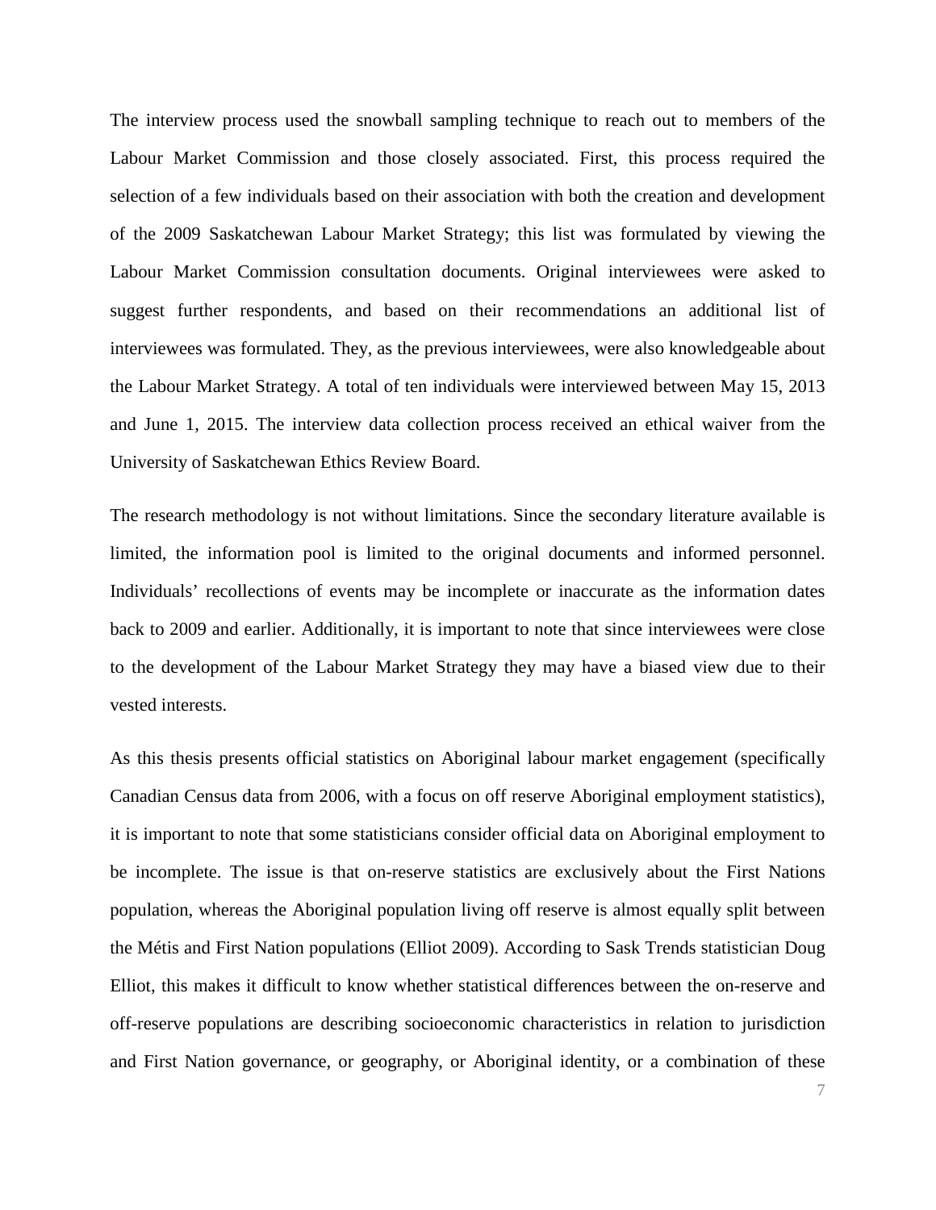The interview process used the snowball sampling technique to reach out to members of the Labour Market Commission and those closely associated. First, this process required the selection of a few individuals based on their association with both the creation and development of the 2009 Saskatchewan Labour Market Strategy; this list was formulated by viewing the Labour Market Commission consultation documents. Original interviewees were asked to suggest further respondents, and based on their recommendations an additional list of interviewees was formulated. They, as the previous interviewees, were also knowledgeable about the Labour Market Strategy. A total of ten individuals were interviewed between May 15, 2013 and June 1, 2015. The interview data collection process received an ethical waiver from the University of Saskatchewan Ethics Review Board.

The research methodology is not without limitations. Since the secondary literature available is limited, the information pool is limited to the original documents and informed personnel. Individuals' recollections of events may be incomplete or inaccurate as the information dates back to 2009 and earlier. Additionally, it is important to note that since interviewees were close to the development of the Labour Market Strategy they may have a biased view due to their vested interests.

As this thesis presents official statistics on Aboriginal labour market engagement (specifically Canadian Census data from 2006, with a focus on off reserve Aboriginal employment statistics), it is important to note that some statisticians consider official data on Aboriginal employment to be incomplete. The issue is that on-reserve statistics are exclusively about the First Nations population, whereas the Aboriginal population living off reserve is almost equally split between the Métis and First Nation populations (Elliot 2009). According to Sask Trends statistician Doug Elliot, this makes it difficult to know whether statistical differences between the on-reserve and off-reserve populations are describing socioeconomic characteristics in relation to jurisdiction and First Nation governance, or geography, or Aboriginal identity, or a combination of these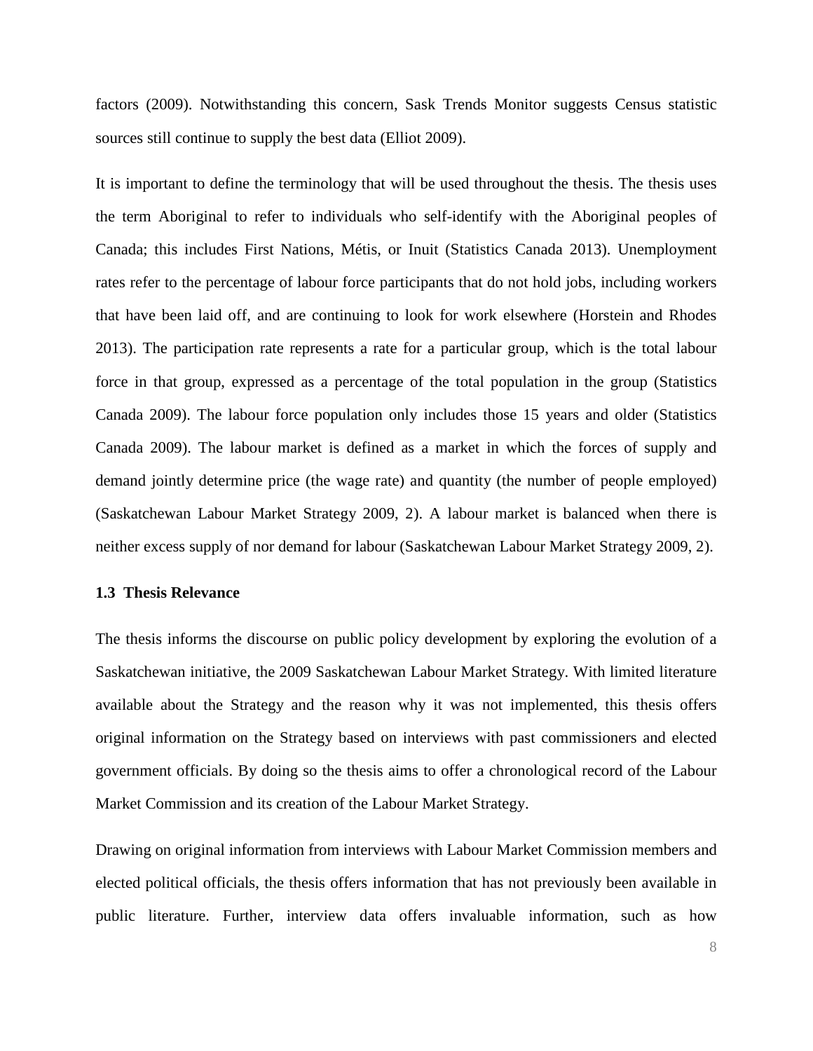factors (2009). Notwithstanding this concern, Sask Trends Monitor suggests Census statistic sources still continue to supply the best data (Elliot 2009).

It is important to define the terminology that will be used throughout the thesis. The thesis uses the term Aboriginal to refer to individuals who self-identify with the Aboriginal peoples of Canada; this includes First Nations, Métis, or Inuit (Statistics Canada 2013). Unemployment rates refer to the percentage of labour force participants that do not hold jobs, including workers that have been laid off, and are continuing to look for work elsewhere (Horstein and Rhodes 2013). The participation rate represents a rate for a particular group, which is the total labour force in that group, expressed as a percentage of the total population in the group (Statistics Canada 2009). The labour force population only includes those 15 years and older (Statistics Canada 2009). The labour market is defined as a market in which the forces of supply and demand jointly determine price (the wage rate) and quantity (the number of people employed) (Saskatchewan Labour Market Strategy 2009, 2). A labour market is balanced when there is neither excess supply of nor demand for labour (Saskatchewan Labour Market Strategy 2009, 2).

### 1.3 Thesis Relevance

The thesis informs the discourse on public policy development by exploring the evolution of a Saskatchewan initiative, the 2009 Saskatchewan Labour Market Strategy. With limited literature available about the Strategy and the reason why it was not implemented, this thesis offers original information on the Strategy based on interviews with past commissioners and elected government officials. By doing so the thesis aims to offer a chronological record of the Labour Market Commission and its creation of the Labour Market Strategy.

Drawing on original information from interviews with Labour Market Commission members and elected political officials, the thesis offers information that has not previously been available in public literature. Further, interview data offers invaluable information, such as how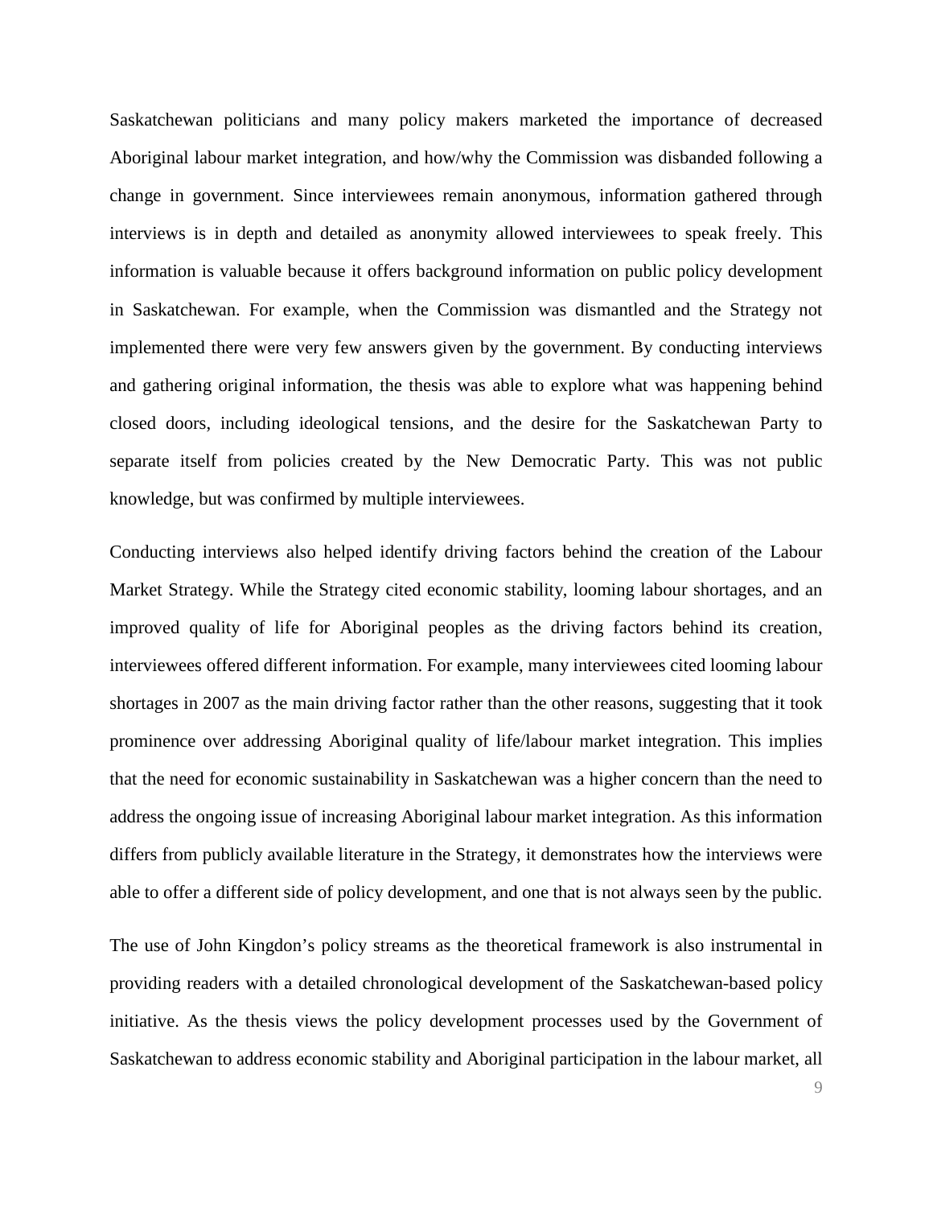Saskatchewan politicians and many policy makers marketed the importance of decreased Aboriginal labour market integration, and how/why the Commission was disbanded following a change in government. Since interviewees remain anonymous, information gathered through interviews is in depth and detailed as anonymity allowed interviewees to speak freely. This information is valuable because it offers background information on public policy development in Saskatchewan. For example, when the Commission was dismantled and the Strategy not implemented there were very few answers given by the government. By conducting interviews and gathering original information, the thesis was able to explore what was happening behind closed doors, including ideological tensions, and the desire for the Saskatchewan Party to separate itself from policies created by the New Democratic Party. This was not public knowledge, but was confirmed by multiple interviewees.

Conducting interviews also helped identify driving factors behind the creation of the Labour Market Strategy. While the Strategy cited economic stability, looming labour shortages, and an improved quality of life for Aboriginal peoples as the driving factors behind its creation, interviewees offered different information. For example, many interviewees cited looming labour shortages in 2007 as the main driving factor rather than the other reasons, suggesting that it took prominence over addressing Aboriginal quality of life/labour market integration. This implies that the need for economic sustainability in Saskatchewan was a higher concern than the need to address the ongoing issue of increasing Aboriginal labour market integration. As this information differs from publicly available literature in the Strategy, it demonstrates how the interviews were able to offer a different side of policy development, and one that is not always seen by the public.

The use of John Kingdon's policy streams as the theoretical framework is also instrumental in providing readers with a detailed chronological development of the Saskatchewan-based policy initiative. As the thesis views the policy development processes used by the Government of Saskatchewan to address economic stability and Aboriginal participation in the labour market, all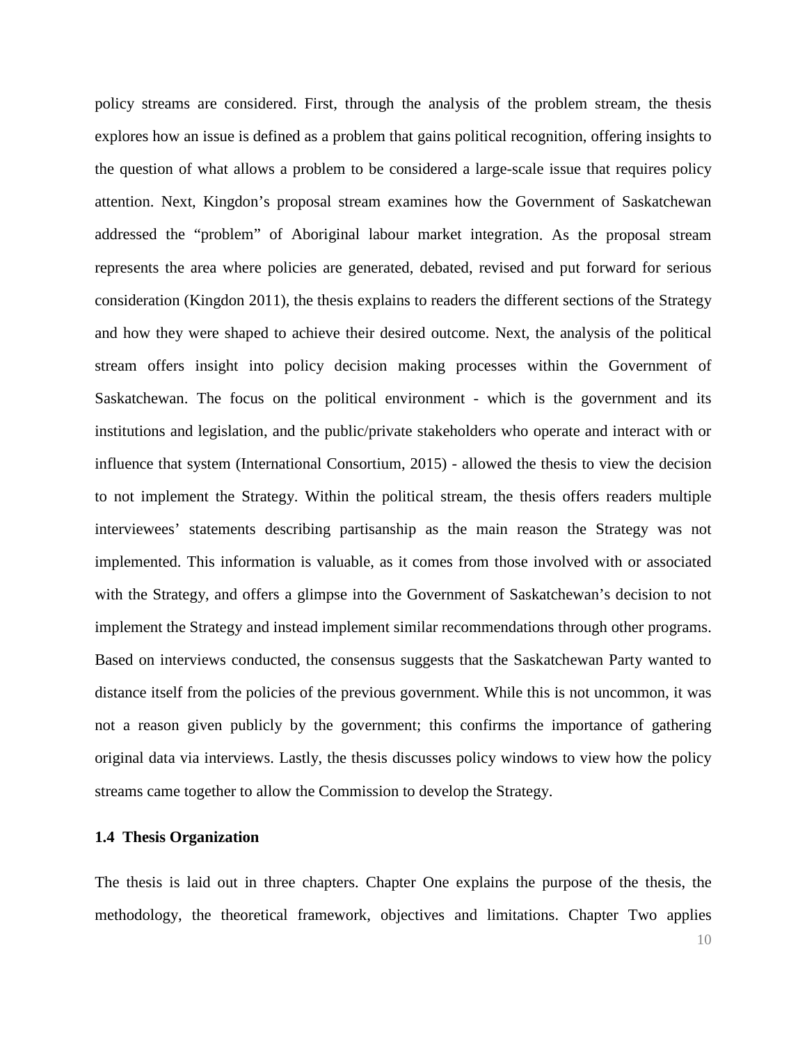policy streams are considered. First, through the analysis of the problem stream, the thesis explores how an issue is defined as a problem that gains political recognition, offering insights to the question of what allows a problem to be considered a large-scale issue that requires policy attention. Next, Kingdon's proposal stream examines how the Government of Saskatchewan addressed the "problem" of Aboriginal labour market integration. As the proposal stream represents the area where policies are generated, debated, revised and put forward for serious consideration (Kingdon 2011), the thesis explains to readers the different sections of the Strategy and how they were shaped to achieve their desired outcome. Next, the analysis of the political stream offers insight into policy decision making processes within the Government of Saskatchewan. The focus on the political environment - which is the government and its institutions and legislation, and the public/private stakeholders who operate and interact with or influence that system (International Consortium, 2015) - allowed the thesis to view the decision to not implement the Strategy. Within the political stream, the thesis offers readers multiple interviewees' statements describing partisanship as the main reason the Strategy was not implemented. This information is valuable, as it comes from those involved with or associated with the Strategy, and offers a glimpse into the Government of Saskatchewan's decision to not implement the Strategy and instead implement similar recommendations through other programs. Based on interviews conducted, the consensus suggests that the Saskatchewan Party wanted to distance itself from the policies of the previous government. While this is not uncommon, it was not a reason given publicly by the government; this confirms the importance of gathering original data via interviews. Lastly, the thesis discusses policy windows to view how the policy streams came together to allow the Commission to develop the Strategy.

### 1.4 Thesis Organization

The thesis is laid out in three chapters. Chapter One explains the purpose of the thesis, the methodology, the theoretical framework, objectives and limitations. Chapter Two applies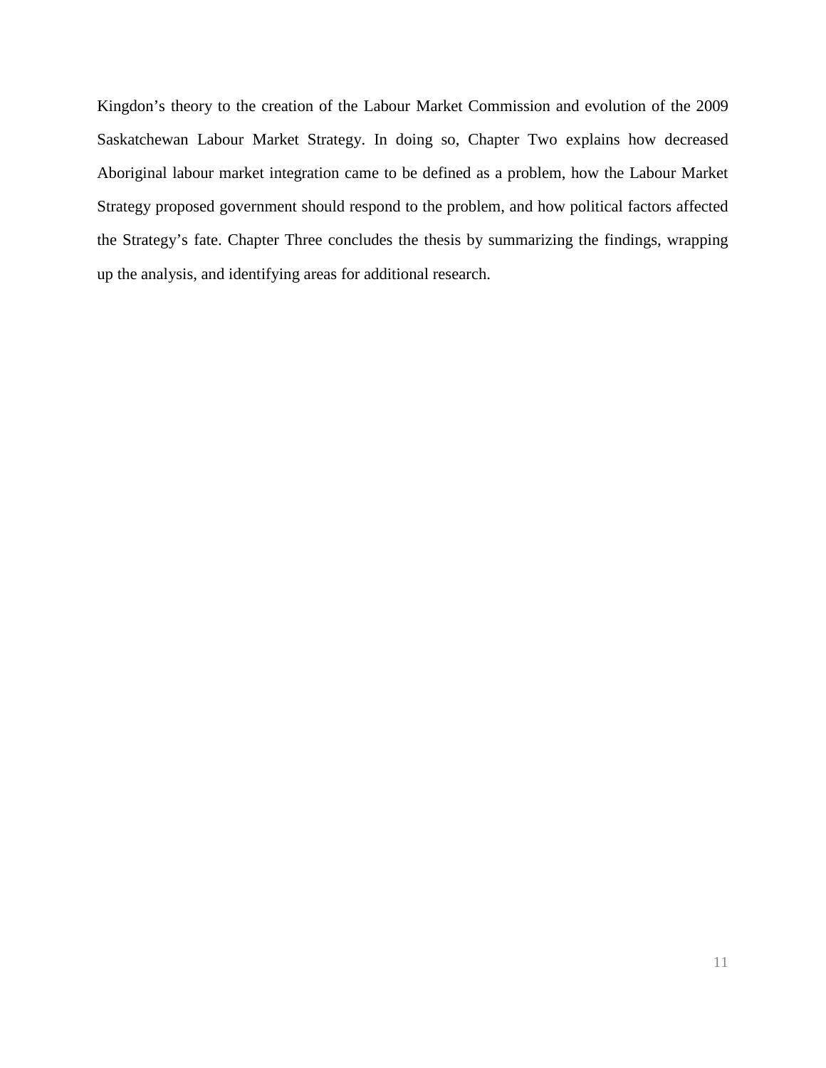Kingdon's theory to the creation of the Labour Market Commission and evolution of the 2009 Saskatchewan Labour Market Strategy. In doing so, Chapter Two explains how decreased Aboriginal labour market integration came to be defined as a problem, how the Labour Market Strategy proposed government should respond to the problem, and how political factors affected the Strategy's fate. Chapter Three concludes the thesis by summarizing the findings, wrapping up the analysis, and identifying areas for additional research.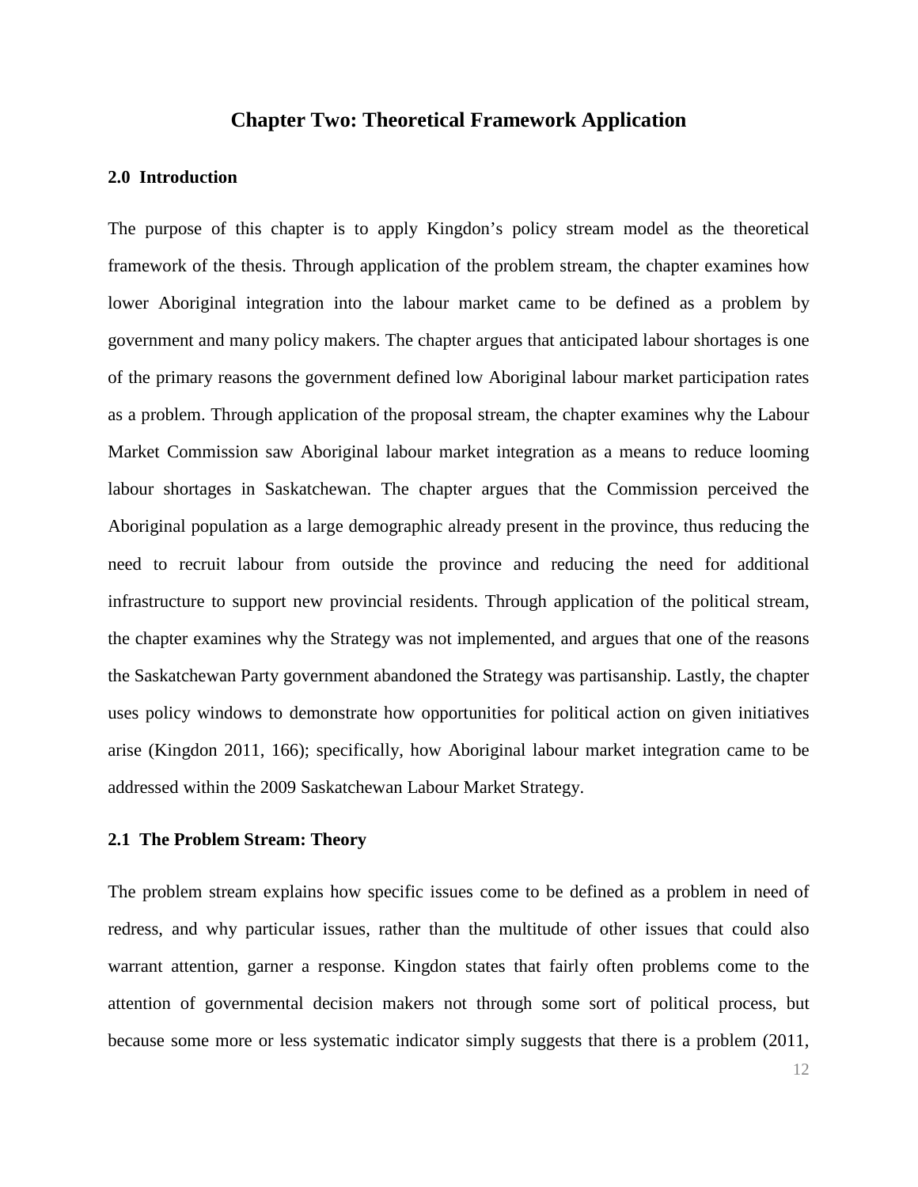# Chapter Two: Theoretical Framework Application

## 2.0 Introduction

The purpose of this chapter is to apply Kingdon's policy stream model as the theoretical framework of the thesis. Through application of the problem stream, the chapter examines how lower Aboriginal integration into the labour market came to be defined as a problem by government and many policy makers. The chapter argues that anticipated labour shortages is one of the primary reasons the government defined low Aboriginal labour market participation rates as a problem. Through application of the proposal stream, the chapter examines why the Labour Market Commission saw Aboriginal labour market integration as a means to reduce looming labour shortages in Saskatchewan. The chapter argues that the Commission perceived the Aboriginal population as a large demographic already present in the province, thus reducing the need to recruit labour from outside the province and reducing the need for additional infrastructure to support new provincial residents. Through application of the political stream, the chapter examines why the Strategy was not implemented, and argues that one of the reasons the Saskatchewan Party government abandoned the Strategy was partisanship. Lastly, the chapter uses policy windows to demonstrate how opportunities for political action on given initiatives arise (Kingdon 2011, 166); specifically, how Aboriginal labour market integration came to be addressed within the 2009 Saskatchewan Labour Market Strategy.

## 2.1 The Problem Stream: Theory

The problem stream explains how specific issues come to be defined as a problem in need of redress, and why particular issues, rather than the multitude of other issues that could also warrant attention, garner a response. Kingdon states that fairly often problems come to the attention of governmental decision makers not through some sort of political process, but because some more or less systematic indicator simply suggests that there is a problem (2011,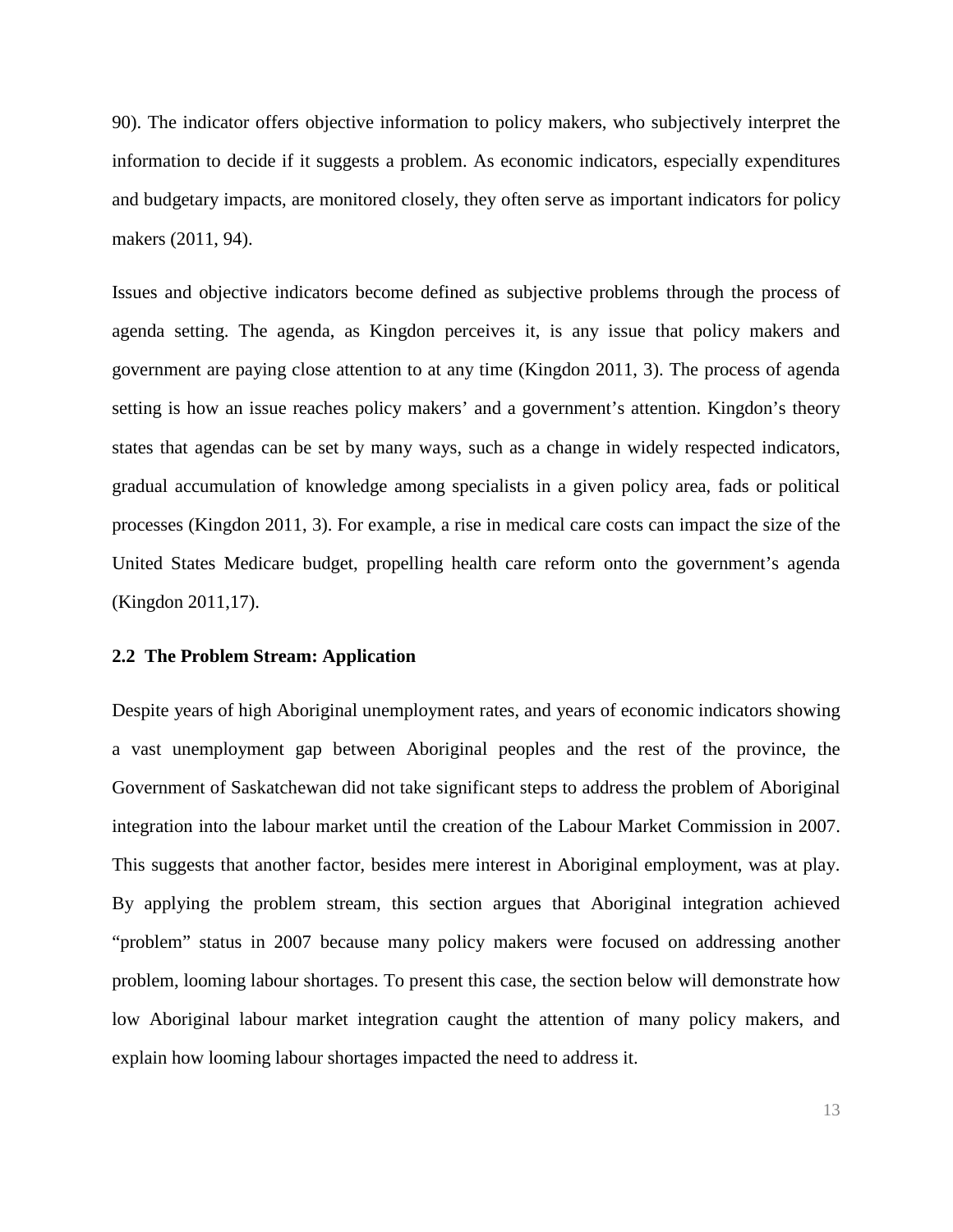90). The indicator offers objective information to policy makers, who subjectively interpret the information to decide if it suggests a problem. As economic indicators, especially expenditures and budgetary impacts, are monitored closely, they often serve as important indicators for policy makers (2011, 94).

Issues and objective indicators become defined as subjective problems through the process of agenda setting. The agenda, as Kingdon perceives it, is any issue that policy makers and government are paying close attention to at any time (Kingdon 2011, 3). The process of agenda setting is how an issue reaches policy makers' and a government's attention. Kingdon's theory states that agendas can be set by many ways, such as a change in widely respected indicators, gradual accumulation of knowledge among specialists in a given policy area, fads or political processes (Kingdon 2011, 3). For example, a rise in medical care costs can impact the size of the United States Medicare budget, propelling health care reform onto the government's agenda (Kingdon 2011,17).

### 2.2 The Problem Stream: Application

Despite years of high Aboriginal unemployment rates, and years of economic indicators showing a vast unemployment gap between Aboriginal peoples and the rest of the province, the Government of Saskatchewan did not take significant steps to address the problem of Aboriginal integration into the labour market until the creation of the Labour Market Commission in 2007. This suggests that another factor, besides mere interest in Aboriginal employment, was at play. By applying the problem stream, this section argues that Aboriginal integration achieved "problem" status in 2007 because many policy makers were focused on addressing another problem, looming labour shortages. To present this case, the section below will demonstrate how low Aboriginal labour market integration caught the attention of many policy makers, and explain how looming labour shortages impacted the need to address it.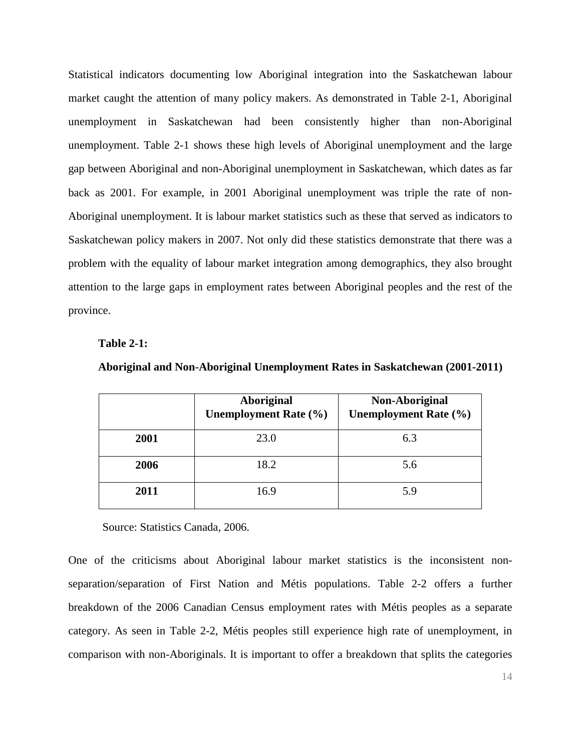Statistical indicators documenting low Aboriginal integration into the Saskatchewan labour market caught the attention of many policy makers. As demonstrated in Table 2-1, Aboriginal unemployment in Saskatchewan had been consistently higher than non-Aboriginal unemployment. Table 2-1 shows these high levels of Aboriginal unemployment and the large gap between Aboriginal and non-Aboriginal unemployment in Saskatchewan, which dates as far back as 2001. For example, in 2001 Aboriginal unemployment was triple the rate of non-Aboriginal unemployment. It is labour market statistics such as these that served as indicators to Saskatchewan policy makers in 2007. Not only did these statistics demonstrate that there was a problem with the equality of labour market integration among demographics, they also brought attention to the large gaps in employment rates between Aboriginal peoples and the rest of the province.

**Table 2-1:**

**Aboriginal and Non-Aboriginal Unemployment Rates in Saskatchewan (2001-2011)**

| | Aboriginal Unemployment Rate (%) | Non-Aboriginal Unemployment Rate (%) |
|---|---|---|
| **2001** | 23.0 | 6.3 |
| **2006** | 18.2 | 5.6 |
| **2011** | 16.9 | 5.9 |

Source: Statistics Canada, 2006.

One of the criticisms about Aboriginal labour market statistics is the inconsistent non-separation/separation of First Nation and Métis populations. Table 2-2 offers a further breakdown of the 2006 Canadian Census employment rates with Métis peoples as a separate category. As seen in Table 2-2, Métis peoples still experience high rate of unemployment, in comparison with non-Aboriginals. It is important to offer a breakdown that splits the categories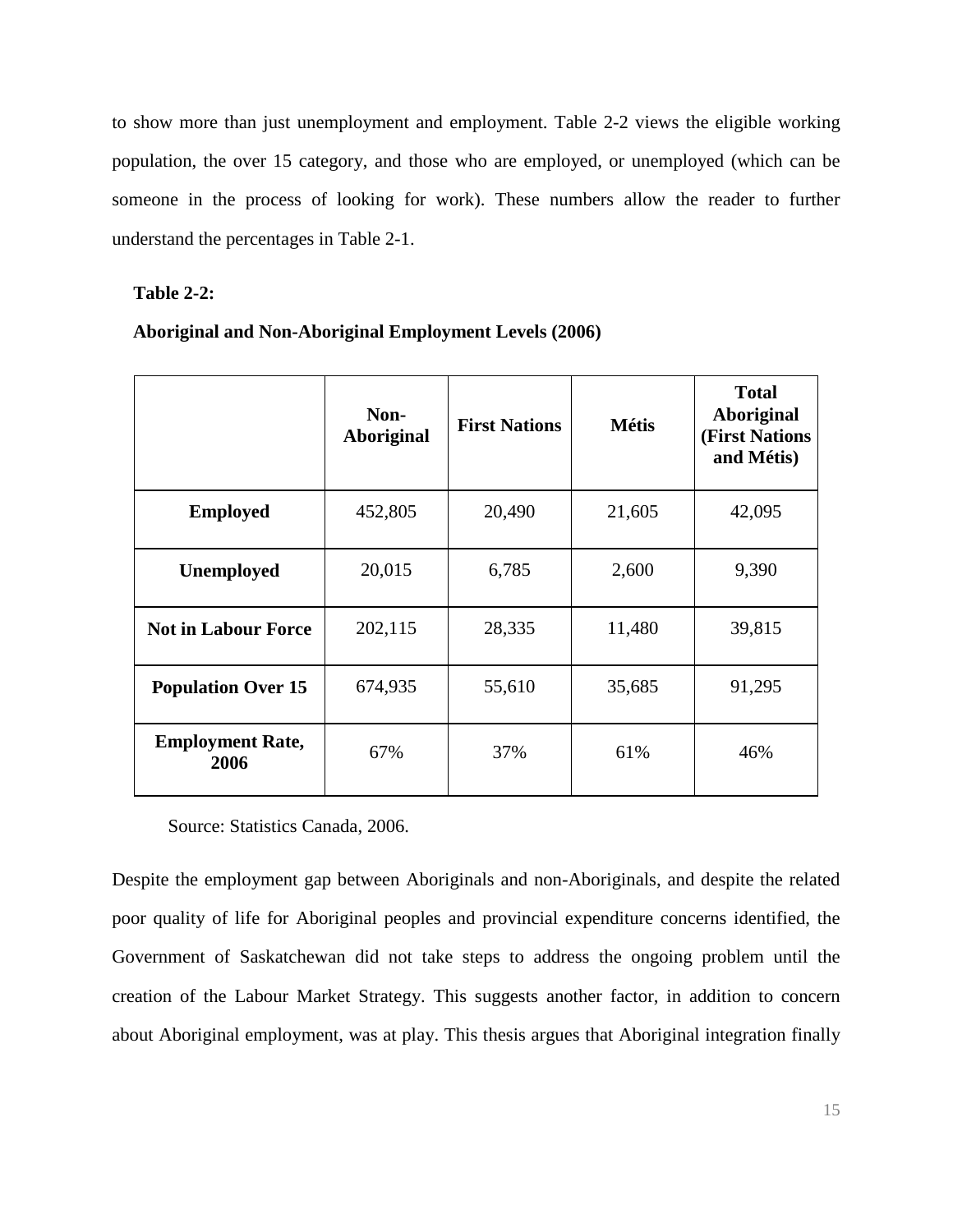to show more than just unemployment and employment. Table 2-2 views the eligible working population, the over 15 category, and those who are employed, or unemployed (which can be someone in the process of looking for work). These numbers allow the reader to further understand the percentages in Table 2-1.

**Table 2-2:**

**Aboriginal and Non-Aboriginal Employment Levels (2006)**

| | Non-Aboriginal | First Nations | Métis | Total Aboriginal (First Nations and Métis) |
|---|---|---|---|---|
| **Employed** | 452,805 | 20,490 | 21,605 | 42,095 |
| **Unemployed** | 20,015 | 6,785 | 2,600 | 9,390 |
| **Not in Labour Force** | 202,115 | 28,335 | 11,480 | 39,815 |
| **Population Over 15** | 674,935 | 55,610 | 35,685 | 91,295 |
| **Employment Rate, 2006** | 67% | 37% | 61% | 46% |

Source: Statistics Canada, 2006.

Despite the employment gap between Aboriginals and non-Aboriginals, and despite the related poor quality of life for Aboriginal peoples and provincial expenditure concerns identified, the Government of Saskatchewan did not take steps to address the ongoing problem until the creation of the Labour Market Strategy. This suggests another factor, in addition to concern about Aboriginal employment, was at play. This thesis argues that Aboriginal integration finally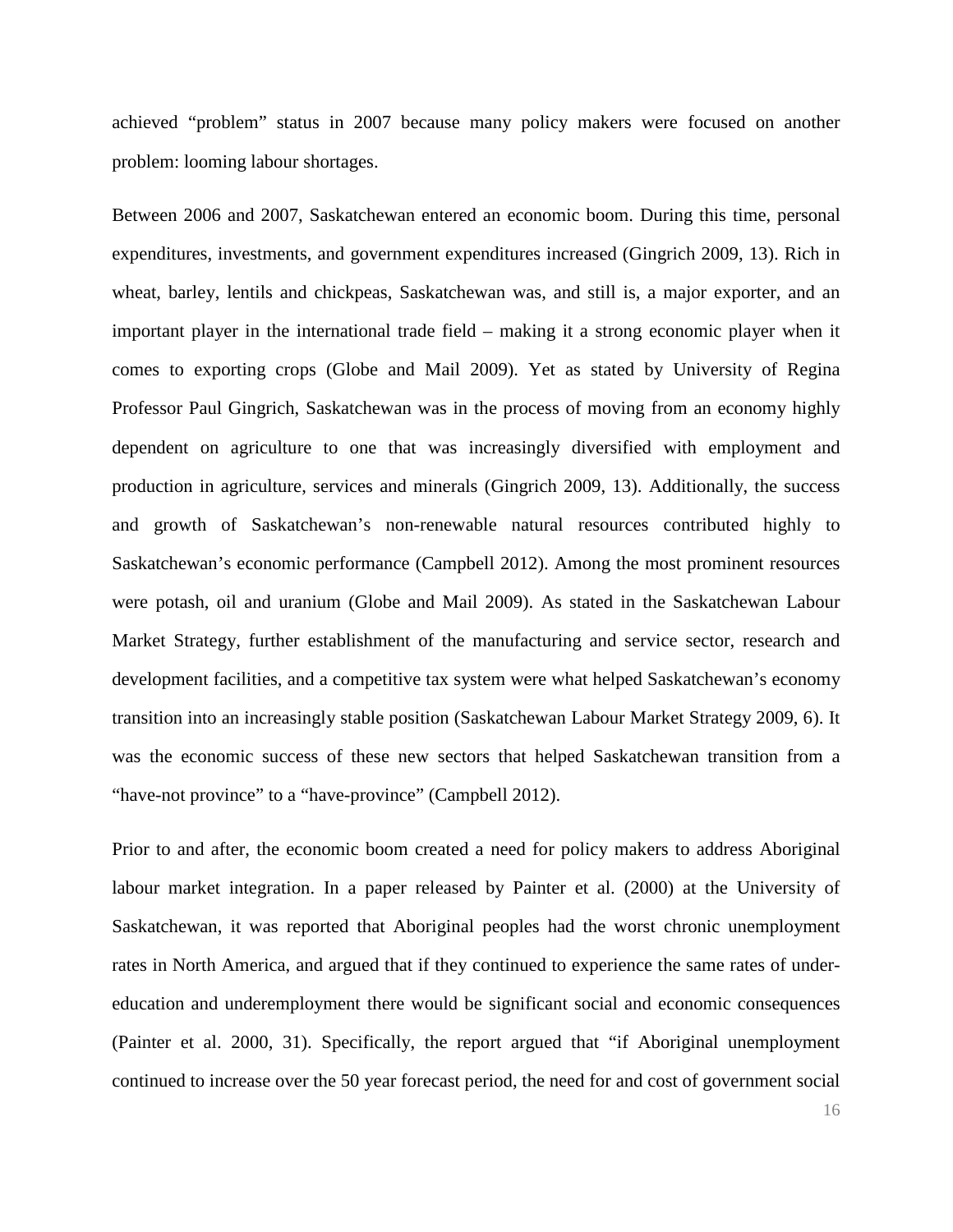achieved “problem” status in 2007 because many policy makers were focused on another problem: looming labour shortages.

Between 2006 and 2007, Saskatchewan entered an economic boom. During this time, personal expenditures, investments, and government expenditures increased (Gingrich 2009, 13). Rich in wheat, barley, lentils and chickpeas, Saskatchewan was, and still is, a major exporter, and an important player in the international trade field – making it a strong economic player when it comes to exporting crops (Globe and Mail 2009). Yet as stated by University of Regina Professor Paul Gingrich, Saskatchewan was in the process of moving from an economy highly dependent on agriculture to one that was increasingly diversified with employment and production in agriculture, services and minerals (Gingrich 2009, 13). Additionally, the success and growth of Saskatchewan’s non-renewable natural resources contributed highly to Saskatchewan’s economic performance (Campbell 2012). Among the most prominent resources were potash, oil and uranium (Globe and Mail 2009). As stated in the Saskatchewan Labour Market Strategy, further establishment of the manufacturing and service sector, research and development facilities, and a competitive tax system were what helped Saskatchewan’s economy transition into an increasingly stable position (Saskatchewan Labour Market Strategy 2009, 6). It was the economic success of these new sectors that helped Saskatchewan transition from a “have-not province” to a “have-province” (Campbell 2012).

Prior to and after, the economic boom created a need for policy makers to address Aboriginal labour market integration. In a paper released by Painter et al. (2000) at the University of Saskatchewan, it was reported that Aboriginal peoples had the worst chronic unemployment rates in North America, and argued that if they continued to experience the same rates of under-education and underemployment there would be significant social and economic consequences (Painter et al. 2000, 31). Specifically, the report argued that “if Aboriginal unemployment continued to increase over the 50 year forecast period, the need for and cost of government social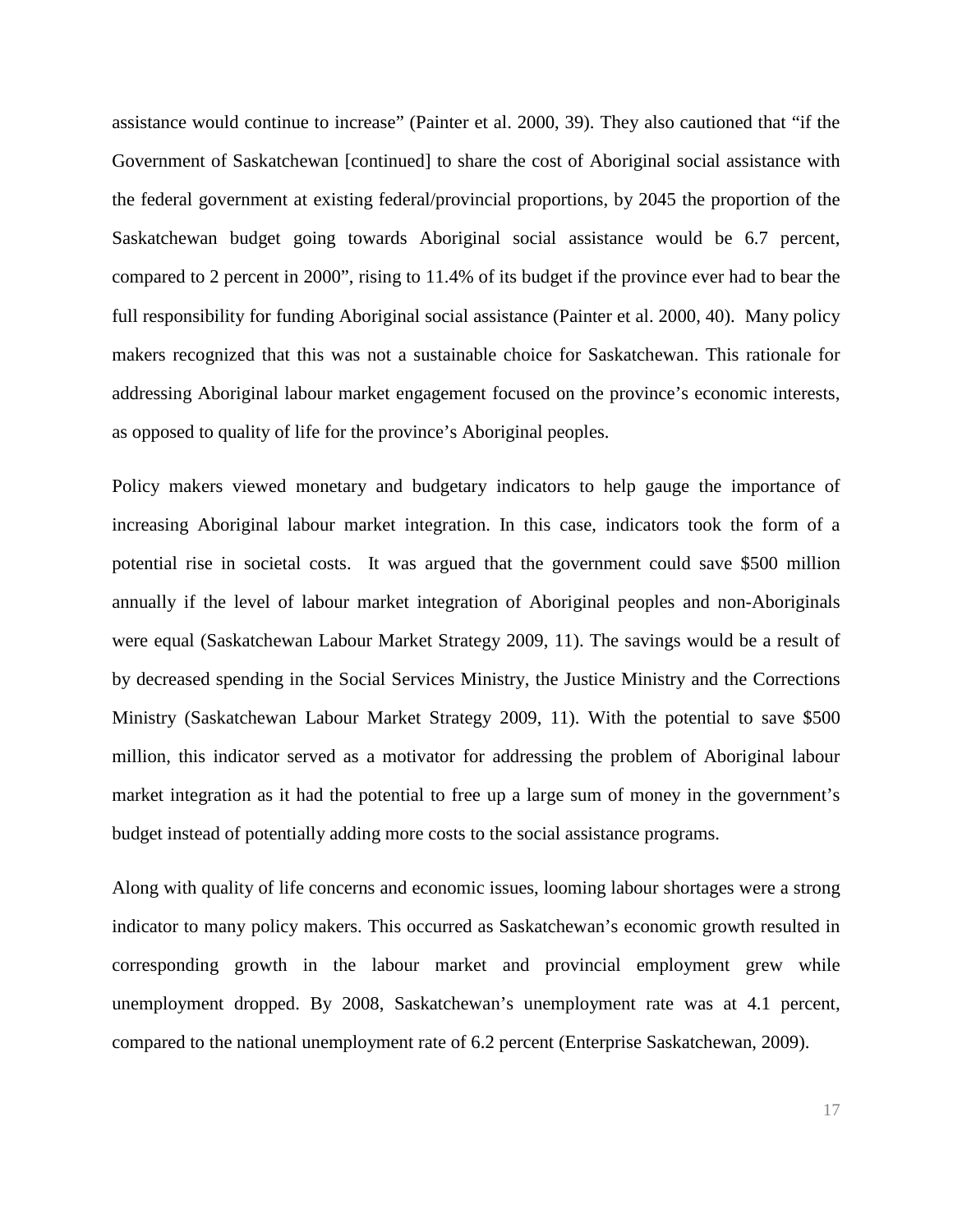assistance would continue to increase" (Painter et al. 2000, 39). They also cautioned that "if the Government of Saskatchewan [continued] to share the cost of Aboriginal social assistance with the federal government at existing federal/provincial proportions, by 2045 the proportion of the Saskatchewan budget going towards Aboriginal social assistance would be 6.7 percent, compared to 2 percent in 2000", rising to 11.4% of its budget if the province ever had to bear the full responsibility for funding Aboriginal social assistance (Painter et al. 2000, 40). Many policy makers recognized that this was not a sustainable choice for Saskatchewan. This rationale for addressing Aboriginal labour market engagement focused on the province's economic interests, as opposed to quality of life for the province's Aboriginal peoples.

Policy makers viewed monetary and budgetary indicators to help gauge the importance of increasing Aboriginal labour market integration. In this case, indicators took the form of a potential rise in societal costs. It was argued that the government could save $500 million annually if the level of labour market integration of Aboriginal peoples and non-Aboriginals were equal (Saskatchewan Labour Market Strategy 2009, 11). The savings would be a result of by decreased spending in the Social Services Ministry, the Justice Ministry and the Corrections Ministry (Saskatchewan Labour Market Strategy 2009, 11). With the potential to save $500 million, this indicator served as a motivator for addressing the problem of Aboriginal labour market integration as it had the potential to free up a large sum of money in the government's budget instead of potentially adding more costs to the social assistance programs.

Along with quality of life concerns and economic issues, looming labour shortages were a strong indicator to many policy makers. This occurred as Saskatchewan's economic growth resulted in corresponding growth in the labour market and provincial employment grew while unemployment dropped. By 2008, Saskatchewan's unemployment rate was at 4.1 percent, compared to the national unemployment rate of 6.2 percent (Enterprise Saskatchewan, 2009).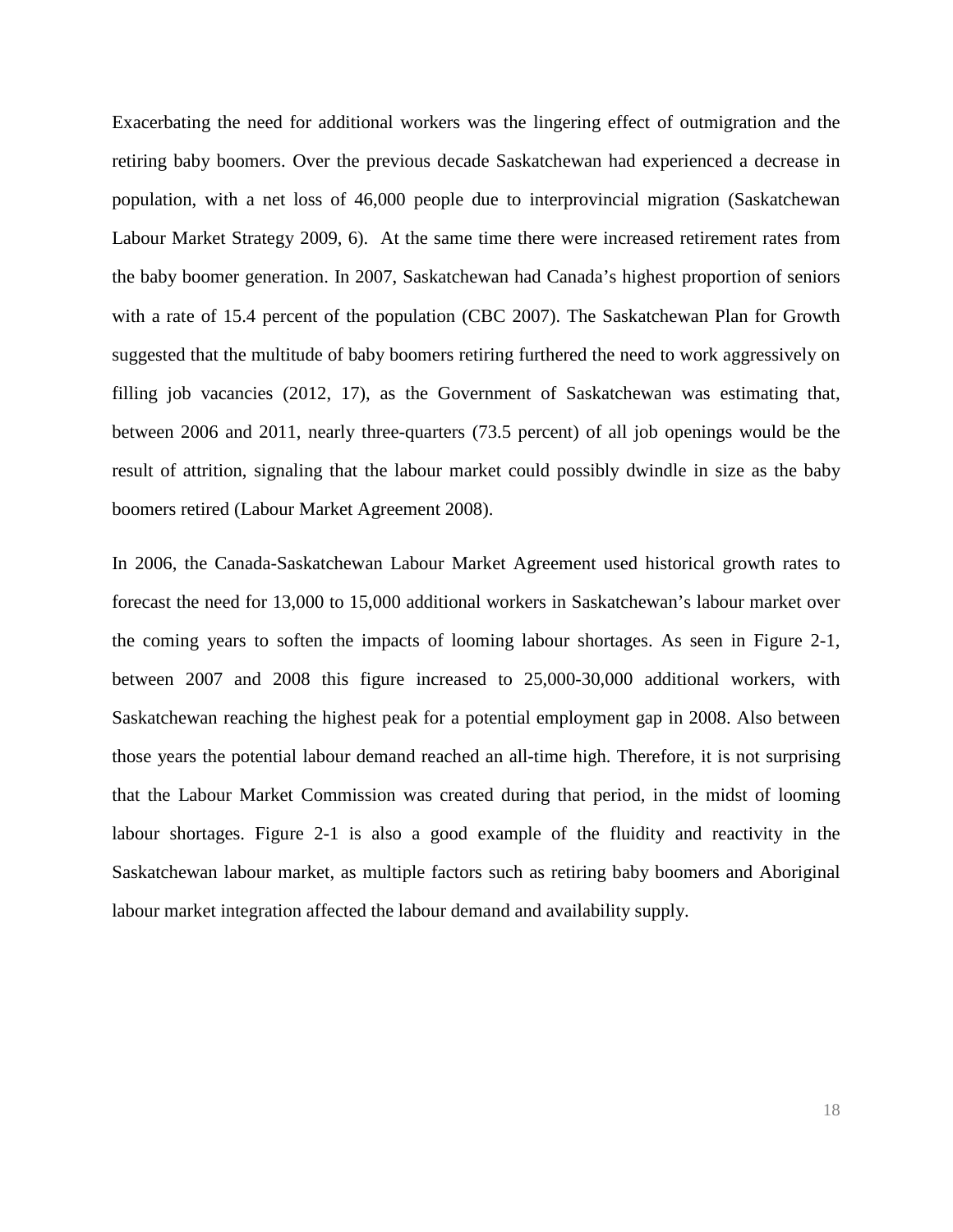Exacerbating the need for additional workers was the lingering effect of outmigration and the retiring baby boomers. Over the previous decade Saskatchewan had experienced a decrease in population, with a net loss of 46,000 people due to interprovincial migration (Saskatchewan Labour Market Strategy 2009, 6). At the same time there were increased retirement rates from the baby boomer generation. In 2007, Saskatchewan had Canada's highest proportion of seniors with a rate of 15.4 percent of the population (CBC 2007). The Saskatchewan Plan for Growth suggested that the multitude of baby boomers retiring furthered the need to work aggressively on filling job vacancies (2012, 17), as the Government of Saskatchewan was estimating that, between 2006 and 2011, nearly three-quarters (73.5 percent) of all job openings would be the result of attrition, signaling that the labour market could possibly dwindle in size as the baby boomers retired (Labour Market Agreement 2008).

In 2006, the Canada-Saskatchewan Labour Market Agreement used historical growth rates to forecast the need for 13,000 to 15,000 additional workers in Saskatchewan's labour market over the coming years to soften the impacts of looming labour shortages. As seen in Figure 2-1, between 2007 and 2008 this figure increased to 25,000-30,000 additional workers, with Saskatchewan reaching the highest peak for a potential employment gap in 2008. Also between those years the potential labour demand reached an all-time high. Therefore, it is not surprising that the Labour Market Commission was created during that period, in the midst of looming labour shortages. Figure 2-1 is also a good example of the fluidity and reactivity in the Saskatchewan labour market, as multiple factors such as retiring baby boomers and Aboriginal labour market integration affected the labour demand and availability supply.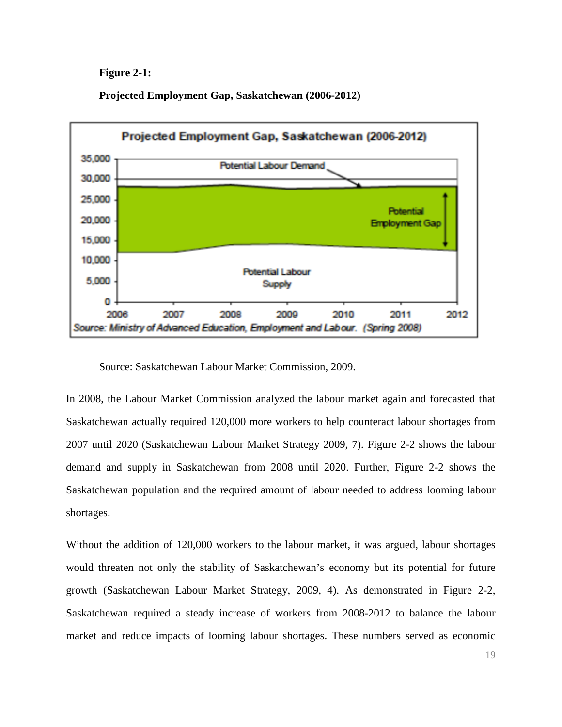**Figure 2-1:**

**Projected Employment Gap, Saskatchewan (2006-2012)**

Source: Saskatchewan Labour Market Commission, 2009.

In 2008, the Labour Market Commission analyzed the labour market again and forecasted that Saskatchewan actually required 120,000 more workers to help counteract labour shortages from 2007 until 2020 (Saskatchewan Labour Market Strategy 2009, 7). Figure 2-2 shows the labour demand and supply in Saskatchewan from 2008 until 2020. Further, Figure 2-2 shows the Saskatchewan population and the required amount of labour needed to address looming labour shortages.

Without the addition of 120,000 workers to the labour market, it was argued, labour shortages would threaten not only the stability of Saskatchewan's economy but its potential for future growth (Saskatchewan Labour Market Strategy, 2009, 4). As demonstrated in Figure 2-2, Saskatchewan required a steady increase of workers from 2008-2012 to balance the labour market and reduce impacts of looming labour shortages. These numbers served as economic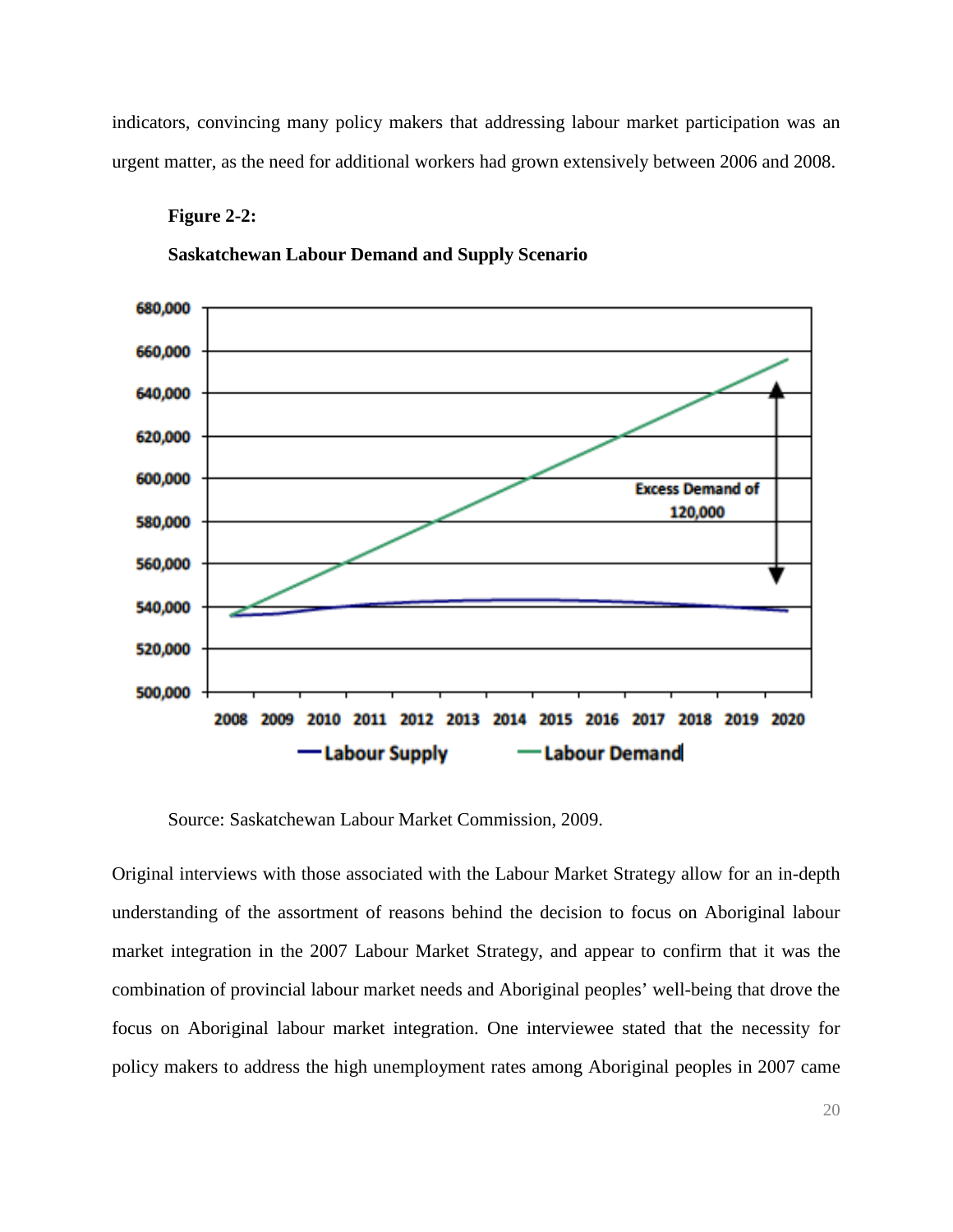indicators, convincing many policy makers that addressing labour market participation was an urgent matter, as the need for additional workers had grown extensively between 2006 and 2008.

**Figure 2-2:**

**Saskatchewan Labour Demand and Supply Scenario**

Source: Saskatchewan Labour Market Commission, 2009.

Original interviews with those associated with the Labour Market Strategy allow for an in-depth understanding of the assortment of reasons behind the decision to focus on Aboriginal labour market integration in the 2007 Labour Market Strategy, and appear to confirm that it was the combination of provincial labour market needs and Aboriginal peoples' well-being that drove the focus on Aboriginal labour market integration. One interviewee stated that the necessity for policy makers to address the high unemployment rates among Aboriginal peoples in 2007 came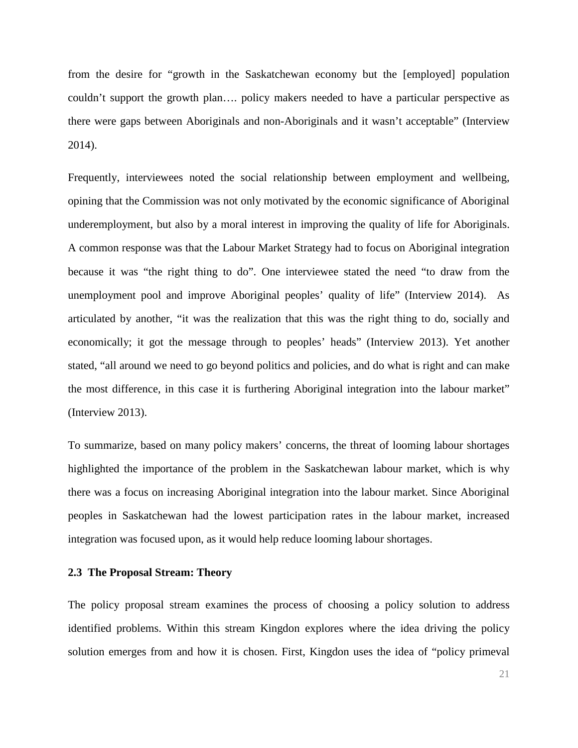from the desire for "growth in the Saskatchewan economy but the [employed] population couldn't support the growth plan…. policy makers needed to have a particular perspective as there were gaps between Aboriginals and non-Aboriginals and it wasn't acceptable" (Interview 2014).

Frequently, interviewees noted the social relationship between employment and wellbeing, opining that the Commission was not only motivated by the economic significance of Aboriginal underemployment, but also by a moral interest in improving the quality of life for Aboriginals. A common response was that the Labour Market Strategy had to focus on Aboriginal integration because it was "the right thing to do". One interviewee stated the need "to draw from the unemployment pool and improve Aboriginal peoples' quality of life" (Interview 2014). As articulated by another, "it was the realization that this was the right thing to do, socially and economically; it got the message through to peoples' heads" (Interview 2013). Yet another stated, "all around we need to go beyond politics and policies, and do what is right and can make the most difference, in this case it is furthering Aboriginal integration into the labour market" (Interview 2013).

To summarize, based on many policy makers' concerns, the threat of looming labour shortages highlighted the importance of the problem in the Saskatchewan labour market, which is why there was a focus on increasing Aboriginal integration into the labour market. Since Aboriginal peoples in Saskatchewan had the lowest participation rates in the labour market, increased integration was focused upon, as it would help reduce looming labour shortages.

### 2.3 The Proposal Stream: Theory

The policy proposal stream examines the process of choosing a policy solution to address identified problems. Within this stream Kingdon explores where the idea driving the policy solution emerges from and how it is chosen. First, Kingdon uses the idea of "policy primeval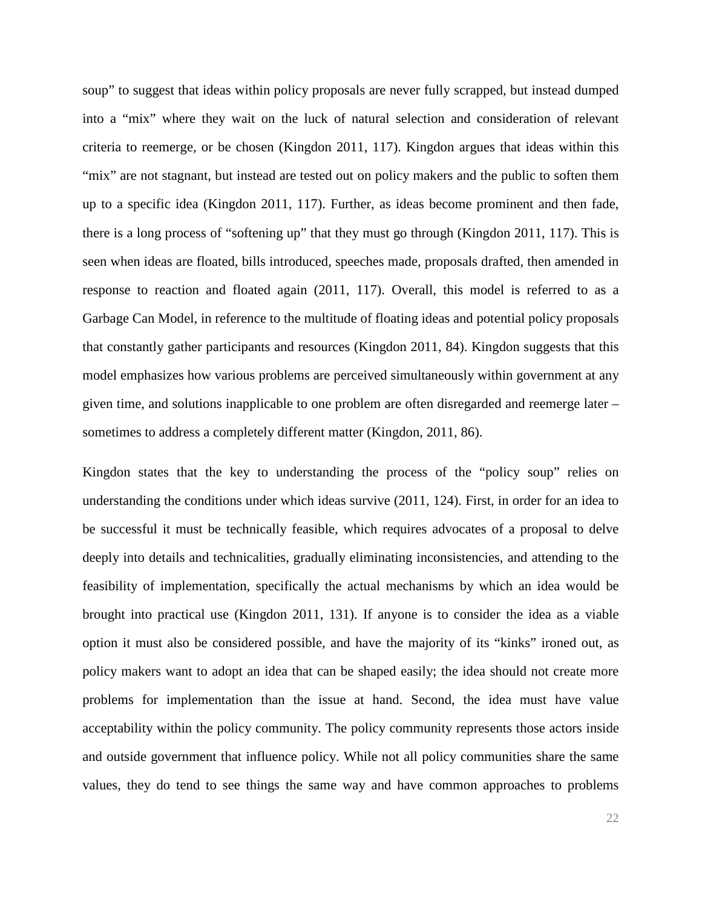soup" to suggest that ideas within policy proposals are never fully scrapped, but instead dumped into a "mix" where they wait on the luck of natural selection and consideration of relevant criteria to reemerge, or be chosen (Kingdon 2011, 117). Kingdon argues that ideas within this "mix" are not stagnant, but instead are tested out on policy makers and the public to soften them up to a specific idea (Kingdon 2011, 117). Further, as ideas become prominent and then fade, there is a long process of "softening up" that they must go through (Kingdon 2011, 117). This is seen when ideas are floated, bills introduced, speeches made, proposals drafted, then amended in response to reaction and floated again (2011, 117). Overall, this model is referred to as a Garbage Can Model, in reference to the multitude of floating ideas and potential policy proposals that constantly gather participants and resources (Kingdon 2011, 84). Kingdon suggests that this model emphasizes how various problems are perceived simultaneously within government at any given time, and solutions inapplicable to one problem are often disregarded and reemerge later – sometimes to address a completely different matter (Kingdon, 2011, 86).

Kingdon states that the key to understanding the process of the "policy soup" relies on understanding the conditions under which ideas survive (2011, 124). First, in order for an idea to be successful it must be technically feasible, which requires advocates of a proposal to delve deeply into details and technicalities, gradually eliminating inconsistencies, and attending to the feasibility of implementation, specifically the actual mechanisms by which an idea would be brought into practical use (Kingdon 2011, 131). If anyone is to consider the idea as a viable option it must also be considered possible, and have the majority of its "kinks" ironed out, as policy makers want to adopt an idea that can be shaped easily; the idea should not create more problems for implementation than the issue at hand. Second, the idea must have value acceptability within the policy community. The policy community represents those actors inside and outside government that influence policy. While not all policy communities share the same values, they do tend to see things the same way and have common approaches to problems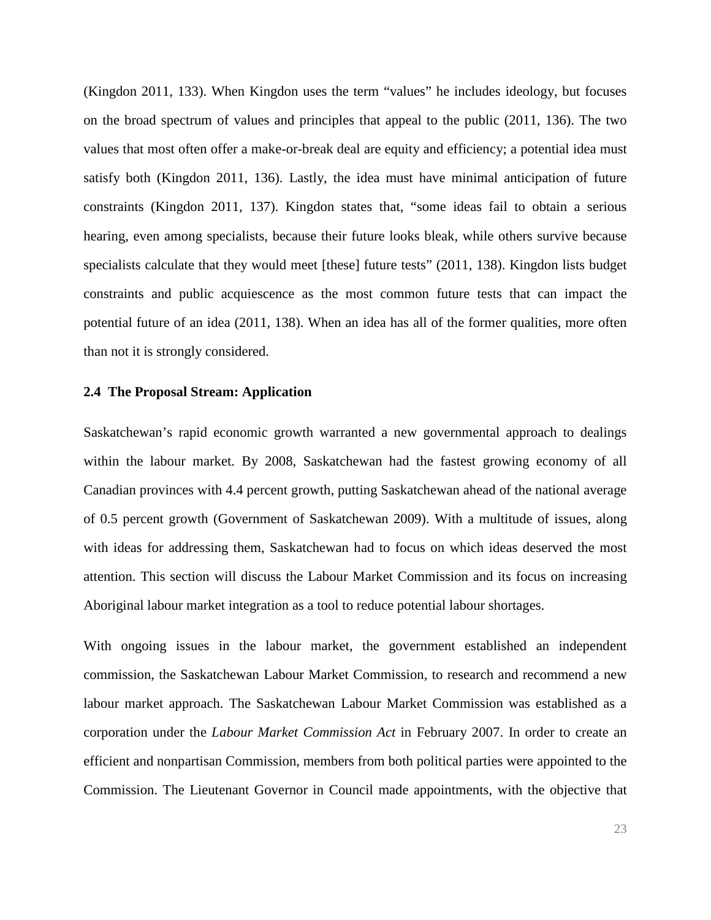(Kingdon 2011, 133). When Kingdon uses the term "values" he includes ideology, but focuses on the broad spectrum of values and principles that appeal to the public (2011, 136). The two values that most often offer a make-or-break deal are equity and efficiency; a potential idea must satisfy both (Kingdon 2011, 136). Lastly, the idea must have minimal anticipation of future constraints (Kingdon 2011, 137). Kingdon states that, "some ideas fail to obtain a serious hearing, even among specialists, because their future looks bleak, while others survive because specialists calculate that they would meet [these] future tests" (2011, 138). Kingdon lists budget constraints and public acquiescence as the most common future tests that can impact the potential future of an idea (2011, 138). When an idea has all of the former qualities, more often than not it is strongly considered.

### 2.4 The Proposal Stream: Application

Saskatchewan's rapid economic growth warranted a new governmental approach to dealings within the labour market. By 2008, Saskatchewan had the fastest growing economy of all Canadian provinces with 4.4 percent growth, putting Saskatchewan ahead of the national average of 0.5 percent growth (Government of Saskatchewan 2009). With a multitude of issues, along with ideas for addressing them, Saskatchewan had to focus on which ideas deserved the most attention. This section will discuss the Labour Market Commission and its focus on increasing Aboriginal labour market integration as a tool to reduce potential labour shortages.

With ongoing issues in the labour market, the government established an independent commission, the Saskatchewan Labour Market Commission, to research and recommend a new labour market approach. The Saskatchewan Labour Market Commission was established as a corporation under the *Labour Market Commission Act* in February 2007. In order to create an efficient and nonpartisan Commission, members from both political parties were appointed to the Commission. The Lieutenant Governor in Council made appointments, with the objective that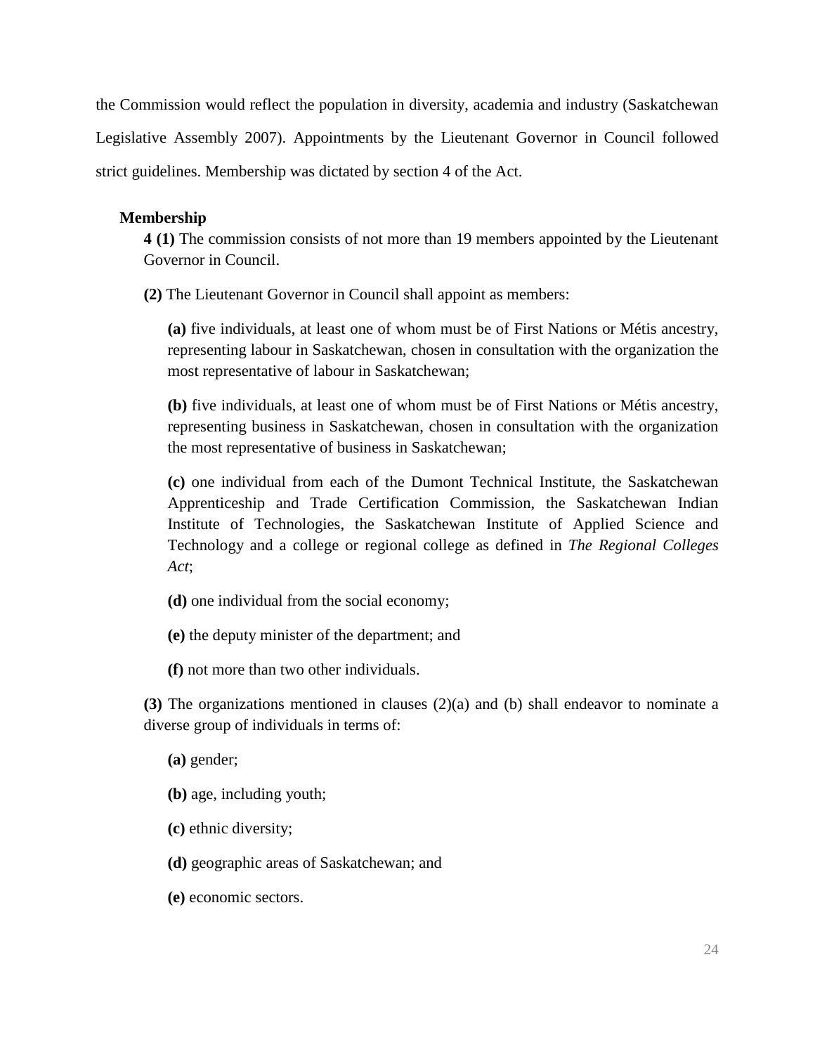the Commission would reflect the population in diversity, academia and industry (Saskatchewan Legislative Assembly 2007). Appointments by the Lieutenant Governor in Council followed strict guidelines. Membership was dictated by section 4 of the Act.

> **Membership**
>
> **4 (1)** The commission consists of not more than 19 members appointed by the Lieutenant Governor in Council.
>
> **(2)** The Lieutenant Governor in Council shall appoint as members:
>
> **(a)** five individuals, at least one of whom must be of First Nations or Métis ancestry, representing labour in Saskatchewan, chosen in consultation with the organization the most representative of labour in Saskatchewan;
>
> **(b)** five individuals, at least one of whom must be of First Nations or Métis ancestry, representing business in Saskatchewan, chosen in consultation with the organization the most representative of business in Saskatchewan;
>
> **(c)** one individual from each of the Dumont Technical Institute, the Saskatchewan Apprenticeship and Trade Certification Commission, the Saskatchewan Indian Institute of Technologies, the Saskatchewan Institute of Applied Science and Technology and a college or regional college as defined in *The Regional Colleges Act*;
>
> **(d)** one individual from the social economy;
>
> **(e)** the deputy minister of the department; and
>
> **(f)** not more than two other individuals.
>
> **(3)** The organizations mentioned in clauses (2)(a) and (b) shall endeavor to nominate a diverse group of individuals in terms of:
>
> **(a)** gender;
>
> **(b)** age, including youth;
>
> **(c)** ethnic diversity;
>
> **(d)** geographic areas of Saskatchewan; and
>
> **(e)** economic sectors.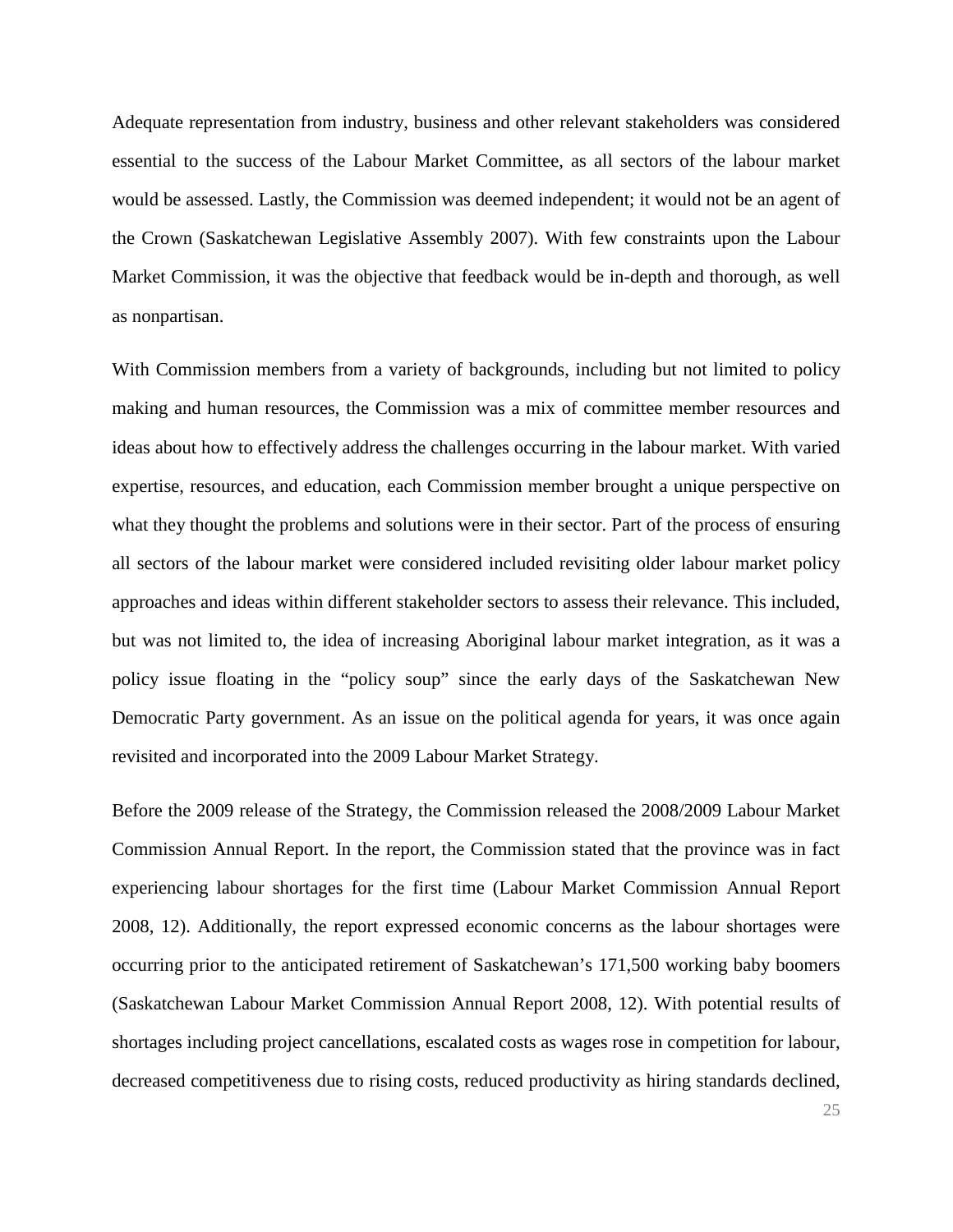Adequate representation from industry, business and other relevant stakeholders was considered essential to the success of the Labour Market Committee, as all sectors of the labour market would be assessed. Lastly, the Commission was deemed independent; it would not be an agent of the Crown (Saskatchewan Legislative Assembly 2007). With few constraints upon the Labour Market Commission, it was the objective that feedback would be in-depth and thorough, as well as nonpartisan.

With Commission members from a variety of backgrounds, including but not limited to policy making and human resources, the Commission was a mix of committee member resources and ideas about how to effectively address the challenges occurring in the labour market. With varied expertise, resources, and education, each Commission member brought a unique perspective on what they thought the problems and solutions were in their sector. Part of the process of ensuring all sectors of the labour market were considered included revisiting older labour market policy approaches and ideas within different stakeholder sectors to assess their relevance. This included, but was not limited to, the idea of increasing Aboriginal labour market integration, as it was a policy issue floating in the "policy soup" since the early days of the Saskatchewan New Democratic Party government. As an issue on the political agenda for years, it was once again revisited and incorporated into the 2009 Labour Market Strategy.

Before the 2009 release of the Strategy, the Commission released the 2008/2009 Labour Market Commission Annual Report. In the report, the Commission stated that the province was in fact experiencing labour shortages for the first time (Labour Market Commission Annual Report 2008, 12). Additionally, the report expressed economic concerns as the labour shortages were occurring prior to the anticipated retirement of Saskatchewan's 171,500 working baby boomers (Saskatchewan Labour Market Commission Annual Report 2008, 12). With potential results of shortages including project cancellations, escalated costs as wages rose in competition for labour, decreased competitiveness due to rising costs, reduced productivity as hiring standards declined,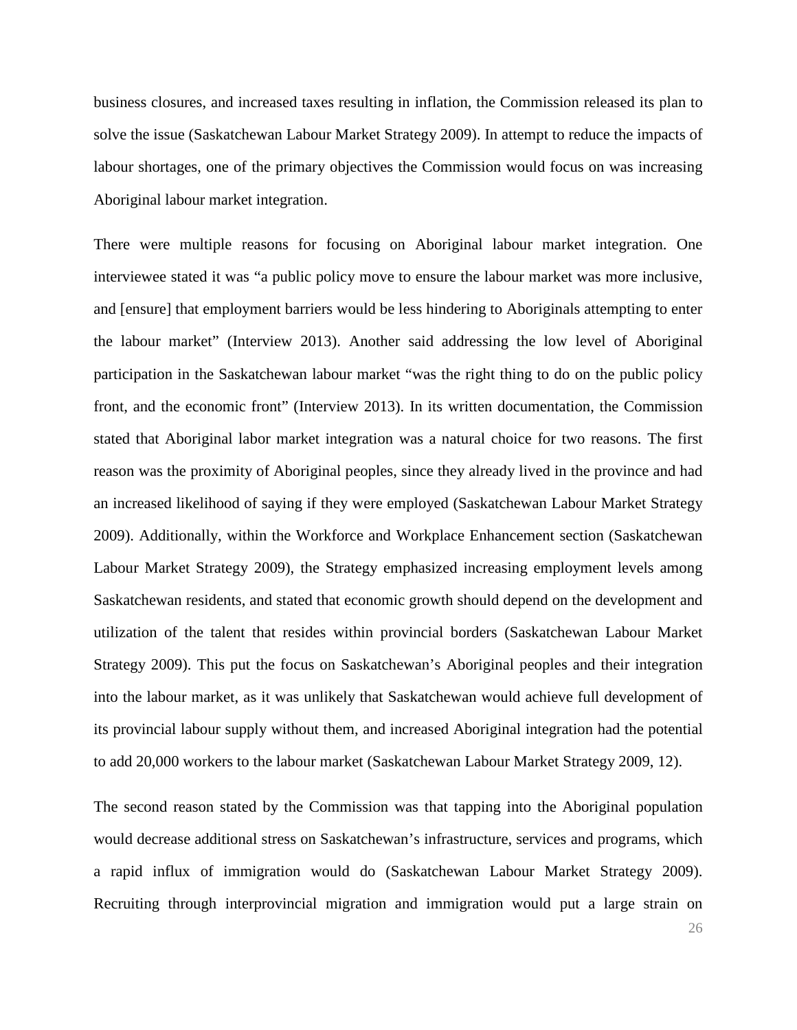business closures, and increased taxes resulting in inflation, the Commission released its plan to solve the issue (Saskatchewan Labour Market Strategy 2009). In attempt to reduce the impacts of labour shortages, one of the primary objectives the Commission would focus on was increasing Aboriginal labour market integration.

There were multiple reasons for focusing on Aboriginal labour market integration. One interviewee stated it was "a public policy move to ensure the labour market was more inclusive, and [ensure] that employment barriers would be less hindering to Aboriginals attempting to enter the labour market" (Interview 2013). Another said addressing the low level of Aboriginal participation in the Saskatchewan labour market "was the right thing to do on the public policy front, and the economic front" (Interview 2013). In its written documentation, the Commission stated that Aboriginal labor market integration was a natural choice for two reasons. The first reason was the proximity of Aboriginal peoples, since they already lived in the province and had an increased likelihood of saying if they were employed (Saskatchewan Labour Market Strategy 2009). Additionally, within the Workforce and Workplace Enhancement section (Saskatchewan Labour Market Strategy 2009), the Strategy emphasized increasing employment levels among Saskatchewan residents, and stated that economic growth should depend on the development and utilization of the talent that resides within provincial borders (Saskatchewan Labour Market Strategy 2009). This put the focus on Saskatchewan's Aboriginal peoples and their integration into the labour market, as it was unlikely that Saskatchewan would achieve full development of its provincial labour supply without them, and increased Aboriginal integration had the potential to add 20,000 workers to the labour market (Saskatchewan Labour Market Strategy 2009, 12).

The second reason stated by the Commission was that tapping into the Aboriginal population would decrease additional stress on Saskatchewan's infrastructure, services and programs, which a rapid influx of immigration would do (Saskatchewan Labour Market Strategy 2009). Recruiting through interprovincial migration and immigration would put a large strain on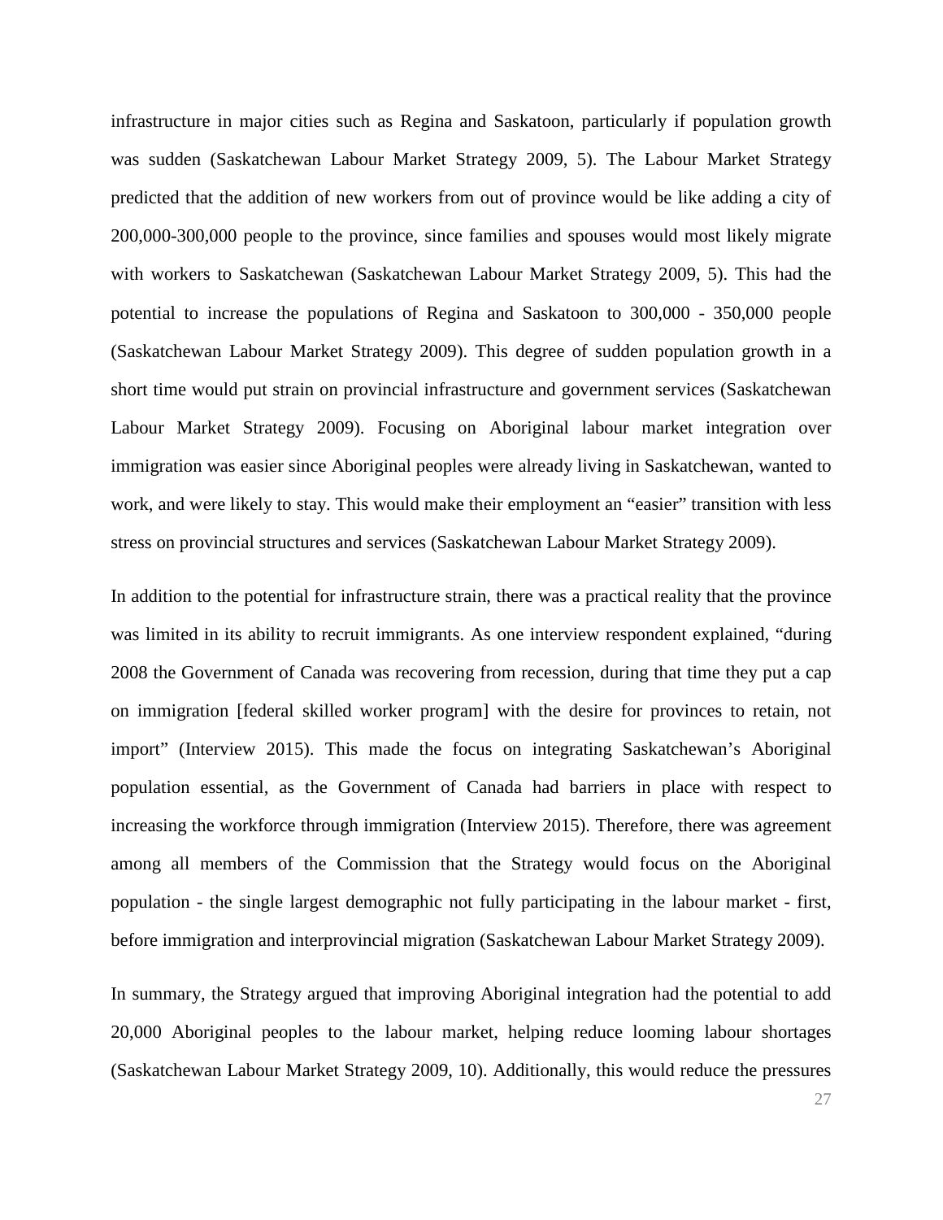infrastructure in major cities such as Regina and Saskatoon, particularly if population growth was sudden (Saskatchewan Labour Market Strategy 2009, 5). The Labour Market Strategy predicted that the addition of new workers from out of province would be like adding a city of 200,000-300,000 people to the province, since families and spouses would most likely migrate with workers to Saskatchewan (Saskatchewan Labour Market Strategy 2009, 5). This had the potential to increase the populations of Regina and Saskatoon to 300,000 - 350,000 people (Saskatchewan Labour Market Strategy 2009). This degree of sudden population growth in a short time would put strain on provincial infrastructure and government services (Saskatchewan Labour Market Strategy 2009). Focusing on Aboriginal labour market integration over immigration was easier since Aboriginal peoples were already living in Saskatchewan, wanted to work, and were likely to stay. This would make their employment an "easier" transition with less stress on provincial structures and services (Saskatchewan Labour Market Strategy 2009).

In addition to the potential for infrastructure strain, there was a practical reality that the province was limited in its ability to recruit immigrants. As one interview respondent explained, "during 2008 the Government of Canada was recovering from recession, during that time they put a cap on immigration [federal skilled worker program] with the desire for provinces to retain, not import" (Interview 2015). This made the focus on integrating Saskatchewan's Aboriginal population essential, as the Government of Canada had barriers in place with respect to increasing the workforce through immigration (Interview 2015). Therefore, there was agreement among all members of the Commission that the Strategy would focus on the Aboriginal population - the single largest demographic not fully participating in the labour market - first, before immigration and interprovincial migration (Saskatchewan Labour Market Strategy 2009).

In summary, the Strategy argued that improving Aboriginal integration had the potential to add 20,000 Aboriginal peoples to the labour market, helping reduce looming labour shortages (Saskatchewan Labour Market Strategy 2009, 10). Additionally, this would reduce the pressures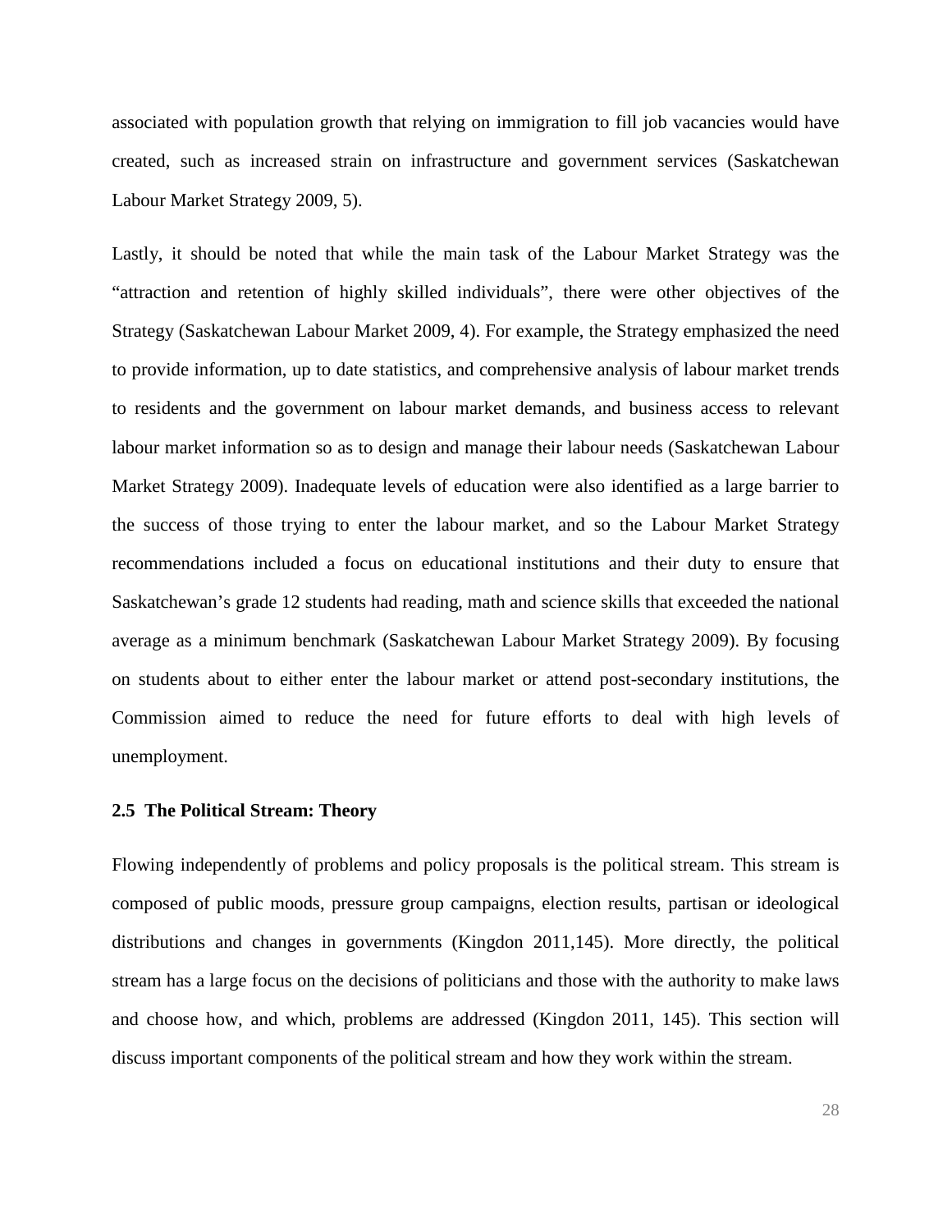associated with population growth that relying on immigration to fill job vacancies would have created, such as increased strain on infrastructure and government services (Saskatchewan Labour Market Strategy 2009, 5).

Lastly, it should be noted that while the main task of the Labour Market Strategy was the "attraction and retention of highly skilled individuals", there were other objectives of the Strategy (Saskatchewan Labour Market 2009, 4). For example, the Strategy emphasized the need to provide information, up to date statistics, and comprehensive analysis of labour market trends to residents and the government on labour market demands, and business access to relevant labour market information so as to design and manage their labour needs (Saskatchewan Labour Market Strategy 2009). Inadequate levels of education were also identified as a large barrier to the success of those trying to enter the labour market, and so the Labour Market Strategy recommendations included a focus on educational institutions and their duty to ensure that Saskatchewan's grade 12 students had reading, math and science skills that exceeded the national average as a minimum benchmark (Saskatchewan Labour Market Strategy 2009). By focusing on students about to either enter the labour market or attend post-secondary institutions, the Commission aimed to reduce the need for future efforts to deal with high levels of unemployment.

### 2.5 The Political Stream: Theory

Flowing independently of problems and policy proposals is the political stream. This stream is composed of public moods, pressure group campaigns, election results, partisan or ideological distributions and changes in governments (Kingdon 2011,145). More directly, the political stream has a large focus on the decisions of politicians and those with the authority to make laws and choose how, and which, problems are addressed (Kingdon 2011, 145). This section will discuss important components of the political stream and how they work within the stream.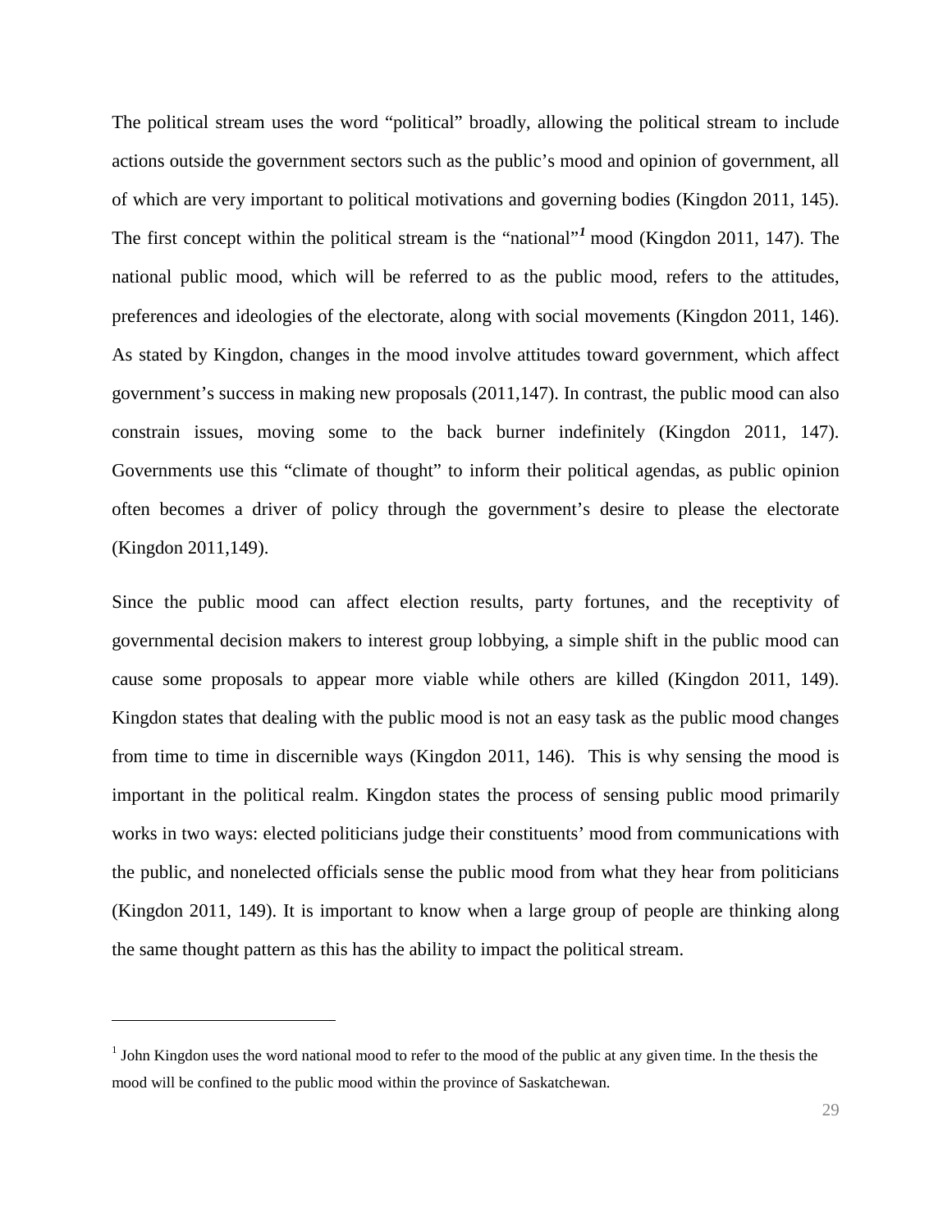The political stream uses the word "political" broadly, allowing the political stream to include actions outside the government sectors such as the public's mood and opinion of government, all of which are very important to political motivations and governing bodies (Kingdon 2011, 145). The first concept within the political stream is the "national"[1] mood (Kingdon 2011, 147). The national public mood, which will be referred to as the public mood, refers to the attitudes, preferences and ideologies of the electorate, along with social movements (Kingdon 2011, 146). As stated by Kingdon, changes in the mood involve attitudes toward government, which affect government's success in making new proposals (2011,147). In contrast, the public mood can also constrain issues, moving some to the back burner indefinitely (Kingdon 2011, 147). Governments use this "climate of thought" to inform their political agendas, as public opinion often becomes a driver of policy through the government's desire to please the electorate (Kingdon 2011,149).

Since the public mood can affect election results, party fortunes, and the receptivity of governmental decision makers to interest group lobbying, a simple shift in the public mood can cause some proposals to appear more viable while others are killed (Kingdon 2011, 149). Kingdon states that dealing with the public mood is not an easy task as the public mood changes from time to time in discernible ways (Kingdon 2011, 146). This is why sensing the mood is important in the political realm. Kingdon states the process of sensing public mood primarily works in two ways: elected politicians judge their constituents' mood from communications with the public, and nonelected officials sense the public mood from what they hear from politicians (Kingdon 2011, 149). It is important to know when a large group of people are thinking along the same thought pattern as this has the ability to impact the political stream.

---

[1] John Kingdon uses the word national mood to refer to the mood of the public at any given time. In the thesis the mood will be confined to the public mood within the province of Saskatchewan.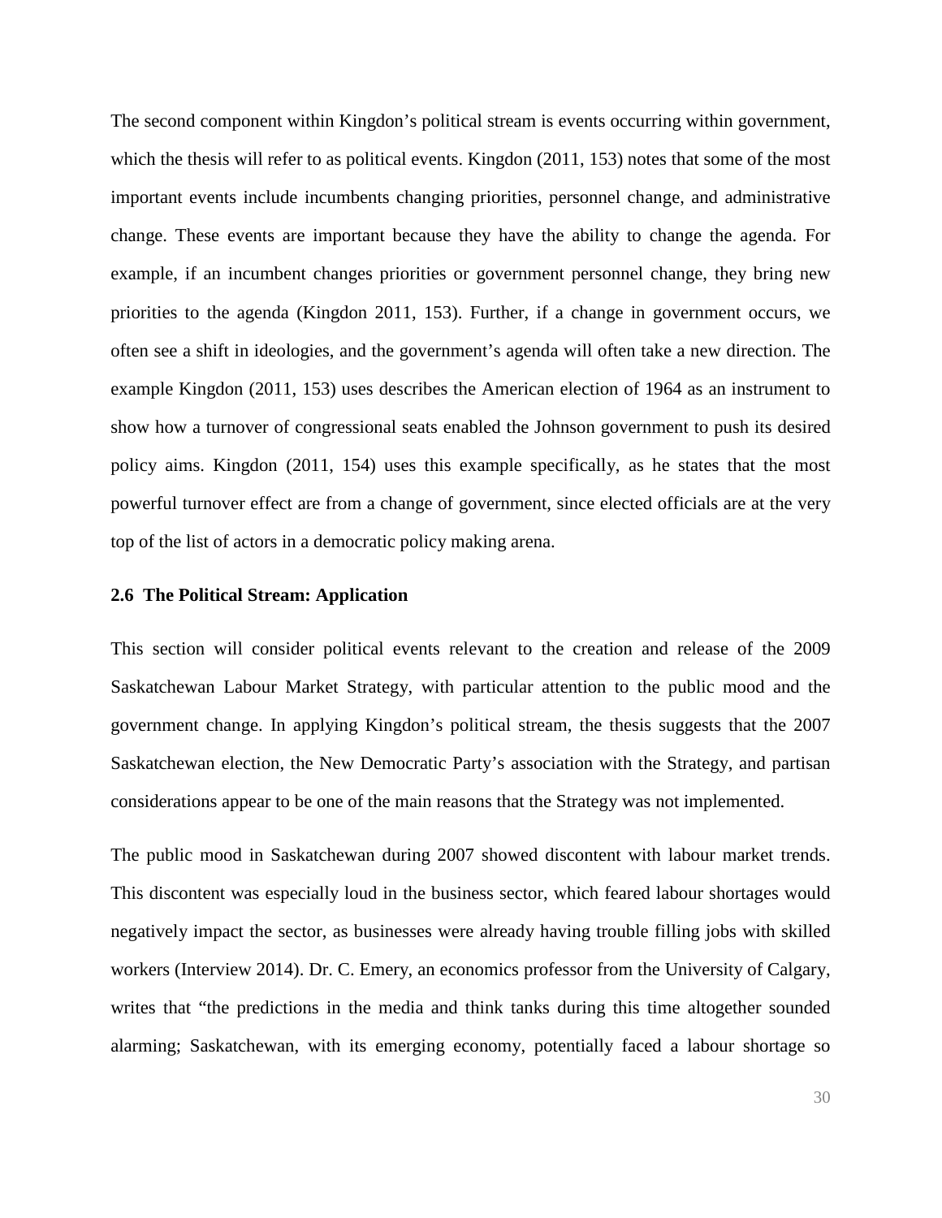The second component within Kingdon's political stream is events occurring within government, which the thesis will refer to as political events. Kingdon (2011, 153) notes that some of the most important events include incumbents changing priorities, personnel change, and administrative change. These events are important because they have the ability to change the agenda. For example, if an incumbent changes priorities or government personnel change, they bring new priorities to the agenda (Kingdon 2011, 153). Further, if a change in government occurs, we often see a shift in ideologies, and the government's agenda will often take a new direction. The example Kingdon (2011, 153) uses describes the American election of 1964 as an instrument to show how a turnover of congressional seats enabled the Johnson government to push its desired policy aims. Kingdon (2011, 154) uses this example specifically, as he states that the most powerful turnover effect are from a change of government, since elected officials are at the very top of the list of actors in a democratic policy making arena.

### 2.6 The Political Stream: Application

This section will consider political events relevant to the creation and release of the 2009 Saskatchewan Labour Market Strategy, with particular attention to the public mood and the government change. In applying Kingdon's political stream, the thesis suggests that the 2007 Saskatchewan election, the New Democratic Party's association with the Strategy, and partisan considerations appear to be one of the main reasons that the Strategy was not implemented.

The public mood in Saskatchewan during 2007 showed discontent with labour market trends. This discontent was especially loud in the business sector, which feared labour shortages would negatively impact the sector, as businesses were already having trouble filling jobs with skilled workers (Interview 2014). Dr. C. Emery, an economics professor from the University of Calgary, writes that "the predictions in the media and think tanks during this time altogether sounded alarming; Saskatchewan, with its emerging economy, potentially faced a labour shortage so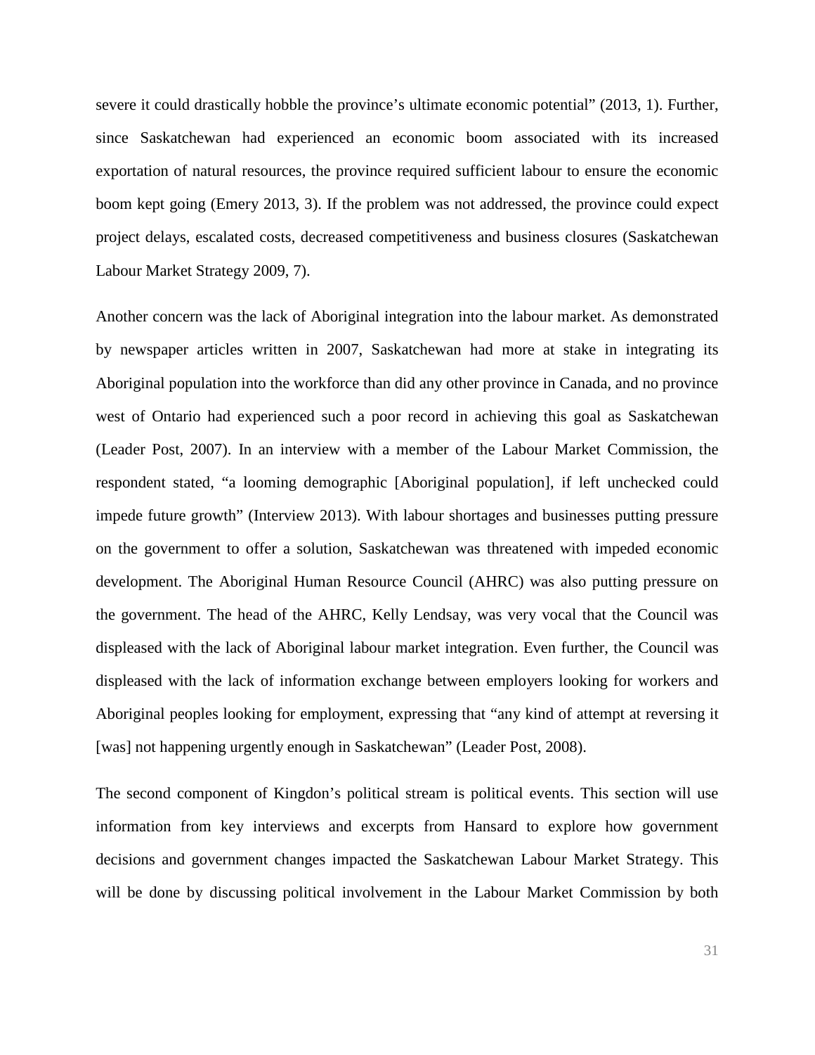severe it could drastically hobble the province's ultimate economic potential" (2013, 1). Further, since Saskatchewan had experienced an economic boom associated with its increased exportation of natural resources, the province required sufficient labour to ensure the economic boom kept going (Emery 2013, 3). If the problem was not addressed, the province could expect project delays, escalated costs, decreased competitiveness and business closures (Saskatchewan Labour Market Strategy 2009, 7).

Another concern was the lack of Aboriginal integration into the labour market. As demonstrated by newspaper articles written in 2007, Saskatchewan had more at stake in integrating its Aboriginal population into the workforce than did any other province in Canada, and no province west of Ontario had experienced such a poor record in achieving this goal as Saskatchewan (Leader Post, 2007). In an interview with a member of the Labour Market Commission, the respondent stated, "a looming demographic [Aboriginal population], if left unchecked could impede future growth" (Interview 2013). With labour shortages and businesses putting pressure on the government to offer a solution, Saskatchewan was threatened with impeded economic development. The Aboriginal Human Resource Council (AHRC) was also putting pressure on the government. The head of the AHRC, Kelly Lendsay, was very vocal that the Council was displeased with the lack of Aboriginal labour market integration. Even further, the Council was displeased with the lack of information exchange between employers looking for workers and Aboriginal peoples looking for employment, expressing that "any kind of attempt at reversing it [was] not happening urgently enough in Saskatchewan" (Leader Post, 2008).

The second component of Kingdon's political stream is political events. This section will use information from key interviews and excerpts from Hansard to explore how government decisions and government changes impacted the Saskatchewan Labour Market Strategy. This will be done by discussing political involvement in the Labour Market Commission by both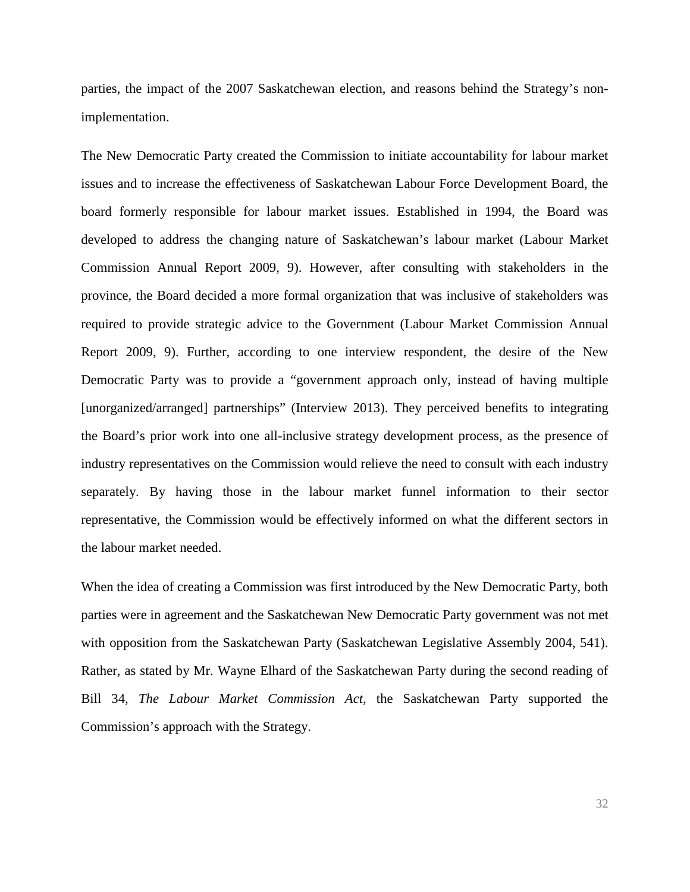parties, the impact of the 2007 Saskatchewan election, and reasons behind the Strategy's non-implementation.

The New Democratic Party created the Commission to initiate accountability for labour market issues and to increase the effectiveness of Saskatchewan Labour Force Development Board, the board formerly responsible for labour market issues. Established in 1994, the Board was developed to address the changing nature of Saskatchewan's labour market (Labour Market Commission Annual Report 2009, 9). However, after consulting with stakeholders in the province, the Board decided a more formal organization that was inclusive of stakeholders was required to provide strategic advice to the Government (Labour Market Commission Annual Report 2009, 9). Further, according to one interview respondent, the desire of the New Democratic Party was to provide a "government approach only, instead of having multiple [unorganized/arranged] partnerships" (Interview 2013). They perceived benefits to integrating the Board's prior work into one all-inclusive strategy development process, as the presence of industry representatives on the Commission would relieve the need to consult with each industry separately. By having those in the labour market funnel information to their sector representative, the Commission would be effectively informed on what the different sectors in the labour market needed.

When the idea of creating a Commission was first introduced by the New Democratic Party, both parties were in agreement and the Saskatchewan New Democratic Party government was not met with opposition from the Saskatchewan Party (Saskatchewan Legislative Assembly 2004, 541). Rather, as stated by Mr. Wayne Elhard of the Saskatchewan Party during the second reading of Bill 34, *The Labour Market Commission Act*, the Saskatchewan Party supported the Commission's approach with the Strategy.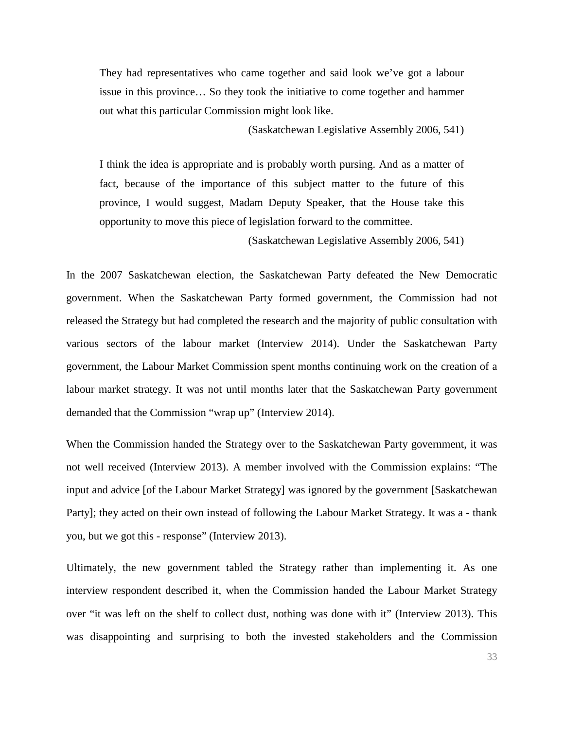> They had representatives who came together and said look we've got a labour issue in this province… So they took the initiative to come together and hammer out what this particular Commission might look like.
>
> (Saskatchewan Legislative Assembly 2006, 541)

> I think the idea is appropriate and is probably worth pursing. And as a matter of fact, because of the importance of this subject matter to the future of this province, I would suggest, Madam Deputy Speaker, that the House take this opportunity to move this piece of legislation forward to the committee.
>
> (Saskatchewan Legislative Assembly 2006, 541)

In the 2007 Saskatchewan election, the Saskatchewan Party defeated the New Democratic government. When the Saskatchewan Party formed government, the Commission had not released the Strategy but had completed the research and the majority of public consultation with various sectors of the labour market (Interview 2014). Under the Saskatchewan Party government, the Labour Market Commission spent months continuing work on the creation of a labour market strategy. It was not until months later that the Saskatchewan Party government demanded that the Commission "wrap up" (Interview 2014).

When the Commission handed the Strategy over to the Saskatchewan Party government, it was not well received (Interview 2013). A member involved with the Commission explains: "The input and advice [of the Labour Market Strategy] was ignored by the government [Saskatchewan Party]; they acted on their own instead of following the Labour Market Strategy. It was a - thank you, but we got this - response" (Interview 2013).

Ultimately, the new government tabled the Strategy rather than implementing it. As one interview respondent described it, when the Commission handed the Labour Market Strategy over "it was left on the shelf to collect dust, nothing was done with it" (Interview 2013). This was disappointing and surprising to both the invested stakeholders and the Commission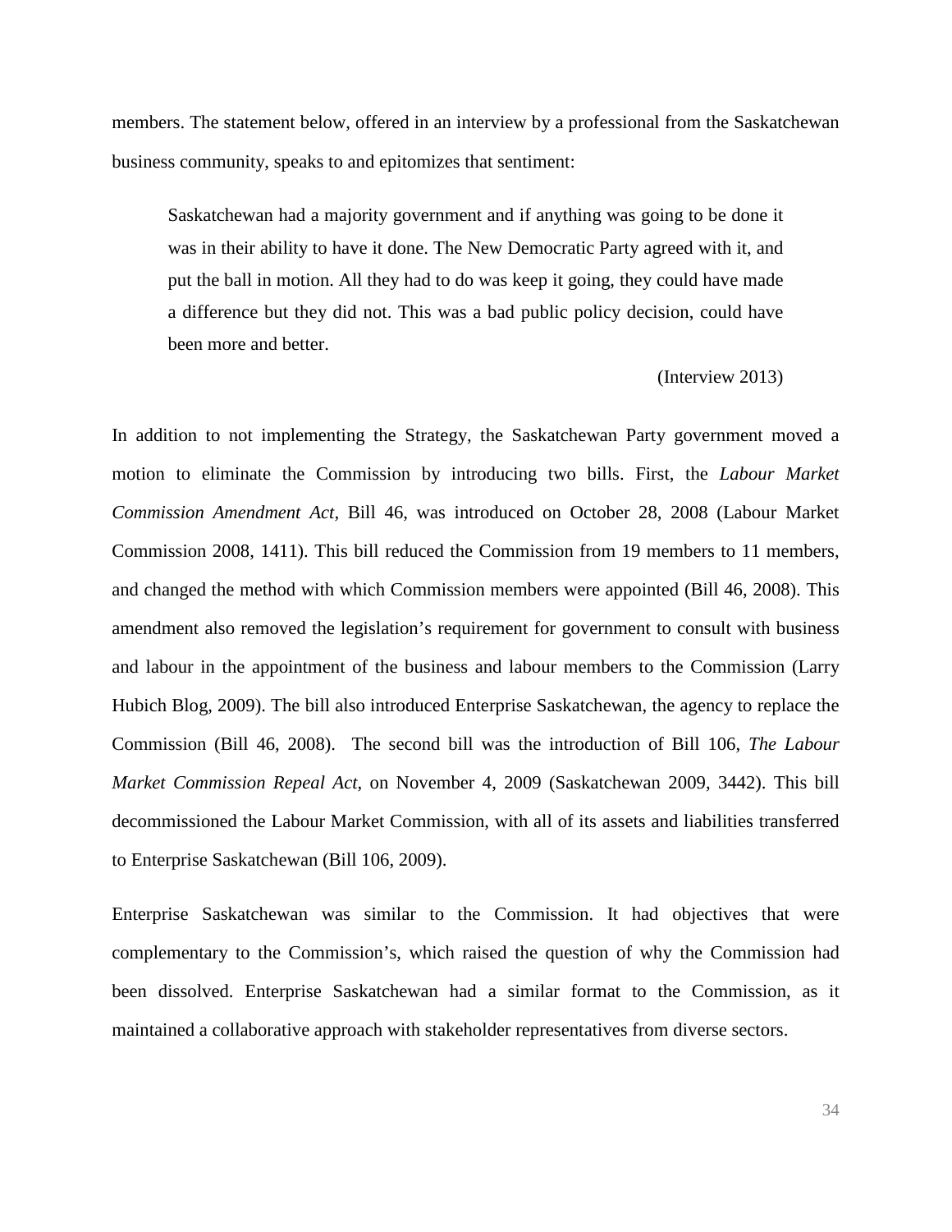members. The statement below, offered in an interview by a professional from the Saskatchewan business community, speaks to and epitomizes that sentiment:

> Saskatchewan had a majority government and if anything was going to be done it was in their ability to have it done. The New Democratic Party agreed with it, and put the ball in motion. All they had to do was keep it going, they could have made a difference but they did not. This was a bad public policy decision, could have been more and better.
>
> (Interview 2013)

In addition to not implementing the Strategy, the Saskatchewan Party government moved a motion to eliminate the Commission by introducing two bills. First, the *Labour Market Commission Amendment Act*, Bill 46, was introduced on October 28, 2008 (Labour Market Commission 2008, 1411). This bill reduced the Commission from 19 members to 11 members, and changed the method with which Commission members were appointed (Bill 46, 2008). This amendment also removed the legislation's requirement for government to consult with business and labour in the appointment of the business and labour members to the Commission (Larry Hubich Blog, 2009). The bill also introduced Enterprise Saskatchewan, the agency to replace the Commission (Bill 46, 2008). The second bill was the introduction of Bill 106, *The Labour Market Commission Repeal Act*, on November 4, 2009 (Saskatchewan 2009, 3442). This bill decommissioned the Labour Market Commission, with all of its assets and liabilities transferred to Enterprise Saskatchewan (Bill 106, 2009).

Enterprise Saskatchewan was similar to the Commission. It had objectives that were complementary to the Commission's, which raised the question of why the Commission had been dissolved. Enterprise Saskatchewan had a similar format to the Commission, as it maintained a collaborative approach with stakeholder representatives from diverse sectors.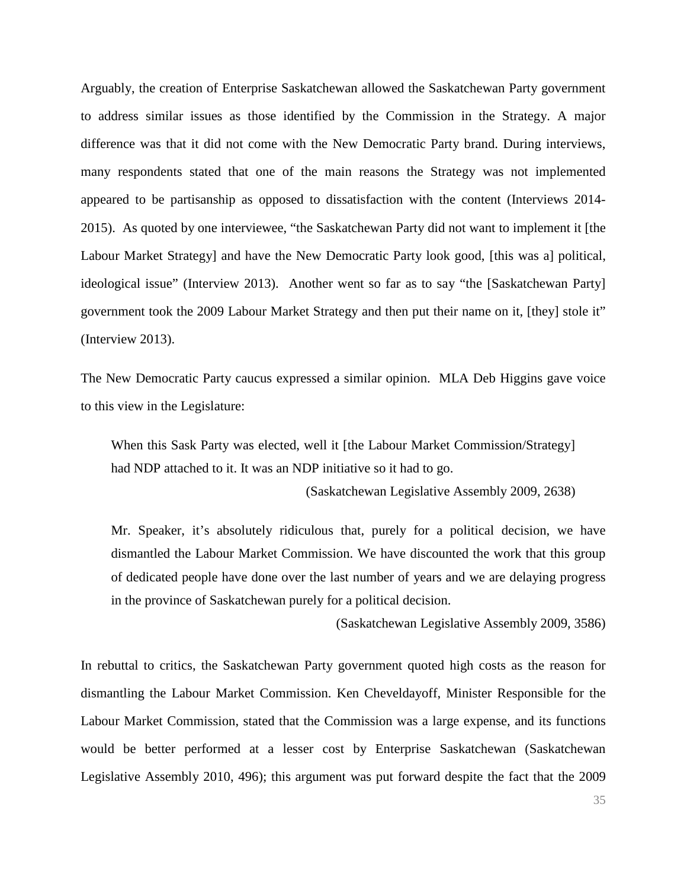Arguably, the creation of Enterprise Saskatchewan allowed the Saskatchewan Party government to address similar issues as those identified by the Commission in the Strategy. A major difference was that it did not come with the New Democratic Party brand. During interviews, many respondents stated that one of the main reasons the Strategy was not implemented appeared to be partisanship as opposed to dissatisfaction with the content (Interviews 2014-2015). As quoted by one interviewee, "the Saskatchewan Party did not want to implement it [the Labour Market Strategy] and have the New Democratic Party look good, [this was a] political, ideological issue" (Interview 2013). Another went so far as to say "the [Saskatchewan Party] government took the 2009 Labour Market Strategy and then put their name on it, [they] stole it" (Interview 2013).

The New Democratic Party caucus expressed a similar opinion. MLA Deb Higgins gave voice to this view in the Legislature:

> When this Sask Party was elected, well it [the Labour Market Commission/Strategy] had NDP attached to it. It was an NDP initiative so it had to go.
>
> (Saskatchewan Legislative Assembly 2009, 2638)

> Mr. Speaker, it's absolutely ridiculous that, purely for a political decision, we have dismantled the Labour Market Commission. We have discounted the work that this group of dedicated people have done over the last number of years and we are delaying progress in the province of Saskatchewan purely for a political decision.
>
> (Saskatchewan Legislative Assembly 2009, 3586)

In rebuttal to critics, the Saskatchewan Party government quoted high costs as the reason for dismantling the Labour Market Commission. Ken Cheveldayoff, Minister Responsible for the Labour Market Commission, stated that the Commission was a large expense, and its functions would be better performed at a lesser cost by Enterprise Saskatchewan (Saskatchewan Legislative Assembly 2010, 496); this argument was put forward despite the fact that the 2009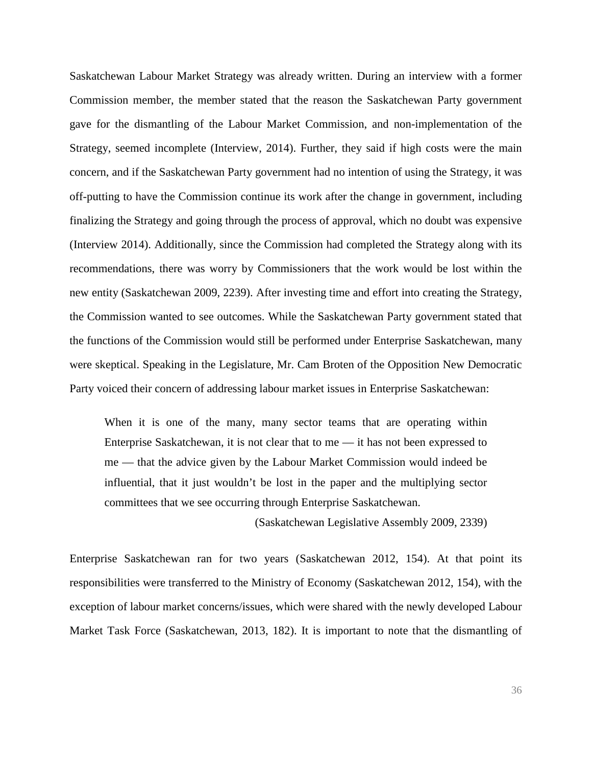Saskatchewan Labour Market Strategy was already written. During an interview with a former Commission member, the member stated that the reason the Saskatchewan Party government gave for the dismantling of the Labour Market Commission, and non-implementation of the Strategy, seemed incomplete (Interview, 2014). Further, they said if high costs were the main concern, and if the Saskatchewan Party government had no intention of using the Strategy, it was off-putting to have the Commission continue its work after the change in government, including finalizing the Strategy and going through the process of approval, which no doubt was expensive (Interview 2014). Additionally, since the Commission had completed the Strategy along with its recommendations, there was worry by Commissioners that the work would be lost within the new entity (Saskatchewan 2009, 2239). After investing time and effort into creating the Strategy, the Commission wanted to see outcomes. While the Saskatchewan Party government stated that the functions of the Commission would still be performed under Enterprise Saskatchewan, many were skeptical. Speaking in the Legislature, Mr. Cam Broten of the Opposition New Democratic Party voiced their concern of addressing labour market issues in Enterprise Saskatchewan:

> When it is one of the many, many sector teams that are operating within Enterprise Saskatchewan, it is not clear that to me — it has not been expressed to me — that the advice given by the Labour Market Commission would indeed be influential, that it just wouldn't be lost in the paper and the multiplying sector committees that we see occurring through Enterprise Saskatchewan.
>
> (Saskatchewan Legislative Assembly 2009, 2339)

Enterprise Saskatchewan ran for two years (Saskatchewan 2012, 154). At that point its responsibilities were transferred to the Ministry of Economy (Saskatchewan 2012, 154), with the exception of labour market concerns/issues, which were shared with the newly developed Labour Market Task Force (Saskatchewan, 2013, 182). It is important to note that the dismantling of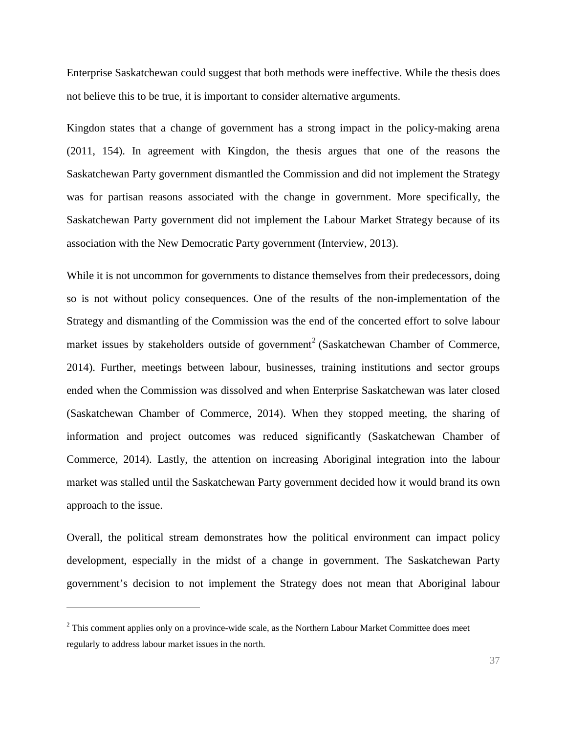Enterprise Saskatchewan could suggest that both methods were ineffective. While the thesis does not believe this to be true, it is important to consider alternative arguments.

Kingdon states that a change of government has a strong impact in the policy-making arena (2011, 154). In agreement with Kingdon, the thesis argues that one of the reasons the Saskatchewan Party government dismantled the Commission and did not implement the Strategy was for partisan reasons associated with the change in government. More specifically, the Saskatchewan Party government did not implement the Labour Market Strategy because of its association with the New Democratic Party government (Interview, 2013).

While it is not uncommon for governments to distance themselves from their predecessors, doing so is not without policy consequences. One of the results of the non-implementation of the Strategy and dismantling of the Commission was the end of the concerted effort to solve labour market issues by stakeholders outside of government[2] (Saskatchewan Chamber of Commerce, 2014). Further, meetings between labour, businesses, training institutions and sector groups ended when the Commission was dissolved and when Enterprise Saskatchewan was later closed (Saskatchewan Chamber of Commerce, 2014). When they stopped meeting, the sharing of information and project outcomes was reduced significantly (Saskatchewan Chamber of Commerce, 2014). Lastly, the attention on increasing Aboriginal integration into the labour market was stalled until the Saskatchewan Party government decided how it would brand its own approach to the issue.

Overall, the political stream demonstrates how the political environment can impact policy development, especially in the midst of a change in government. The Saskatchewan Party government's decision to not implement the Strategy does not mean that Aboriginal labour

---

[2] This comment applies only on a province-wide scale, as the Northern Labour Market Committee does meet regularly to address labour market issues in the north.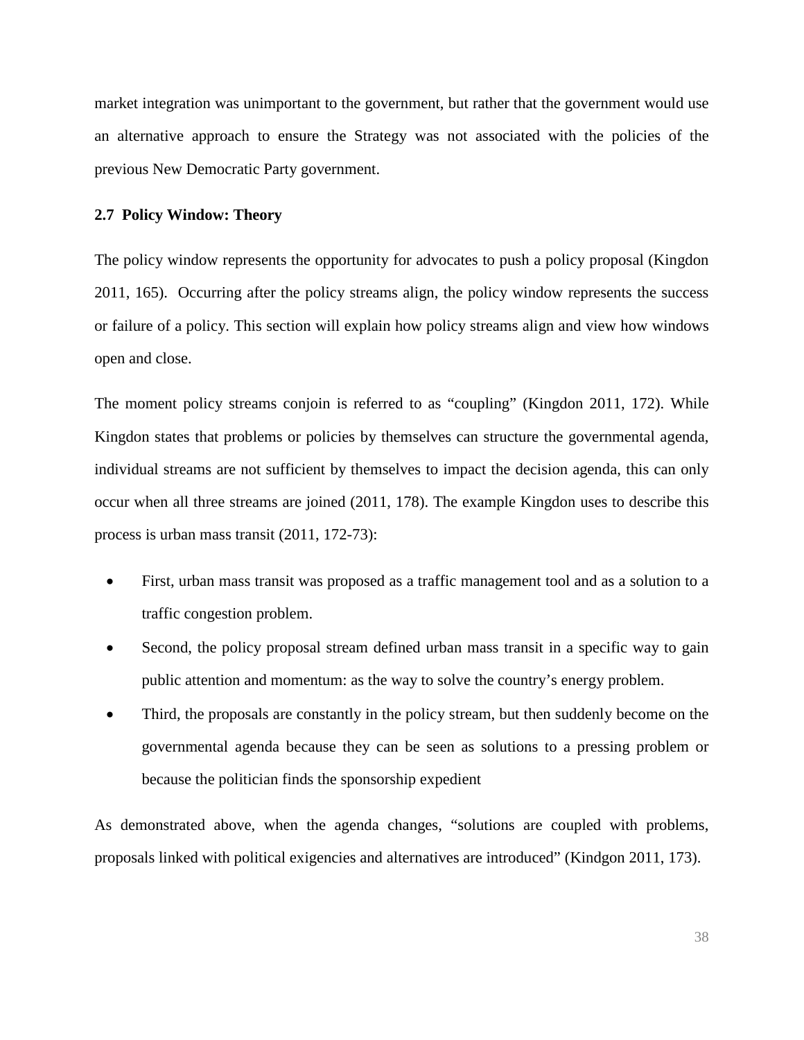market integration was unimportant to the government, but rather that the government would use an alternative approach to ensure the Strategy was not associated with the policies of the previous New Democratic Party government.

## 2.7 Policy Window: Theory

The policy window represents the opportunity for advocates to push a policy proposal (Kingdon 2011, 165). Occurring after the policy streams align, the policy window represents the success or failure of a policy. This section will explain how policy streams align and view how windows open and close.

The moment policy streams conjoin is referred to as "coupling" (Kingdon 2011, 172). While Kingdon states that problems or policies by themselves can structure the governmental agenda, individual streams are not sufficient by themselves to impact the decision agenda, this can only occur when all three streams are joined (2011, 178). The example Kingdon uses to describe this process is urban mass transit (2011, 172-73):

- First, urban mass transit was proposed as a traffic management tool and as a solution to a traffic congestion problem.
- Second, the policy proposal stream defined urban mass transit in a specific way to gain public attention and momentum: as the way to solve the country's energy problem.
- Third, the proposals are constantly in the policy stream, but then suddenly become on the governmental agenda because they can be seen as solutions to a pressing problem or because the politician finds the sponsorship expedient

As demonstrated above, when the agenda changes, "solutions are coupled with problems, proposals linked with political exigencies and alternatives are introduced" (Kindgon 2011, 173).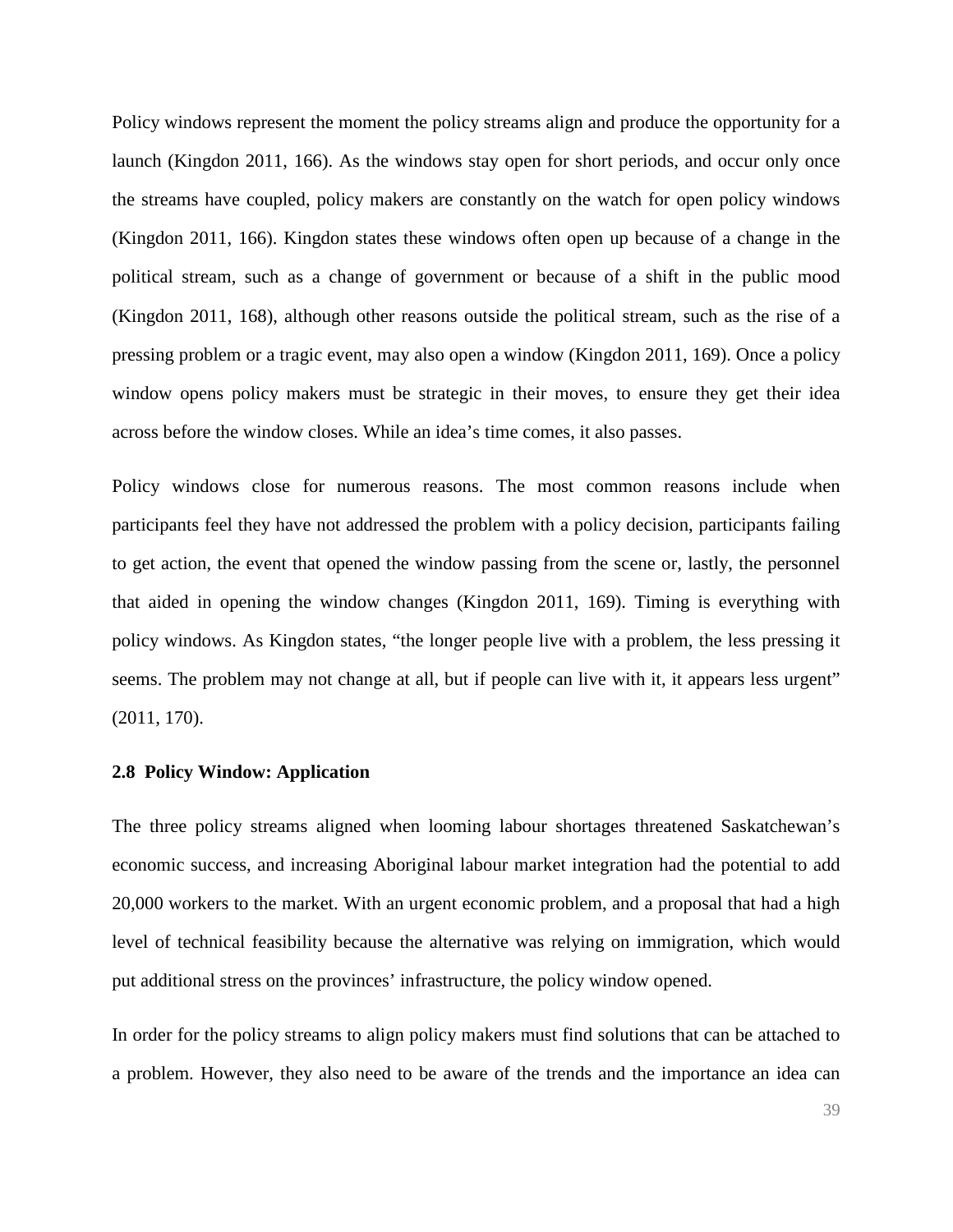Policy windows represent the moment the policy streams align and produce the opportunity for a launch (Kingdon 2011, 166). As the windows stay open for short periods, and occur only once the streams have coupled, policy makers are constantly on the watch for open policy windows (Kingdon 2011, 166). Kingdon states these windows often open up because of a change in the political stream, such as a change of government or because of a shift in the public mood (Kingdon 2011, 168), although other reasons outside the political stream, such as the rise of a pressing problem or a tragic event, may also open a window (Kingdon 2011, 169). Once a policy window opens policy makers must be strategic in their moves, to ensure they get their idea across before the window closes. While an idea's time comes, it also passes.

Policy windows close for numerous reasons. The most common reasons include when participants feel they have not addressed the problem with a policy decision, participants failing to get action, the event that opened the window passing from the scene or, lastly, the personnel that aided in opening the window changes (Kingdon 2011, 169). Timing is everything with policy windows. As Kingdon states, "the longer people live with a problem, the less pressing it seems. The problem may not change at all, but if people can live with it, it appears less urgent" (2011, 170).

### 2.8 Policy Window: Application

The three policy streams aligned when looming labour shortages threatened Saskatchewan's economic success, and increasing Aboriginal labour market integration had the potential to add 20,000 workers to the market. With an urgent economic problem, and a proposal that had a high level of technical feasibility because the alternative was relying on immigration, which would put additional stress on the provinces' infrastructure, the policy window opened.

In order for the policy streams to align policy makers must find solutions that can be attached to a problem. However, they also need to be aware of the trends and the importance an idea can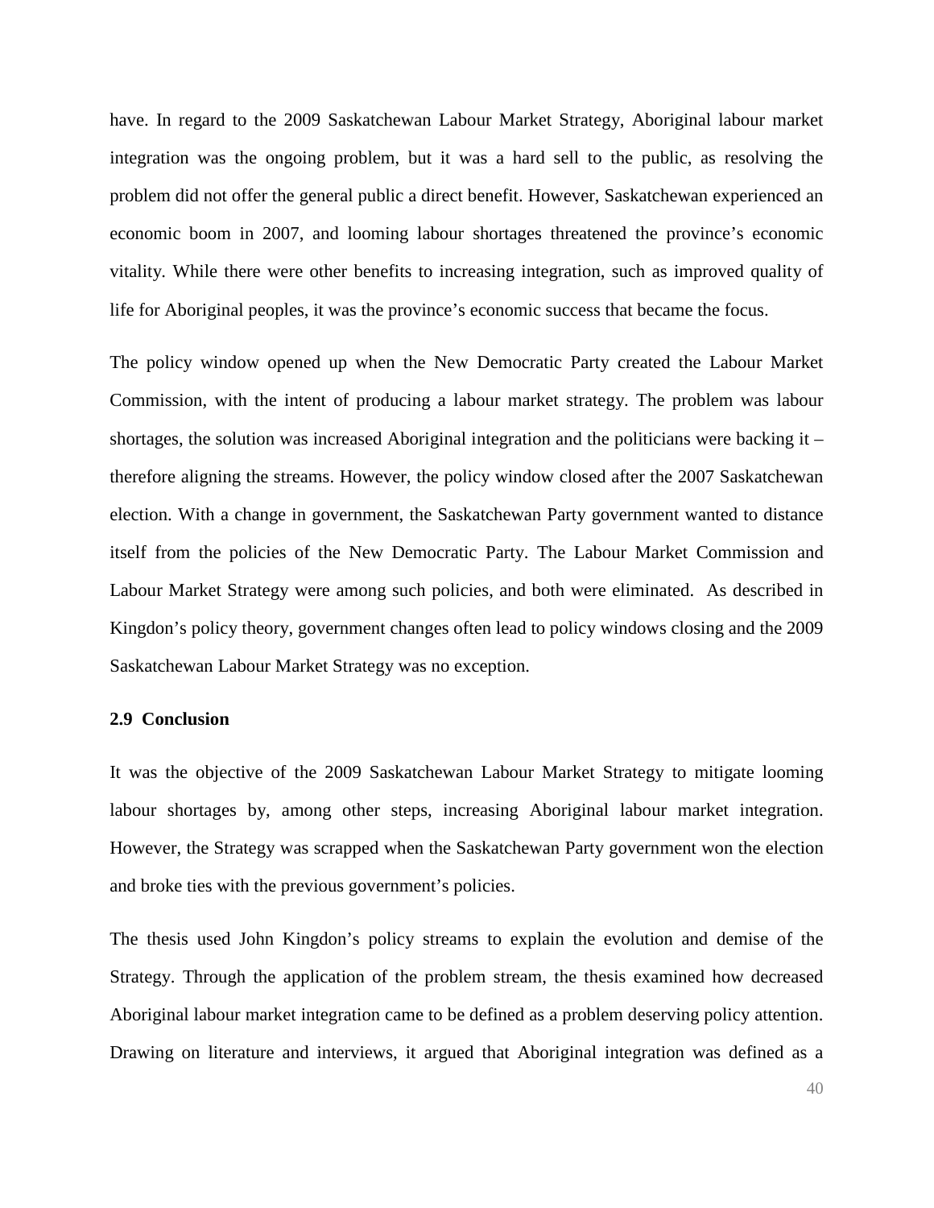have. In regard to the 2009 Saskatchewan Labour Market Strategy, Aboriginal labour market integration was the ongoing problem, but it was a hard sell to the public, as resolving the problem did not offer the general public a direct benefit. However, Saskatchewan experienced an economic boom in 2007, and looming labour shortages threatened the province's economic vitality. While there were other benefits to increasing integration, such as improved quality of life for Aboriginal peoples, it was the province's economic success that became the focus.

The policy window opened up when the New Democratic Party created the Labour Market Commission, with the intent of producing a labour market strategy. The problem was labour shortages, the solution was increased Aboriginal integration and the politicians were backing it – therefore aligning the streams. However, the policy window closed after the 2007 Saskatchewan election. With a change in government, the Saskatchewan Party government wanted to distance itself from the policies of the New Democratic Party. The Labour Market Commission and Labour Market Strategy were among such policies, and both were eliminated. As described in Kingdon's policy theory, government changes often lead to policy windows closing and the 2009 Saskatchewan Labour Market Strategy was no exception.

### 2.9 Conclusion

It was the objective of the 2009 Saskatchewan Labour Market Strategy to mitigate looming labour shortages by, among other steps, increasing Aboriginal labour market integration. However, the Strategy was scrapped when the Saskatchewan Party government won the election and broke ties with the previous government's policies.

The thesis used John Kingdon's policy streams to explain the evolution and demise of the Strategy. Through the application of the problem stream, the thesis examined how decreased Aboriginal labour market integration came to be defined as a problem deserving policy attention. Drawing on literature and interviews, it argued that Aboriginal integration was defined as a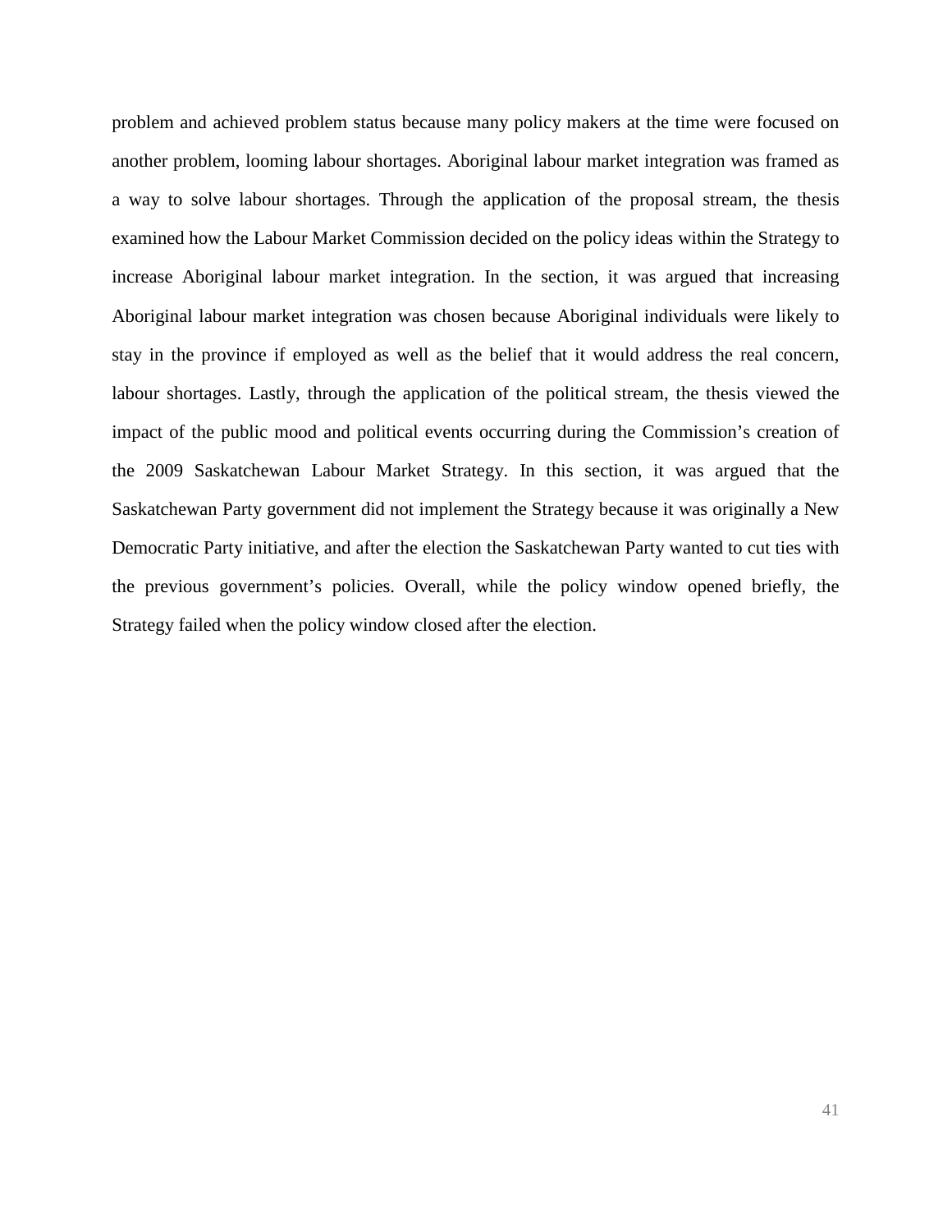problem and achieved problem status because many policy makers at the time were focused on another problem, looming labour shortages. Aboriginal labour market integration was framed as a way to solve labour shortages. Through the application of the proposal stream, the thesis examined how the Labour Market Commission decided on the policy ideas within the Strategy to increase Aboriginal labour market integration. In the section, it was argued that increasing Aboriginal labour market integration was chosen because Aboriginal individuals were likely to stay in the province if employed as well as the belief that it would address the real concern, labour shortages. Lastly, through the application of the political stream, the thesis viewed the impact of the public mood and political events occurring during the Commission's creation of the 2009 Saskatchewan Labour Market Strategy. In this section, it was argued that the Saskatchewan Party government did not implement the Strategy because it was originally a New Democratic Party initiative, and after the election the Saskatchewan Party wanted to cut ties with the previous government's policies. Overall, while the policy window opened briefly, the Strategy failed when the policy window closed after the election.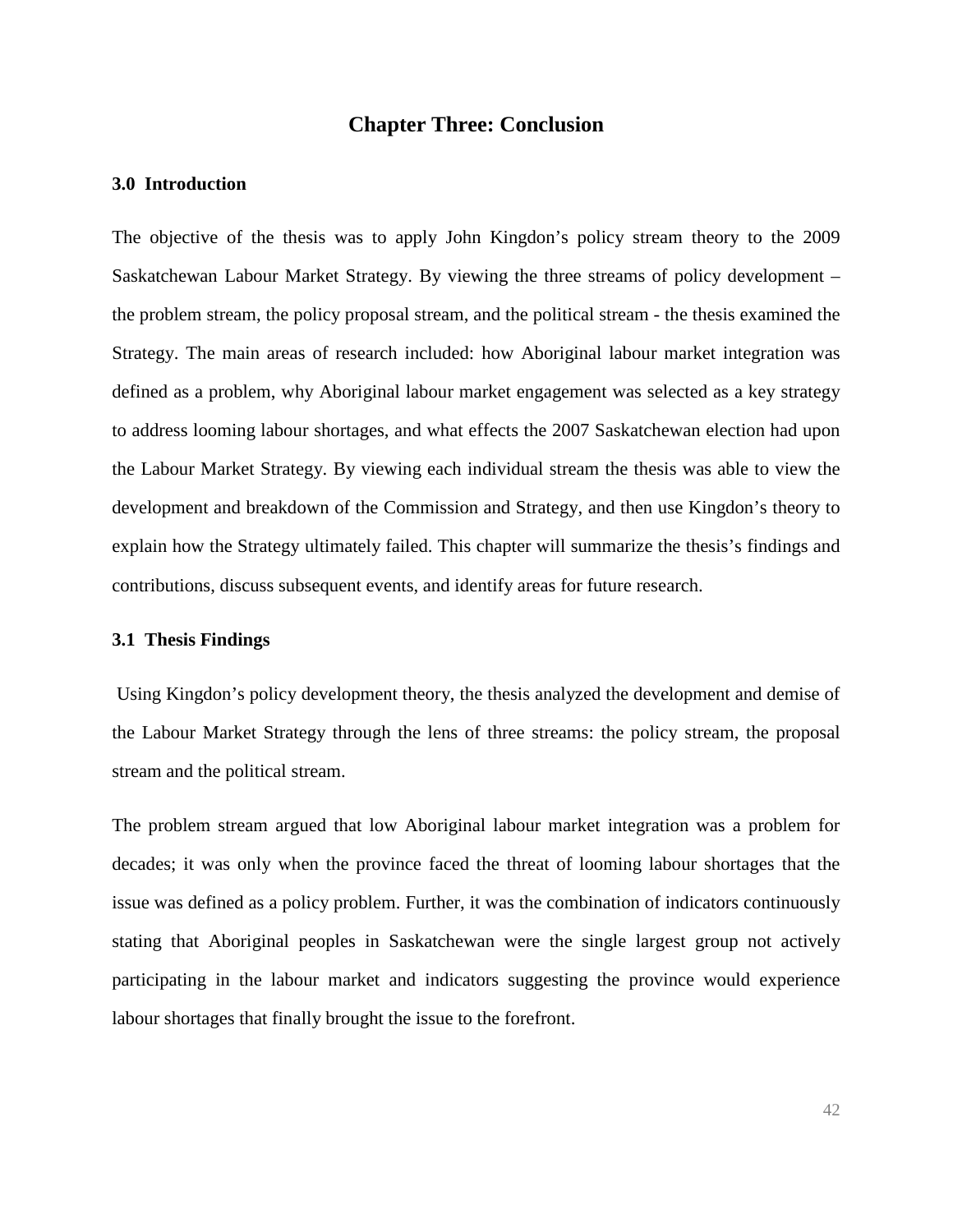# Chapter Three: Conclusion

### 3.0 Introduction

The objective of the thesis was to apply John Kingdon's policy stream theory to the 2009 Saskatchewan Labour Market Strategy. By viewing the three streams of policy development – the problem stream, the policy proposal stream, and the political stream - the thesis examined the Strategy. The main areas of research included: how Aboriginal labour market integration was defined as a problem, why Aboriginal labour market engagement was selected as a key strategy to address looming labour shortages, and what effects the 2007 Saskatchewan election had upon the Labour Market Strategy. By viewing each individual stream the thesis was able to view the development and breakdown of the Commission and Strategy, and then use Kingdon's theory to explain how the Strategy ultimately failed. This chapter will summarize the thesis's findings and contributions, discuss subsequent events, and identify areas for future research.

### 3.1 Thesis Findings

Using Kingdon's policy development theory, the thesis analyzed the development and demise of the Labour Market Strategy through the lens of three streams: the policy stream, the proposal stream and the political stream.

The problem stream argued that low Aboriginal labour market integration was a problem for decades; it was only when the province faced the threat of looming labour shortages that the issue was defined as a policy problem. Further, it was the combination of indicators continuously stating that Aboriginal peoples in Saskatchewan were the single largest group not actively participating in the labour market and indicators suggesting the province would experience labour shortages that finally brought the issue to the forefront.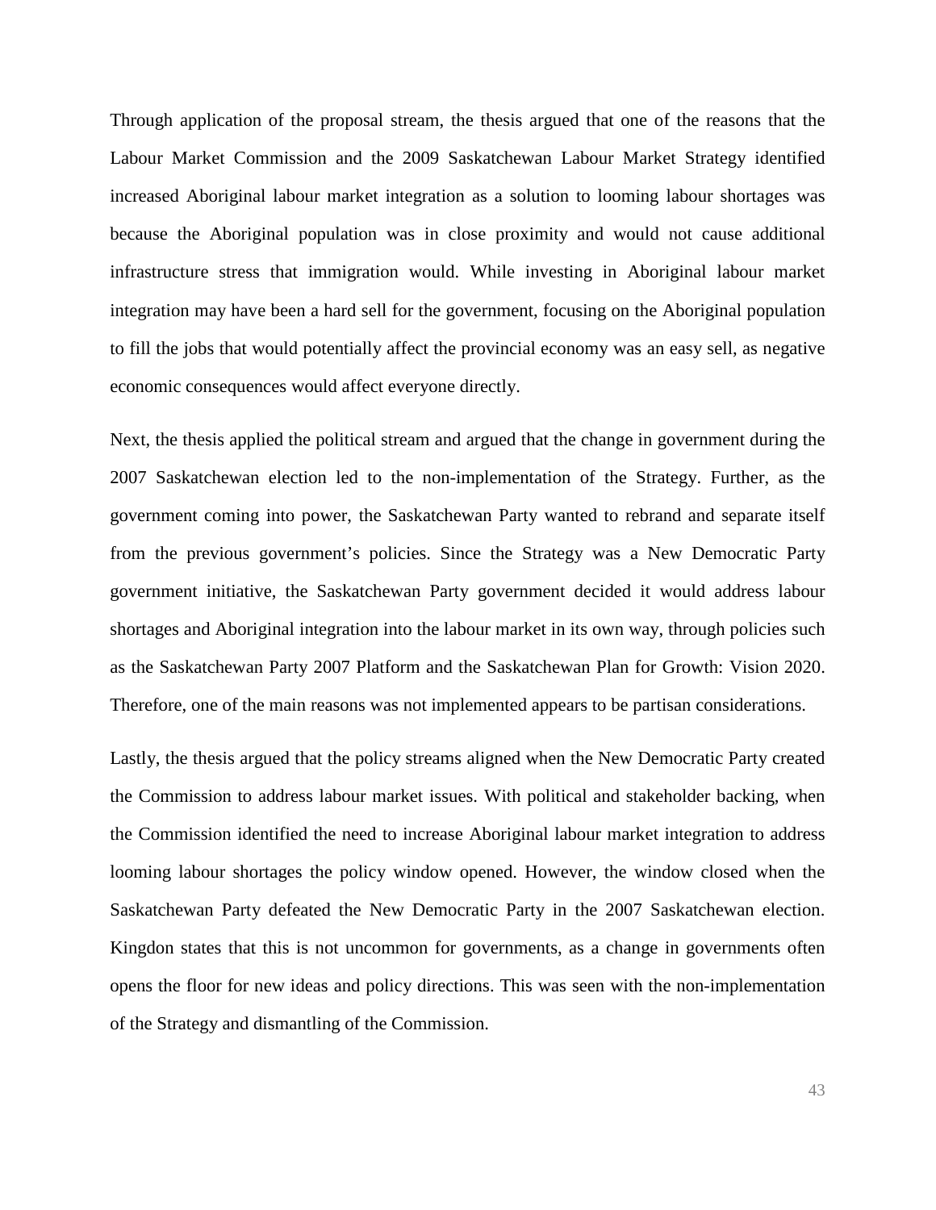Through application of the proposal stream, the thesis argued that one of the reasons that the Labour Market Commission and the 2009 Saskatchewan Labour Market Strategy identified increased Aboriginal labour market integration as a solution to looming labour shortages was because the Aboriginal population was in close proximity and would not cause additional infrastructure stress that immigration would. While investing in Aboriginal labour market integration may have been a hard sell for the government, focusing on the Aboriginal population to fill the jobs that would potentially affect the provincial economy was an easy sell, as negative economic consequences would affect everyone directly.

Next, the thesis applied the political stream and argued that the change in government during the 2007 Saskatchewan election led to the non-implementation of the Strategy. Further, as the government coming into power, the Saskatchewan Party wanted to rebrand and separate itself from the previous government's policies. Since the Strategy was a New Democratic Party government initiative, the Saskatchewan Party government decided it would address labour shortages and Aboriginal integration into the labour market in its own way, through policies such as the Saskatchewan Party 2007 Platform and the Saskatchewan Plan for Growth: Vision 2020. Therefore, one of the main reasons was not implemented appears to be partisan considerations.

Lastly, the thesis argued that the policy streams aligned when the New Democratic Party created the Commission to address labour market issues. With political and stakeholder backing, when the Commission identified the need to increase Aboriginal labour market integration to address looming labour shortages the policy window opened. However, the window closed when the Saskatchewan Party defeated the New Democratic Party in the 2007 Saskatchewan election. Kingdon states that this is not uncommon for governments, as a change in governments often opens the floor for new ideas and policy directions. This was seen with the non-implementation of the Strategy and dismantling of the Commission.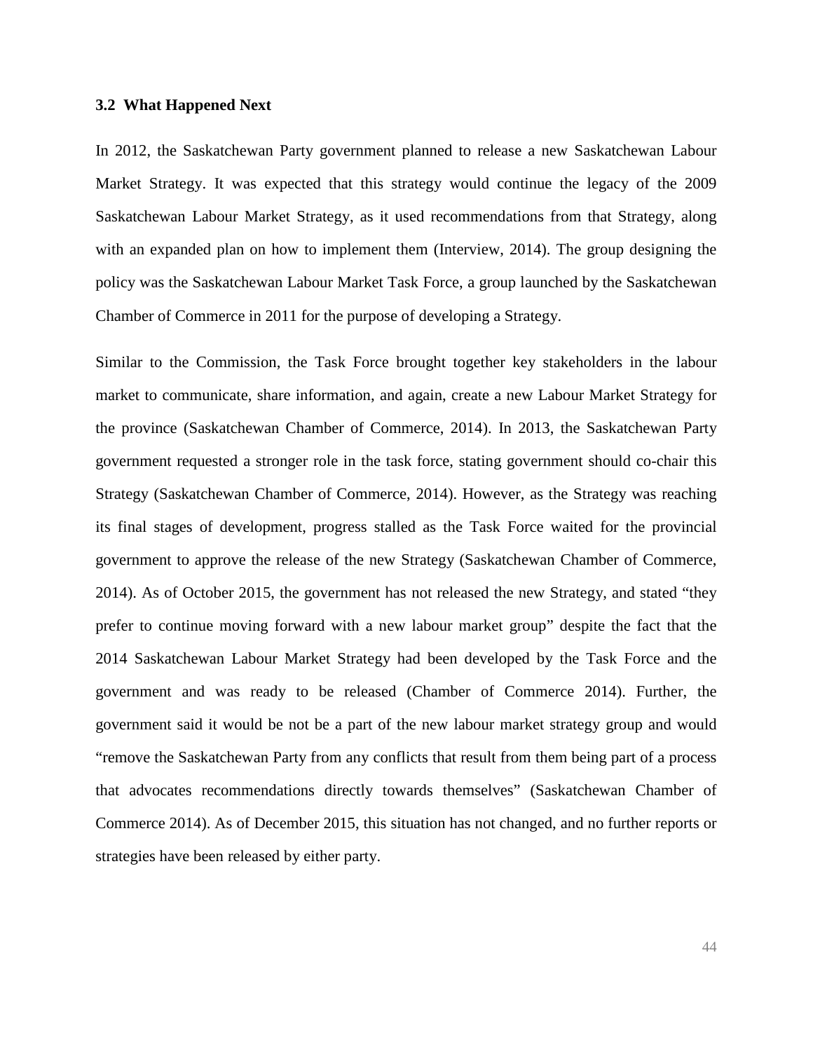### 3.2 What Happened Next

In 2012, the Saskatchewan Party government planned to release a new Saskatchewan Labour Market Strategy. It was expected that this strategy would continue the legacy of the 2009 Saskatchewan Labour Market Strategy, as it used recommendations from that Strategy, along with an expanded plan on how to implement them (Interview, 2014). The group designing the policy was the Saskatchewan Labour Market Task Force, a group launched by the Saskatchewan Chamber of Commerce in 2011 for the purpose of developing a Strategy.

Similar to the Commission, the Task Force brought together key stakeholders in the labour market to communicate, share information, and again, create a new Labour Market Strategy for the province (Saskatchewan Chamber of Commerce, 2014). In 2013, the Saskatchewan Party government requested a stronger role in the task force, stating government should co-chair this Strategy (Saskatchewan Chamber of Commerce, 2014). However, as the Strategy was reaching its final stages of development, progress stalled as the Task Force waited for the provincial government to approve the release of the new Strategy (Saskatchewan Chamber of Commerce, 2014). As of October 2015, the government has not released the new Strategy, and stated "they prefer to continue moving forward with a new labour market group" despite the fact that the 2014 Saskatchewan Labour Market Strategy had been developed by the Task Force and the government and was ready to be released (Chamber of Commerce 2014). Further, the government said it would be not be a part of the new labour market strategy group and would "remove the Saskatchewan Party from any conflicts that result from them being part of a process that advocates recommendations directly towards themselves" (Saskatchewan Chamber of Commerce 2014). As of December 2015, this situation has not changed, and no further reports or strategies have been released by either party.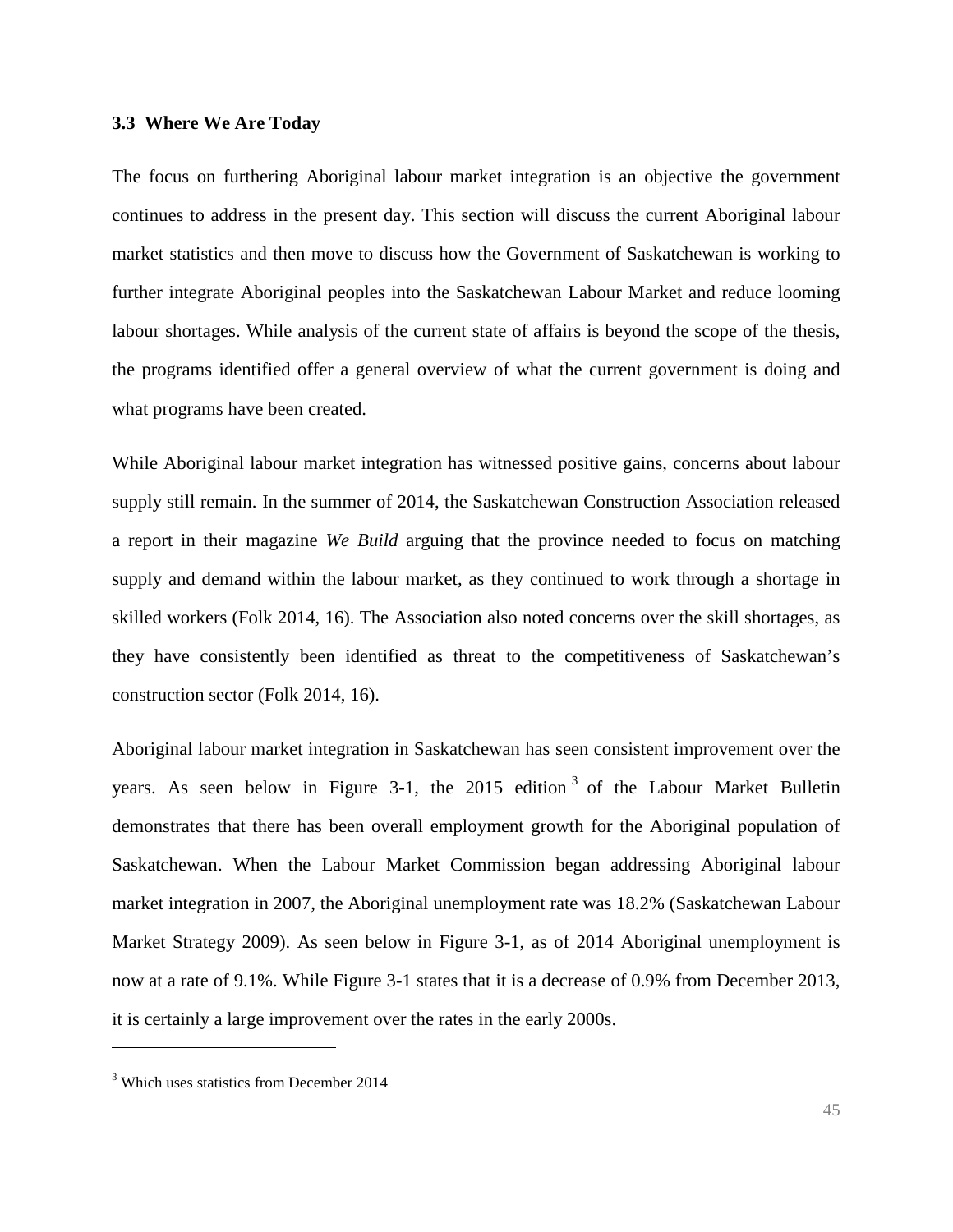### 3.3 Where We Are Today

The focus on furthering Aboriginal labour market integration is an objective the government continues to address in the present day. This section will discuss the current Aboriginal labour market statistics and then move to discuss how the Government of Saskatchewan is working to further integrate Aboriginal peoples into the Saskatchewan Labour Market and reduce looming labour shortages. While analysis of the current state of affairs is beyond the scope of the thesis, the programs identified offer a general overview of what the current government is doing and what programs have been created.

While Aboriginal labour market integration has witnessed positive gains, concerns about labour supply still remain. In the summer of 2014, the Saskatchewan Construction Association released a report in their magazine *We Build* arguing that the province needed to focus on matching supply and demand within the labour market, as they continued to work through a shortage in skilled workers (Folk 2014, 16). The Association also noted concerns over the skill shortages, as they have consistently been identified as threat to the competitiveness of Saskatchewan's construction sector (Folk 2014, 16).

Aboriginal labour market integration in Saskatchewan has seen consistent improvement over the years. As seen below in Figure 3-1, the 2015 edition[3] of the Labour Market Bulletin demonstrates that there has been overall employment growth for the Aboriginal population of Saskatchewan. When the Labour Market Commission began addressing Aboriginal labour market integration in 2007, the Aboriginal unemployment rate was 18.2% (Saskatchewan Labour Market Strategy 2009). As seen below in Figure 3-1, as of 2014 Aboriginal unemployment is now at a rate of 9.1%. While Figure 3-1 states that it is a decrease of 0.9% from December 2013, it is certainly a large improvement over the rates in the early 2000s.

---

[3] Which uses statistics from December 2014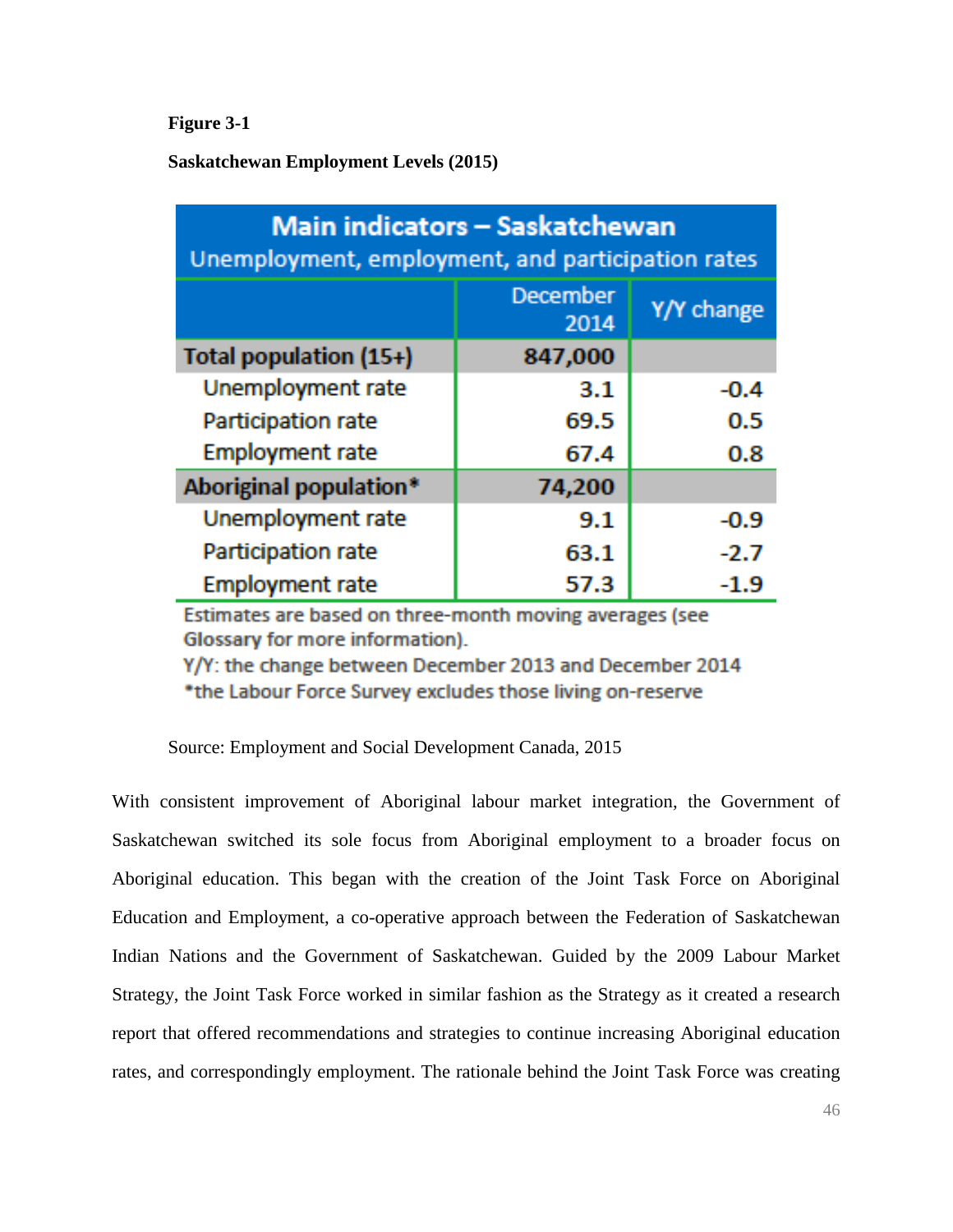**Figure 3-1**

**Saskatchewan Employment Levels (2015)**

| Main indicators – Saskatchewan<br>Unemployment, employment, and participation rates | | |
|---|---|---|
| | December 2014 | Y/Y change |
| **Total population (15+)** | **847,000** | |
| Unemployment rate | 3.1 | -0.4 |
| Participation rate | 69.5 | 0.5 |
| Employment rate | 67.4 | 0.8 |
| **Aboriginal population*** | **74,200** | |
| Unemployment rate | 9.1 | -0.9 |
| Participation rate | 63.1 | -2.7 |
| Employment rate | 57.3 | -1.9 |

Estimates are based on three-month moving averages (see Glossary for more information).
Y/Y: the change between December 2013 and December 2014
*the Labour Force Survey excludes those living on-reserve

Source: Employment and Social Development Canada, 2015

With consistent improvement of Aboriginal labour market integration, the Government of Saskatchewan switched its sole focus from Aboriginal employment to a broader focus on Aboriginal education. This began with the creation of the Joint Task Force on Aboriginal Education and Employment, a co-operative approach between the Federation of Saskatchewan Indian Nations and the Government of Saskatchewan. Guided by the 2009 Labour Market Strategy, the Joint Task Force worked in similar fashion as the Strategy as it created a research report that offered recommendations and strategies to continue increasing Aboriginal education rates, and correspondingly employment. The rationale behind the Joint Task Force was creating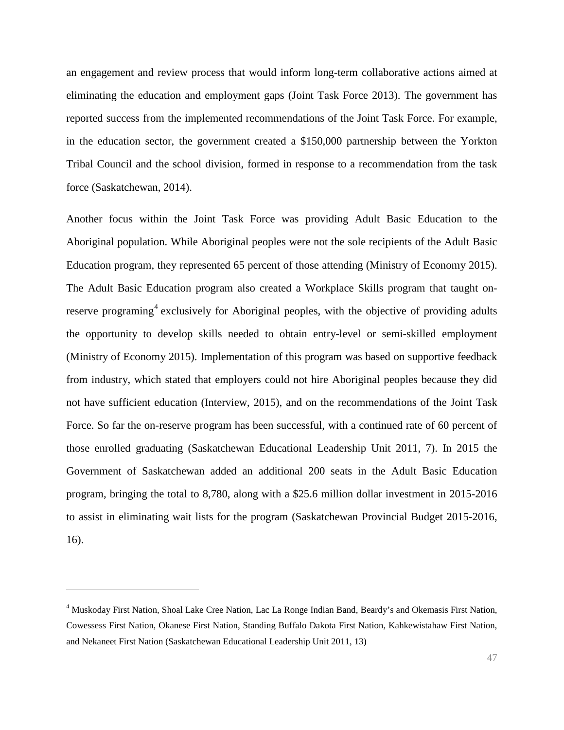an engagement and review process that would inform long-term collaborative actions aimed at eliminating the education and employment gaps (Joint Task Force 2013). The government has reported success from the implemented recommendations of the Joint Task Force. For example, in the education sector, the government created a $150,000 partnership between the Yorkton Tribal Council and the school division, formed in response to a recommendation from the task force (Saskatchewan, 2014).

Another focus within the Joint Task Force was providing Adult Basic Education to the Aboriginal population. While Aboriginal peoples were not the sole recipients of the Adult Basic Education program, they represented 65 percent of those attending (Ministry of Economy 2015). The Adult Basic Education program also created a Workplace Skills program that taught on-reserve programing[4] exclusively for Aboriginal peoples, with the objective of providing adults the opportunity to develop skills needed to obtain entry-level or semi-skilled employment (Ministry of Economy 2015). Implementation of this program was based on supportive feedback from industry, which stated that employers could not hire Aboriginal peoples because they did not have sufficient education (Interview, 2015), and on the recommendations of the Joint Task Force. So far the on-reserve program has been successful, with a continued rate of 60 percent of those enrolled graduating (Saskatchewan Educational Leadership Unit 2011, 7). In 2015 the Government of Saskatchewan added an additional 200 seats in the Adult Basic Education program, bringing the total to 8,780, along with a $25.6 million dollar investment in 2015-2016 to assist in eliminating wait lists for the program (Saskatchewan Provincial Budget 2015-2016, 16).

---

[4] Muskoday First Nation, Shoal Lake Cree Nation, Lac La Ronge Indian Band, Beardy's and Okemasis First Nation, Cowessess First Nation, Okanese First Nation, Standing Buffalo Dakota First Nation, Kahkewistahaw First Nation, and Nekaneet First Nation (Saskatchewan Educational Leadership Unit 2011, 13)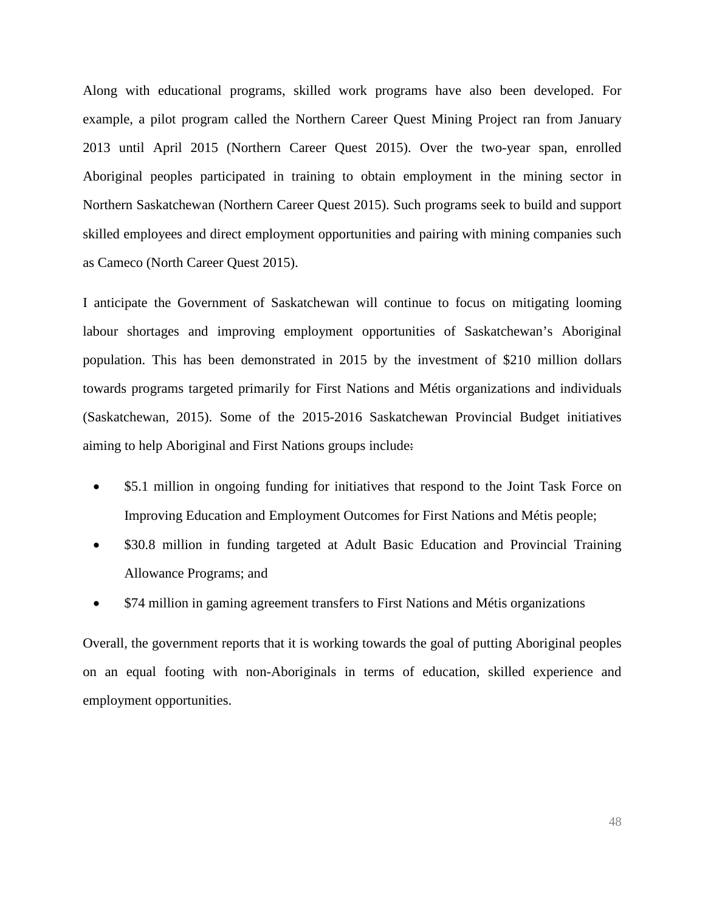Along with educational programs, skilled work programs have also been developed. For example, a pilot program called the Northern Career Quest Mining Project ran from January 2013 until April 2015 (Northern Career Quest 2015). Over the two-year span, enrolled Aboriginal peoples participated in training to obtain employment in the mining sector in Northern Saskatchewan (Northern Career Quest 2015). Such programs seek to build and support skilled employees and direct employment opportunities and pairing with mining companies such as Cameco (North Career Quest 2015).

I anticipate the Government of Saskatchewan will continue to focus on mitigating looming labour shortages and improving employment opportunities of Saskatchewan's Aboriginal population. This has been demonstrated in 2015 by the investment of $210 million dollars towards programs targeted primarily for First Nations and Métis organizations and individuals (Saskatchewan, 2015). Some of the 2015-2016 Saskatchewan Provincial Budget initiatives aiming to help Aboriginal and First Nations groups include:

- $5.1 million in ongoing funding for initiatives that respond to the Joint Task Force on Improving Education and Employment Outcomes for First Nations and Métis people;
- $30.8 million in funding targeted at Adult Basic Education and Provincial Training Allowance Programs; and
- $74 million in gaming agreement transfers to First Nations and Métis organizations

Overall, the government reports that it is working towards the goal of putting Aboriginal peoples on an equal footing with non-Aboriginals in terms of education, skilled experience and employment opportunities.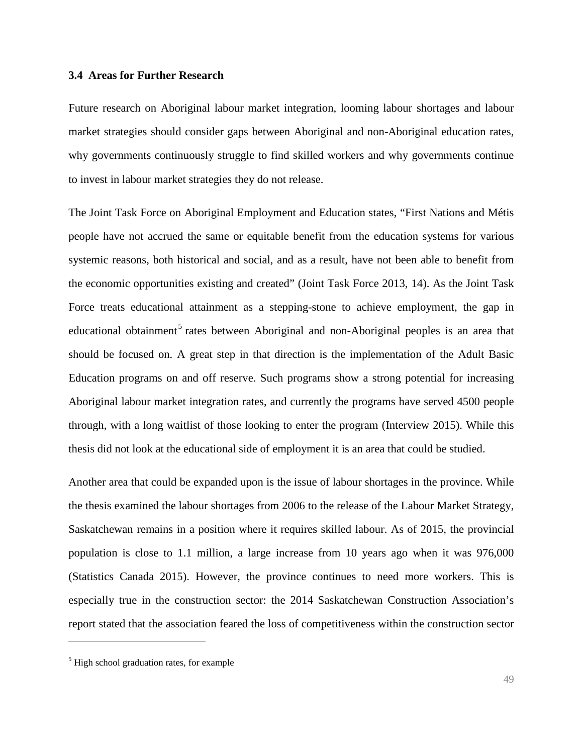### 3.4 Areas for Further Research

Future research on Aboriginal labour market integration, looming labour shortages and labour market strategies should consider gaps between Aboriginal and non-Aboriginal education rates, why governments continuously struggle to find skilled workers and why governments continue to invest in labour market strategies they do not release.

The Joint Task Force on Aboriginal Employment and Education states, "First Nations and Métis people have not accrued the same or equitable benefit from the education systems for various systemic reasons, both historical and social, and as a result, have not been able to benefit from the economic opportunities existing and created" (Joint Task Force 2013, 14). As the Joint Task Force treats educational attainment as a stepping-stone to achieve employment, the gap in educational obtainment[5] rates between Aboriginal and non-Aboriginal peoples is an area that should be focused on. A great step in that direction is the implementation of the Adult Basic Education programs on and off reserve. Such programs show a strong potential for increasing Aboriginal labour market integration rates, and currently the programs have served 4500 people through, with a long waitlist of those looking to enter the program (Interview 2015). While this thesis did not look at the educational side of employment it is an area that could be studied.

Another area that could be expanded upon is the issue of labour shortages in the province. While the thesis examined the labour shortages from 2006 to the release of the Labour Market Strategy, Saskatchewan remains in a position where it requires skilled labour. As of 2015, the provincial population is close to 1.1 million, a large increase from 10 years ago when it was 976,000 (Statistics Canada 2015). However, the province continues to need more workers. This is especially true in the construction sector: the 2014 Saskatchewan Construction Association's report stated that the association feared the loss of competitiveness within the construction sector

---

[5] High school graduation rates, for example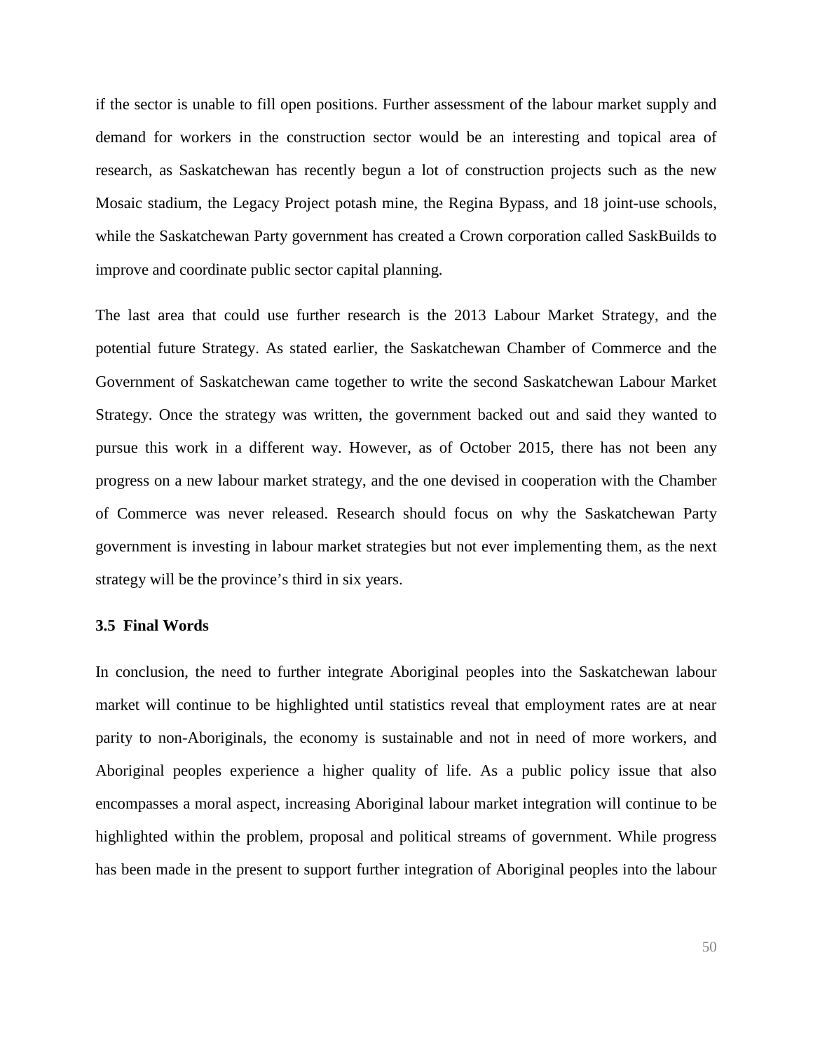if the sector is unable to fill open positions. Further assessment of the labour market supply and demand for workers in the construction sector would be an interesting and topical area of research, as Saskatchewan has recently begun a lot of construction projects such as the new Mosaic stadium, the Legacy Project potash mine, the Regina Bypass, and 18 joint-use schools, while the Saskatchewan Party government has created a Crown corporation called SaskBuilds to improve and coordinate public sector capital planning.

The last area that could use further research is the 2013 Labour Market Strategy, and the potential future Strategy. As stated earlier, the Saskatchewan Chamber of Commerce and the Government of Saskatchewan came together to write the second Saskatchewan Labour Market Strategy. Once the strategy was written, the government backed out and said they wanted to pursue this work in a different way. However, as of October 2015, there has not been any progress on a new labour market strategy, and the one devised in cooperation with the Chamber of Commerce was never released. Research should focus on why the Saskatchewan Party government is investing in labour market strategies but not ever implementing them, as the next strategy will be the province's third in six years.

### 3.5 Final Words

In conclusion, the need to further integrate Aboriginal peoples into the Saskatchewan labour market will continue to be highlighted until statistics reveal that employment rates are at near parity to non-Aboriginals, the economy is sustainable and not in need of more workers, and Aboriginal peoples experience a higher quality of life. As a public policy issue that also encompasses a moral aspect, increasing Aboriginal labour market integration will continue to be highlighted within the problem, proposal and political streams of government. While progress has been made in the present to support further integration of Aboriginal peoples into the labour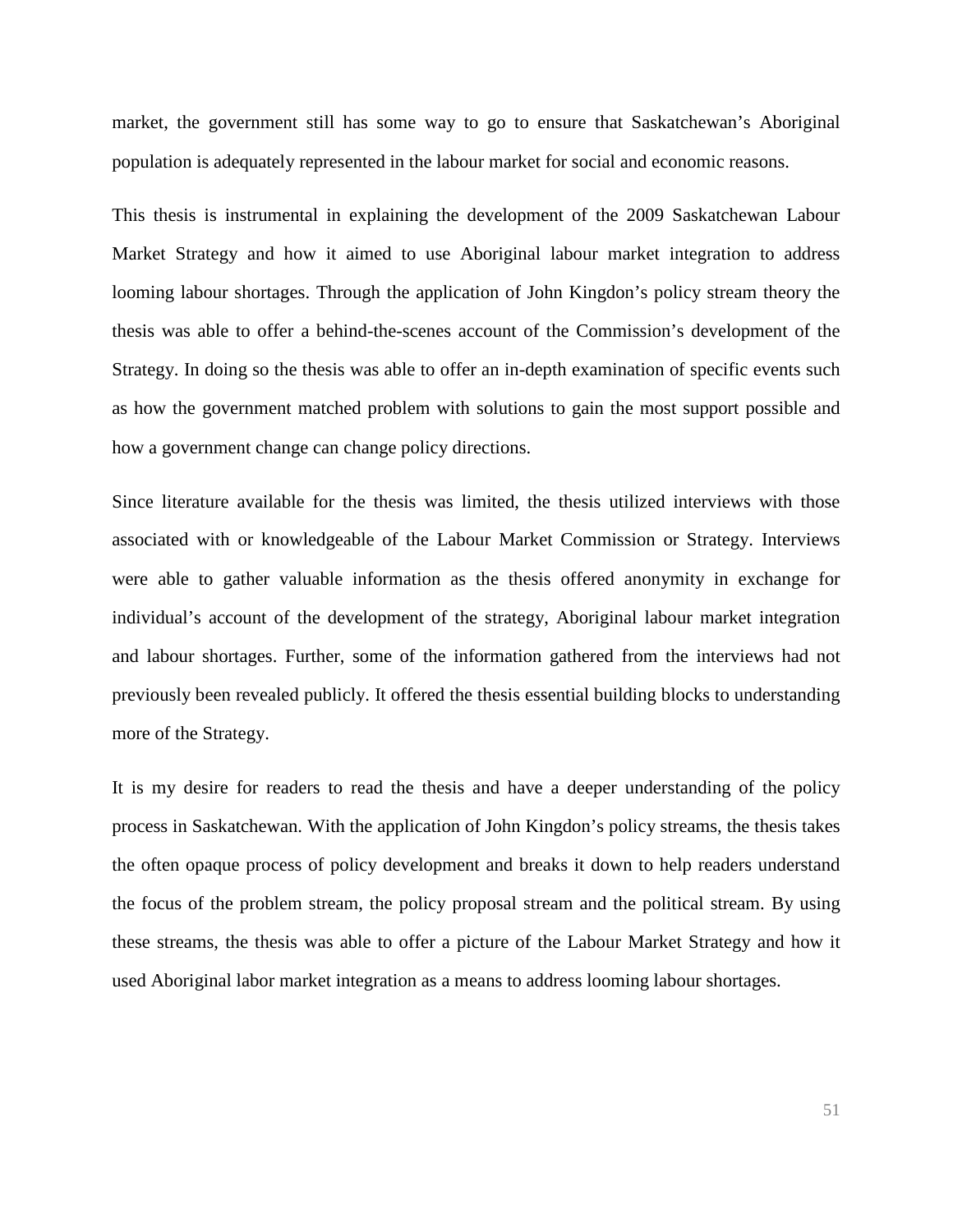market, the government still has some way to go to ensure that Saskatchewan's Aboriginal population is adequately represented in the labour market for social and economic reasons.

This thesis is instrumental in explaining the development of the 2009 Saskatchewan Labour Market Strategy and how it aimed to use Aboriginal labour market integration to address looming labour shortages. Through the application of John Kingdon's policy stream theory the thesis was able to offer a behind-the-scenes account of the Commission's development of the Strategy. In doing so the thesis was able to offer an in-depth examination of specific events such as how the government matched problem with solutions to gain the most support possible and how a government change can change policy directions.

Since literature available for the thesis was limited, the thesis utilized interviews with those associated with or knowledgeable of the Labour Market Commission or Strategy. Interviews were able to gather valuable information as the thesis offered anonymity in exchange for individual's account of the development of the strategy, Aboriginal labour market integration and labour shortages. Further, some of the information gathered from the interviews had not previously been revealed publicly. It offered the thesis essential building blocks to understanding more of the Strategy.

It is my desire for readers to read the thesis and have a deeper understanding of the policy process in Saskatchewan. With the application of John Kingdon's policy streams, the thesis takes the often opaque process of policy development and breaks it down to help readers understand the focus of the problem stream, the policy proposal stream and the political stream. By using these streams, the thesis was able to offer a picture of the Labour Market Strategy and how it used Aboriginal labor market integration as a means to address looming labour shortages.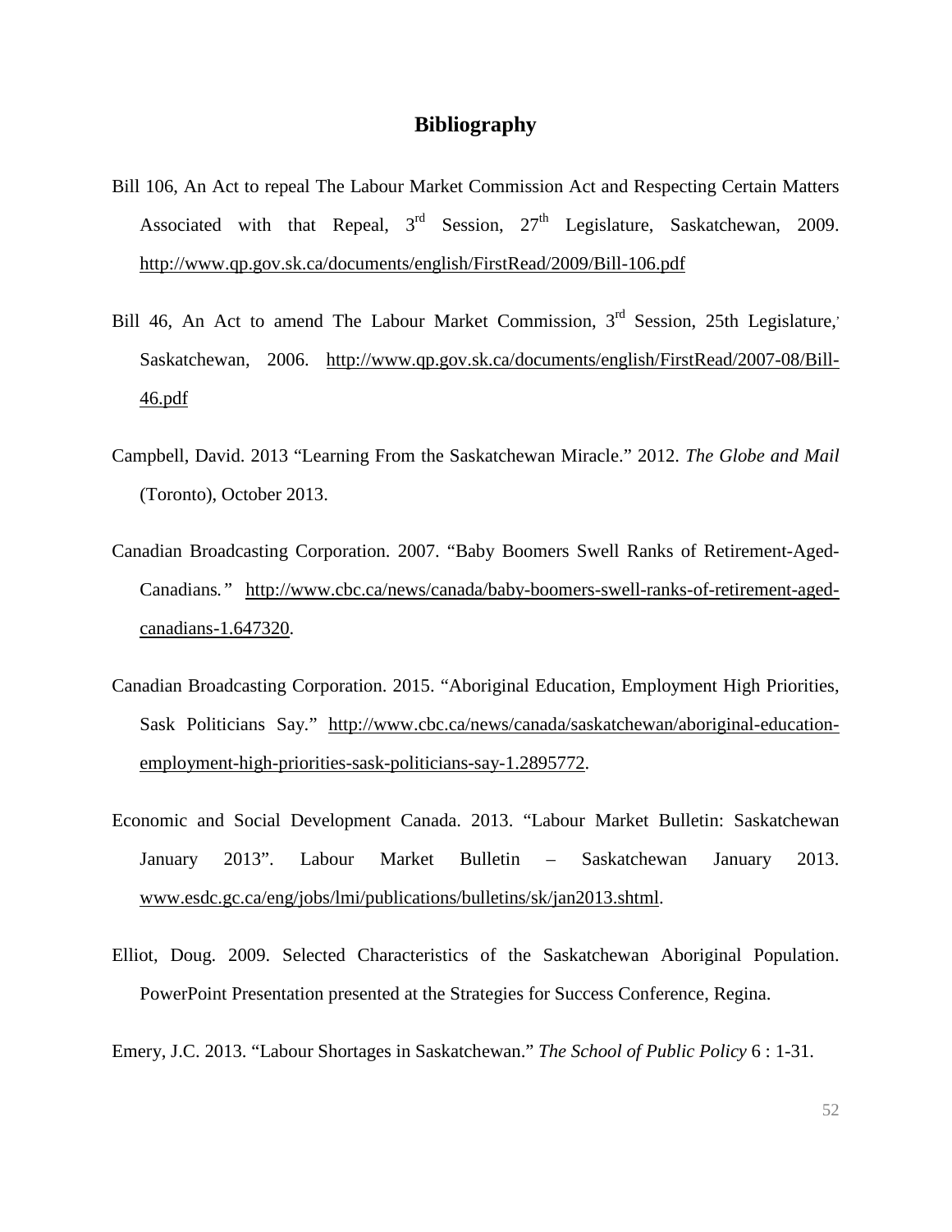# Bibliography

Bill 106, An Act to repeal The Labour Market Commission Act and Respecting Certain Matters Associated with that Repeal, 3rd Session, 27th Legislature, Saskatchewan, 2009. http://www.qp.gov.sk.ca/documents/english/FirstRead/2009/Bill-106.pdf

Bill 46, An Act to amend The Labour Market Commission, 3rd Session, 25th Legislature, Saskatchewan, 2006. http://www.qp.gov.sk.ca/documents/english/FirstRead/2007-08/Bill-46.pdf

Campbell, David. 2013 "Learning From the Saskatchewan Miracle." 2012. *The Globe and Mail* (Toronto), October 2013.

Canadian Broadcasting Corporation. 2007. "Baby Boomers Swell Ranks of Retirement-Aged-Canadians." http://www.cbc.ca/news/canada/baby-boomers-swell-ranks-of-retirement-aged-canadians-1.647320.

Canadian Broadcasting Corporation. 2015. "Aboriginal Education, Employment High Priorities, Sask Politicians Say." http://www.cbc.ca/news/canada/saskatchewan/aboriginal-education-employment-high-priorities-sask-politicians-say-1.2895772.

Economic and Social Development Canada. 2013. "Labour Market Bulletin: Saskatchewan January 2013". Labour Market Bulletin – Saskatchewan January 2013. www.esdc.gc.ca/eng/jobs/lmi/publications/bulletins/sk/jan2013.shtml.

Elliot, Doug. 2009. Selected Characteristics of the Saskatchewan Aboriginal Population. PowerPoint Presentation presented at the Strategies for Success Conference, Regina.

Emery, J.C. 2013. "Labour Shortages in Saskatchewan." *The School of Public Policy* 6 : 1-31.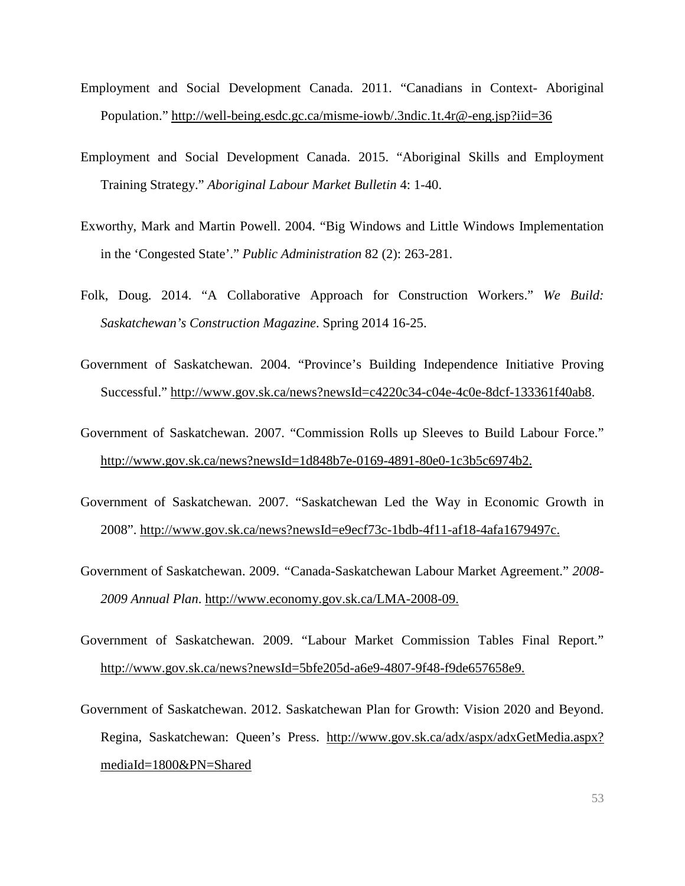Employment and Social Development Canada. 2011. "Canadians in Context- Aboriginal Population." http://well-being.esdc.gc.ca/misme-iowb/.3ndic.1t.4r@-eng.jsp?iid=36

Employment and Social Development Canada. 2015. "Aboriginal Skills and Employment Training Strategy." *Aboriginal Labour Market Bulletin* 4: 1-40.

Exworthy, Mark and Martin Powell. 2004. "Big Windows and Little Windows Implementation in the 'Congested State'." *Public Administration* 82 (2): 263-281.

Folk, Doug. 2014. "A Collaborative Approach for Construction Workers." *We Build: Saskatchewan's Construction Magazine*. Spring 2014 16-25.

Government of Saskatchewan. 2004. "Province's Building Independence Initiative Proving Successful." http://www.gov.sk.ca/news?newsId=c4220c34-c04e-4c0e-8dcf-133361f40ab8.

Government of Saskatchewan. 2007. "Commission Rolls up Sleeves to Build Labour Force." http://www.gov.sk.ca/news?newsId=1d848b7e-0169-4891-80e0-1c3b5c6974b2.

Government of Saskatchewan. 2007. "Saskatchewan Led the Way in Economic Growth in 2008". http://www.gov.sk.ca/news?newsId=e9ecf73c-1bdb-4f11-af18-4afa1679497c.

Government of Saskatchewan. 2009. "Canada-Saskatchewan Labour Market Agreement." *2008-2009 Annual Plan*. http://www.economy.gov.sk.ca/LMA-2008-09.

Government of Saskatchewan. 2009. "Labour Market Commission Tables Final Report." http://www.gov.sk.ca/news?newsId=5bfe205d-a6e9-4807-9f48-f9de657658e9.

Government of Saskatchewan. 2012. Saskatchewan Plan for Growth: Vision 2020 and Beyond. Regina, Saskatchewan: Queen's Press. http://www.gov.sk.ca/adx/aspx/adxGetMedia.aspx?mediaId=1800&PN=Shared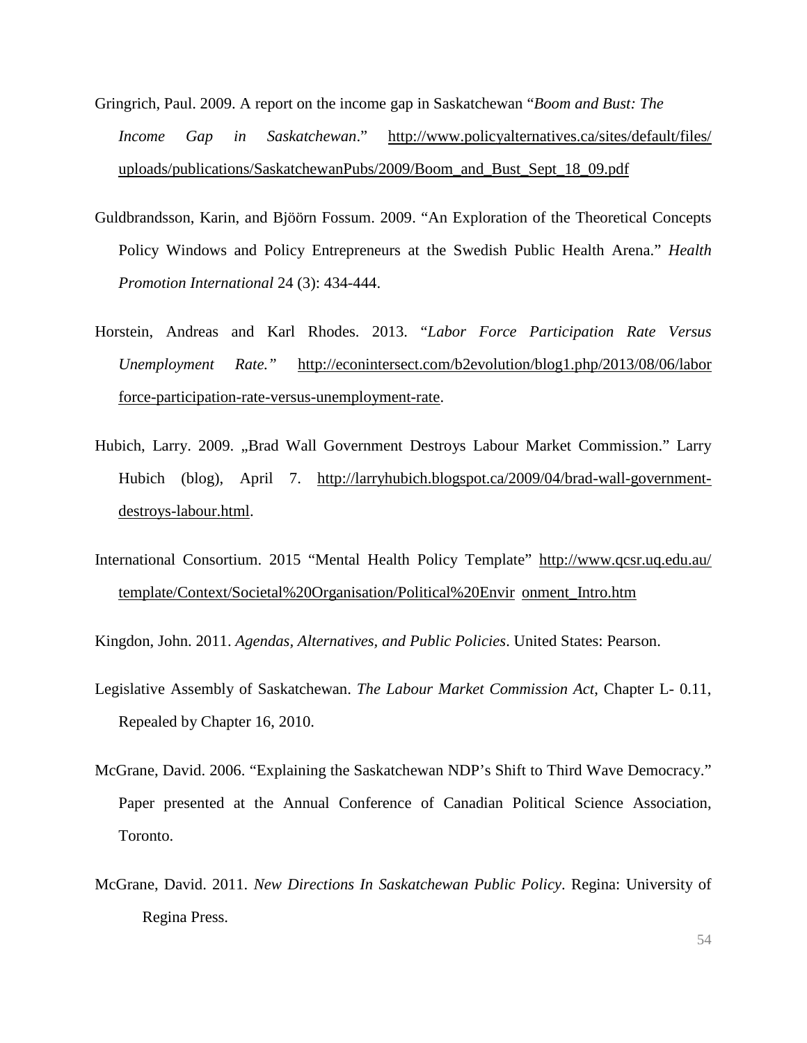Gringrich, Paul. 2009. A report on the income gap in Saskatchewan "*Boom and Bust: The Income Gap in Saskatchewan*." http://www.policyalternatives.ca/sites/default/files/uploads/publications/SaskatchewanPubs/2009/Boom_and_Bust_Sept_18_09.pdf

Guldbrandsson, Karin, and Bjöörn Fossum. 2009. "An Exploration of the Theoretical Concepts Policy Windows and Policy Entrepreneurs at the Swedish Public Health Arena." *Health Promotion International* 24 (3): 434-444.

Horstein, Andreas and Karl Rhodes. 2013. "*Labor Force Participation Rate Versus Unemployment Rate."* http://econintersect.com/b2evolution/blog1.php/2013/08/06/labor force-participation-rate-versus-unemployment-rate.

Hubich, Larry. 2009. „Brad Wall Government Destroys Labour Market Commission." Larry Hubich (blog), April 7. http://larryhubich.blogspot.ca/2009/04/brad-wall-government-destroys-labour.html.

International Consortium. 2015 "Mental Health Policy Template" http://www.qcsr.uq.edu.au/template/Context/Societal%20Organisation/Political%20Envir onment_Intro.htm

Kingdon, John. 2011. *Agendas, Alternatives, and Public Policies*. United States: Pearson.

Legislative Assembly of Saskatchewan. *The Labour Market Commission Act*, Chapter L- 0.11, Repealed by Chapter 16, 2010.

McGrane, David. 2006. "Explaining the Saskatchewan NDP's Shift to Third Wave Democracy." Paper presented at the Annual Conference of Canadian Political Science Association, Toronto.

McGrane, David. 2011. *New Directions In Saskatchewan Public Policy*. Regina: University of Regina Press.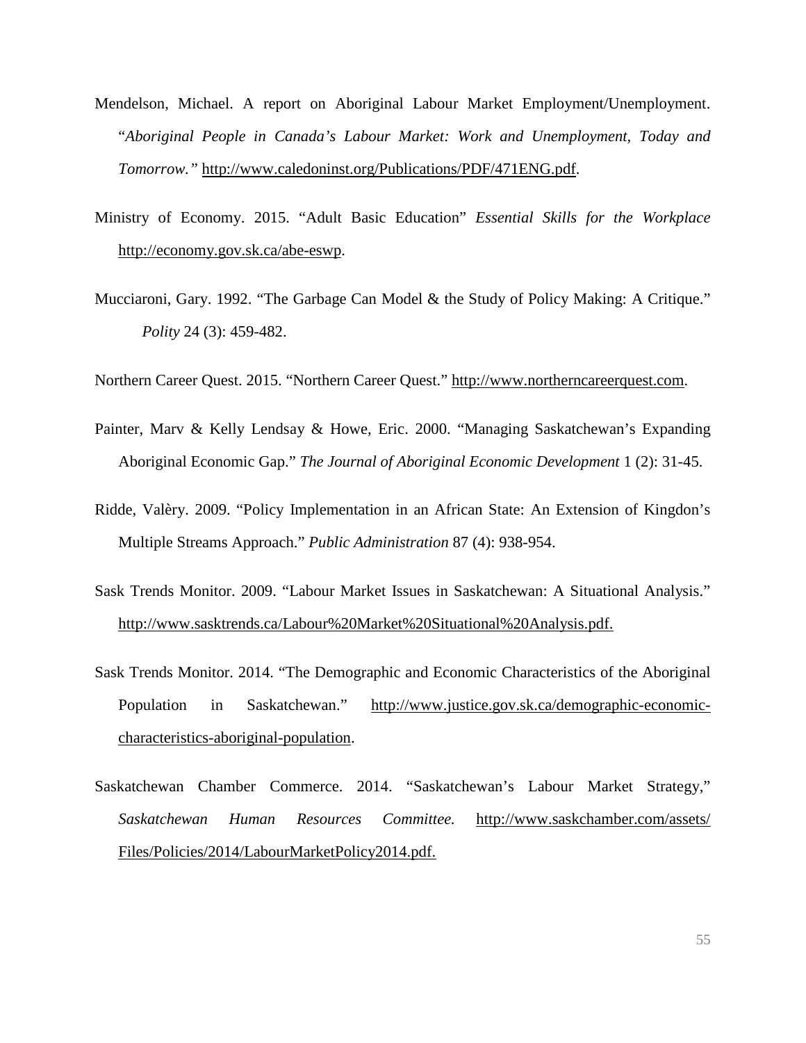Mendelson, Michael. A report on Aboriginal Labour Market Employment/Unemployment. "*Aboriginal People in Canada's Labour Market: Work and Unemployment, Today and Tomorrow.*" http://www.caledoninst.org/Publications/PDF/471ENG.pdf.

Ministry of Economy. 2015. "Adult Basic Education" *Essential Skills for the Workplace* http://economy.gov.sk.ca/abe-eswp.

Mucciaroni, Gary. 1992. "The Garbage Can Model & the Study of Policy Making: A Critique." *Polity* 24 (3): 459-482.

Northern Career Quest. 2015. "Northern Career Quest." http://www.northerncareerquest.com.

Painter, Marv & Kelly Lendsay & Howe, Eric. 2000. "Managing Saskatchewan's Expanding Aboriginal Economic Gap." *The Journal of Aboriginal Economic Development* 1 (2): 31-45.

Ridde, Valèry. 2009. "Policy Implementation in an African State: An Extension of Kingdon's Multiple Streams Approach." *Public Administration* 87 (4): 938-954.

Sask Trends Monitor. 2009. "Labour Market Issues in Saskatchewan: A Situational Analysis." http://www.sasktrends.ca/Labour%20Market%20Situational%20Analysis.pdf.

Sask Trends Monitor. 2014. "The Demographic and Economic Characteristics of the Aboriginal Population in Saskatchewan." http://www.justice.gov.sk.ca/demographic-economic-characteristics-aboriginal-population.

Saskatchewan Chamber Commerce. 2014. "Saskatchewan's Labour Market Strategy," *Saskatchewan Human Resources Committee.* http://www.saskchamber.com/assets/Files/Policies/2014/LabourMarketPolicy2014.pdf.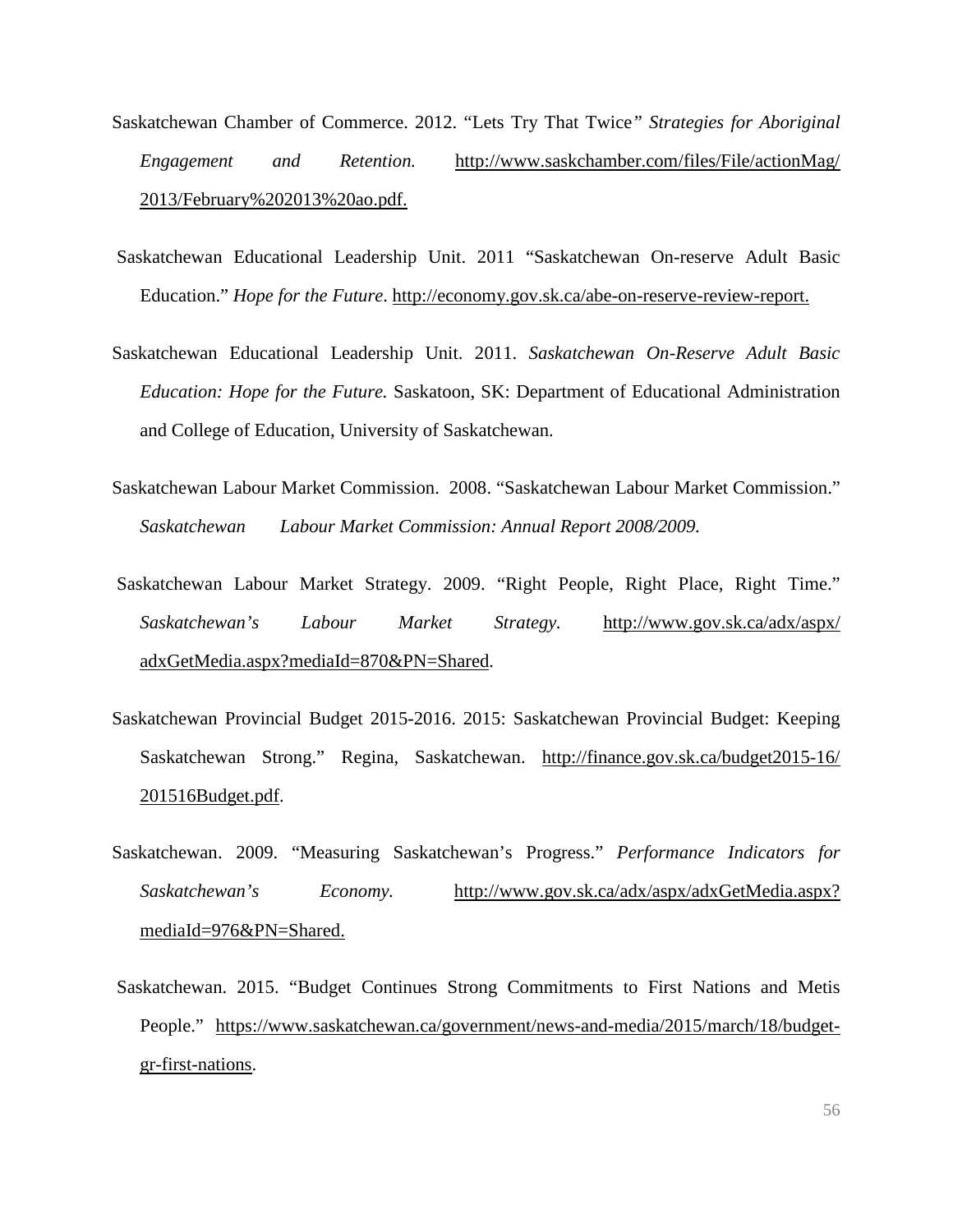Saskatchewan Chamber of Commerce. 2012. "Lets Try That Twice*" Strategies for Aboriginal Engagement and Retention.* http://www.saskchamber.com/files/File/actionMag/2013/February%202013%20ao.pdf.

Saskatchewan Educational Leadership Unit. 2011 "Saskatchewan On-reserve Adult Basic Education." *Hope for the Future*. http://economy.gov.sk.ca/abe-on-reserve-review-report.

Saskatchewan Educational Leadership Unit. 2011. *Saskatchewan On-Reserve Adult Basic Education: Hope for the Future.* Saskatoon, SK: Department of Educational Administration and College of Education, University of Saskatchewan.

Saskatchewan Labour Market Commission. 2008. "Saskatchewan Labour Market Commission." *Saskatchewan Labour Market Commission: Annual Report 2008/2009.*

Saskatchewan Labour Market Strategy. 2009. "Right People, Right Place, Right Time." *Saskatchewan's Labour Market Strategy.* http://www.gov.sk.ca/adx/aspx/adxGetMedia.aspx?mediaId=870&PN=Shared.

Saskatchewan Provincial Budget 2015-2016. 2015: Saskatchewan Provincial Budget: Keeping Saskatchewan Strong." Regina, Saskatchewan. http://finance.gov.sk.ca/budget2015-16/201516Budget.pdf.

Saskatchewan. 2009. "Measuring Saskatchewan's Progress." *Performance Indicators for Saskatchewan's Economy.* http://www.gov.sk.ca/adx/aspx/adxGetMedia.aspx?mediaId=976&PN=Shared.

Saskatchewan. 2015. "Budget Continues Strong Commitments to First Nations and Metis People." https://www.saskatchewan.ca/government/news-and-media/2015/march/18/budget-gr-first-nations.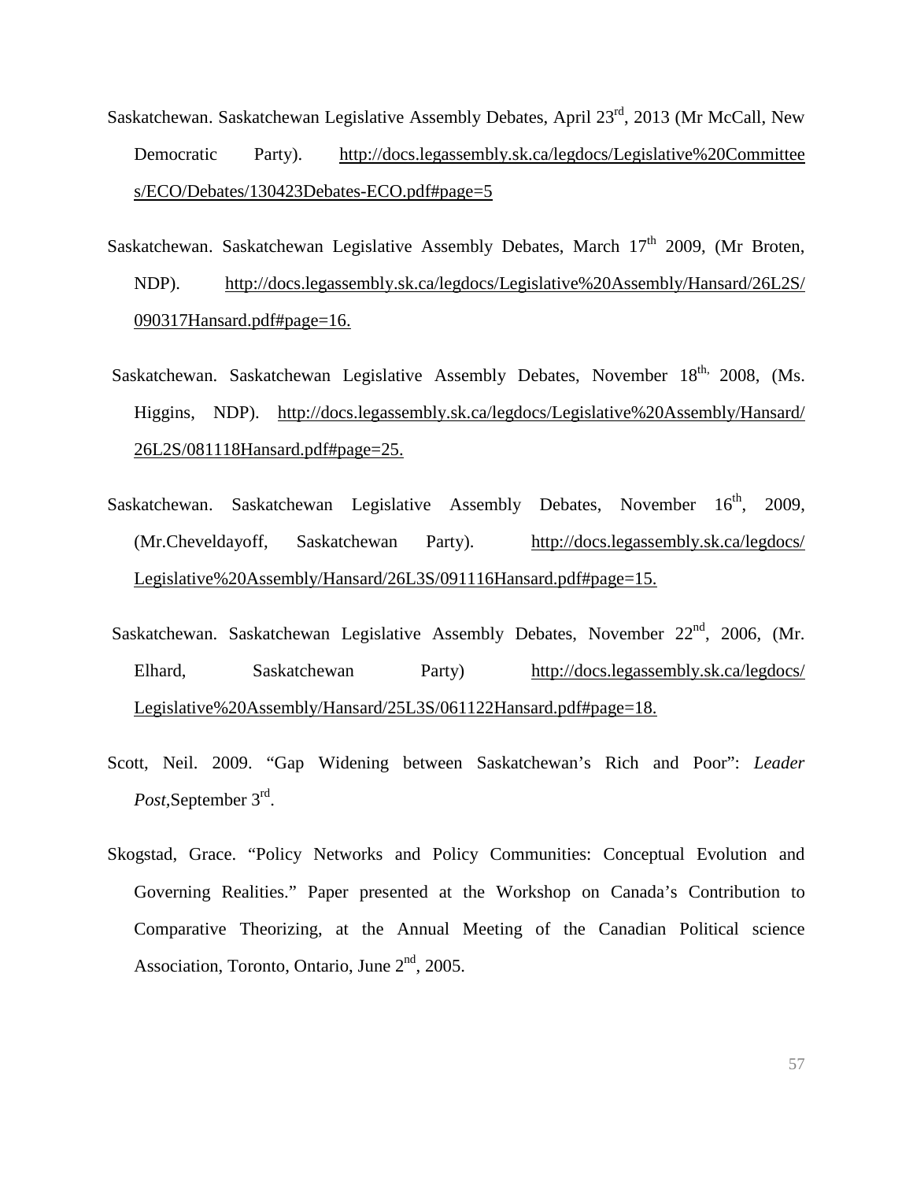Saskatchewan. Saskatchewan Legislative Assembly Debates, April 23rd, 2013 (Mr McCall, New Democratic Party). http://docs.legassembly.sk.ca/legdocs/Legislative%20Committees/ECO/Debates/130423Debates-ECO.pdf#page=5

Saskatchewan. Saskatchewan Legislative Assembly Debates, March 17th 2009, (Mr Broten, NDP). http://docs.legassembly.sk.ca/legdocs/Legislative%20Assembly/Hansard/26L2S/090317Hansard.pdf#page=16.

Saskatchewan. Saskatchewan Legislative Assembly Debates, November 18th, 2008, (Ms. Higgins, NDP). http://docs.legassembly.sk.ca/legdocs/Legislative%20Assembly/Hansard/26L2S/081118Hansard.pdf#page=25.

Saskatchewan. Saskatchewan Legislative Assembly Debates, November 16th, 2009, (Mr.Cheveldayoff, Saskatchewan Party). http://docs.legassembly.sk.ca/legdocs/Legislative%20Assembly/Hansard/26L3S/091116Hansard.pdf#page=15.

Saskatchewan. Saskatchewan Legislative Assembly Debates, November 22nd, 2006, (Mr. Elhard, Saskatchewan Party) http://docs.legassembly.sk.ca/legdocs/Legislative%20Assembly/Hansard/25L3S/061122Hansard.pdf#page=18.

Scott, Neil. 2009. "Gap Widening between Saskatchewan's Rich and Poor": *Leader Post*,September 3rd.

Skogstad, Grace. "Policy Networks and Policy Communities: Conceptual Evolution and Governing Realities." Paper presented at the Workshop on Canada's Contribution to Comparative Theorizing, at the Annual Meeting of the Canadian Political science Association, Toronto, Ontario, June 2nd, 2005.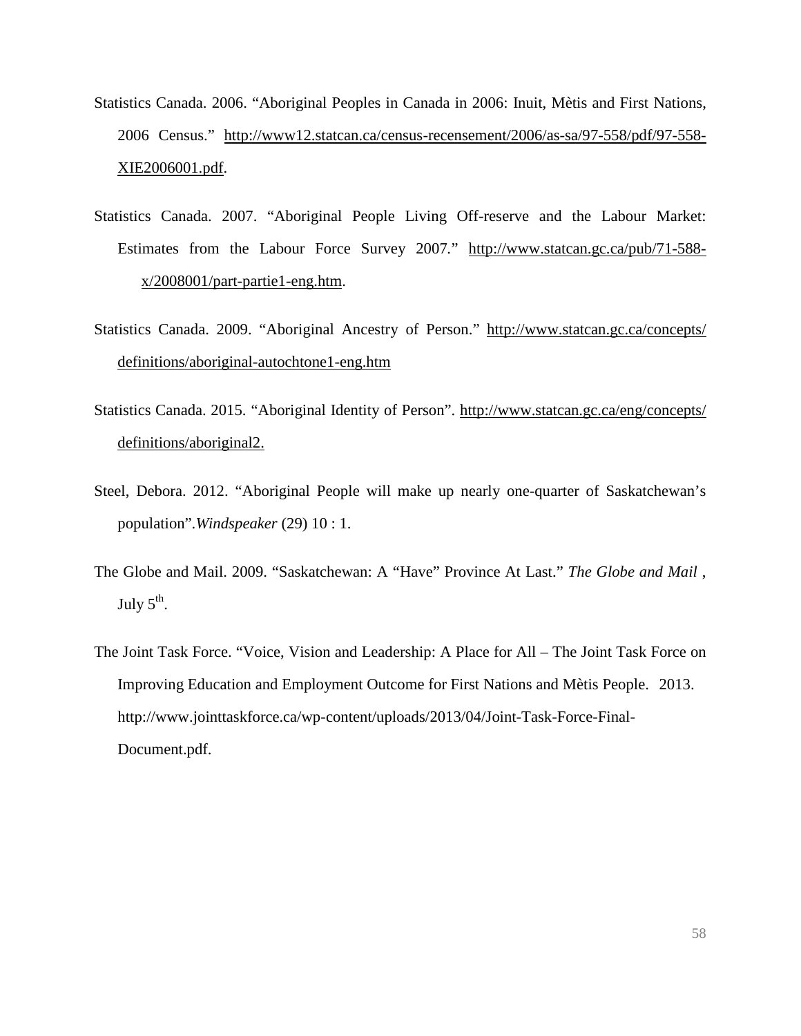Statistics Canada. 2006. "Aboriginal Peoples in Canada in 2006: Inuit, Mètis and First Nations, 2006 Census." http://www12.statcan.ca/census-recensement/2006/as-sa/97-558/pdf/97-558-XIE2006001.pdf.

Statistics Canada. 2007. "Aboriginal People Living Off-reserve and the Labour Market: Estimates from the Labour Force Survey 2007." http://www.statcan.gc.ca/pub/71-588-x/2008001/part-partie1-eng.htm.

Statistics Canada. 2009. "Aboriginal Ancestry of Person." http://www.statcan.gc.ca/concepts/definitions/aboriginal-autochtone1-eng.htm

Statistics Canada. 2015. "Aboriginal Identity of Person". http://www.statcan.gc.ca/eng/concepts/definitions/aboriginal2.

Steel, Debora. 2012. "Aboriginal People will make up nearly one-quarter of Saskatchewan's population".*Windspeaker* (29) 10 : 1.

The Globe and Mail. 2009. "Saskatchewan: A "Have" Province At Last." *The Globe and Mail* , July 5th.

The Joint Task Force. "Voice, Vision and Leadership: A Place for All – The Joint Task Force on Improving Education and Employment Outcome for First Nations and Mètis People. 2013. http://www.jointtaskforce.ca/wp-content/uploads/2013/04/Joint-Task-Force-Final-Document.pdf.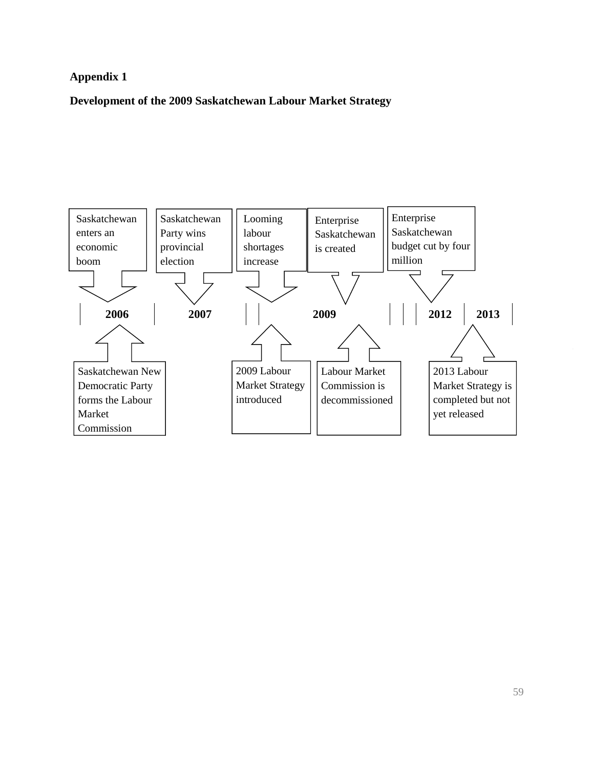**Appendix 1**

**Development of the 2009 Saskatchewan Labour Market Strategy**

Saskatchewan enters an economic boom

Saskatchewan Party wins provincial election

Looming labour shortages increase

Enterprise Saskatchewan is created

Enterprise Saskatchewan budget cut by four million

2006

2007

2009

2012

2013

Saskatchewan New Democratic Party forms the Labour Market Commission

2009 Labour Market Strategy introduced

Labour Market Commission is decommissioned

2013 Labour Market Strategy is completed but not yet released